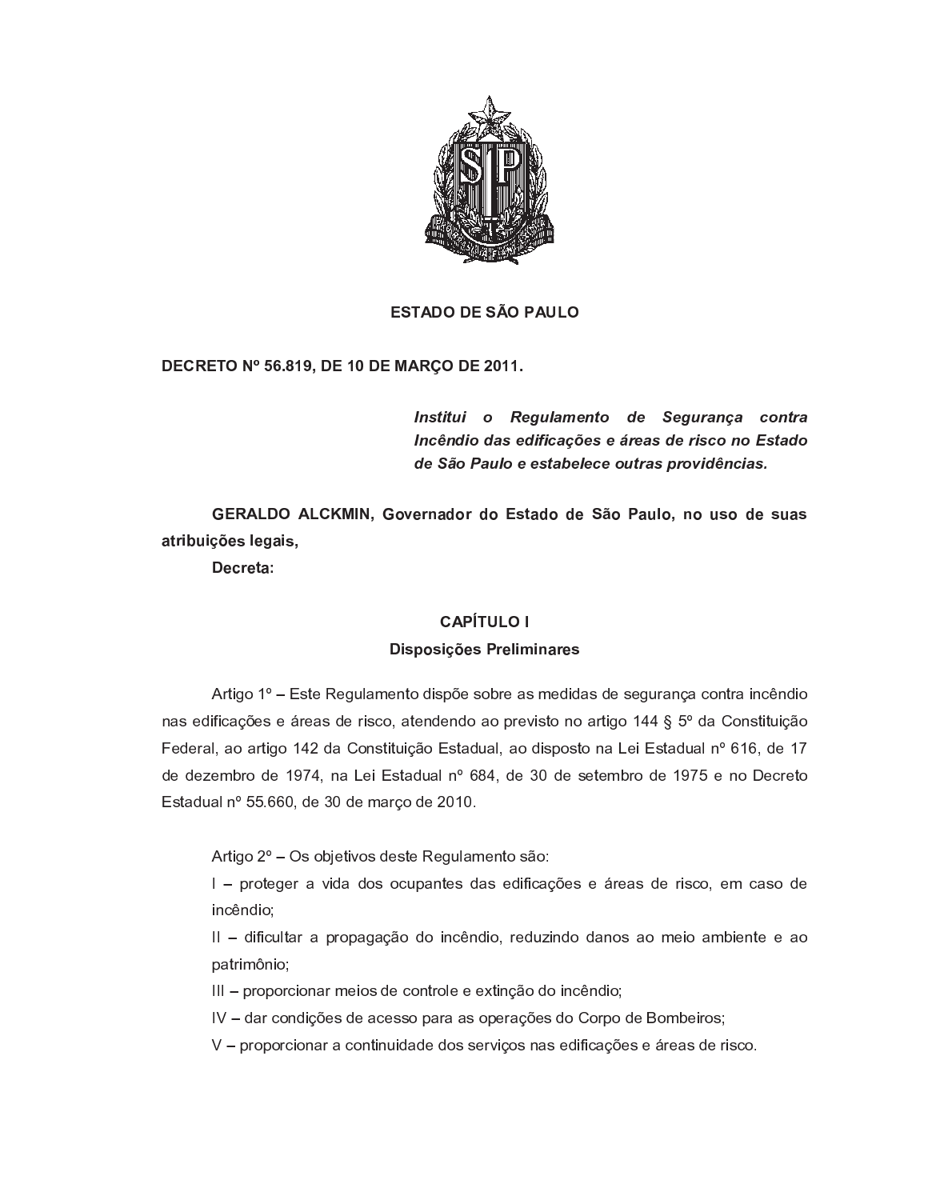**ESTADO DE SÃO PAULO**

**DECRETO Nº 56.819, DE 10 DE MARÇO DE 2011.**

***Institui o Regulamento de Segurança contra Incêndio das edificações e áreas de risco no Estado de São Paulo e estabelece outras providências.***

**GERALDO ALCKMIN, Governador do Estado de São Paulo, no uso de suas atribuições legais,**

**Decreta:**

## CAPÍTULO I

## Disposições Preliminares

Artigo 1º – Este Regulamento dispõe sobre as medidas de segurança contra incêndio nas edificações e áreas de risco, atendendo ao previsto no artigo 144 § 5º da Constituição Federal, ao artigo 142 da Constituição Estadual, ao disposto na Lei Estadual nº 616, de 17 de dezembro de 1974, na Lei Estadual nº 684, de 30 de setembro de 1975 e no Decreto Estadual nº 55.660, de 30 de março de 2010.

Artigo 2º – Os objetivos deste Regulamento são:

I – proteger a vida dos ocupantes das edificações e áreas de risco, em caso de incêndio;

II – dificultar a propagação do incêndio, reduzindo danos ao meio ambiente e ao patrimônio;

III – proporcionar meios de controle e extinção do incêndio;

IV – dar condições de acesso para as operações do Corpo de Bombeiros;

V – proporcionar a continuidade dos serviços nas edificações e áreas de risco.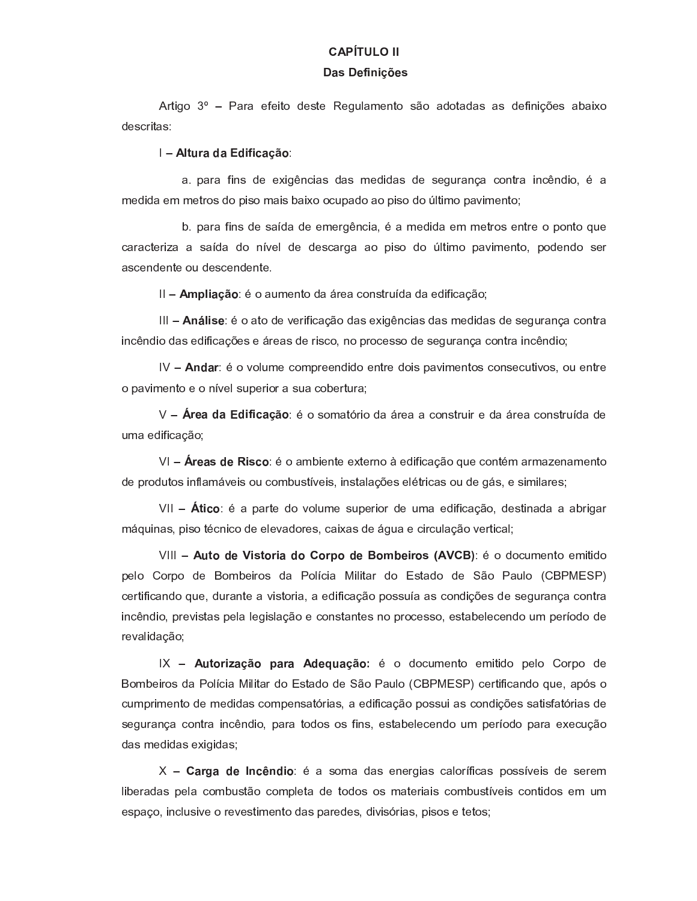## CAPÍTULO II

### Das Definições

Artigo 3º – Para efeito deste Regulamento são adotadas as definições abaixo descritas:

I – **Altura da Edificação**:

a. para fins de exigências das medidas de segurança contra incêndio, é a medida em metros do piso mais baixo ocupado ao piso do último pavimento;

b. para fins de saída de emergência, é a medida em metros entre o ponto que caracteriza a saída do nível de descarga ao piso do último pavimento, podendo ser ascendente ou descendente.

II – **Ampliação**: é o aumento da área construída da edificação;

III – **Análise**: é o ato de verificação das exigências das medidas de segurança contra incêndio das edificações e áreas de risco, no processo de segurança contra incêndio;

IV – **Andar**: é o volume compreendido entre dois pavimentos consecutivos, ou entre o pavimento e o nível superior a sua cobertura;

V – **Área da Edificação**: é o somatório da área a construir e da área construída de uma edificação;

VI – **Áreas de Risco**: é o ambiente externo à edificação que contém armazenamento de produtos inflamáveis ou combustíveis, instalações elétricas ou de gás, e similares;

VII – **Ático**: é a parte do volume superior de uma edificação, destinada a abrigar máquinas, piso técnico de elevadores, caixas de água e circulação vertical;

VIII – **Auto de Vistoria do Corpo de Bombeiros (AVCB)**: é o documento emitido pelo Corpo de Bombeiros da Polícia Militar do Estado de São Paulo (CBPMESP) certificando que, durante a vistoria, a edificação possuía as condições de segurança contra incêndio, previstas pela legislação e constantes no processo, estabelecendo um período de revalidação;

IX – **Autorização para Adequação:** é o documento emitido pelo Corpo de Bombeiros da Polícia Militar do Estado de São Paulo (CBPMESP) certificando que, após o cumprimento de medidas compensatórias, a edificação possui as condições satisfatórias de segurança contra incêndio, para todos os fins, estabelecendo um período para execução das medidas exigidas;

X – **Carga de Incêndio**: é a soma das energias caloríficas possíveis de serem liberadas pela combustão completa de todos os materiais combustíveis contidos em um espaço, inclusive o revestimento das paredes, divisórias, pisos e tetos;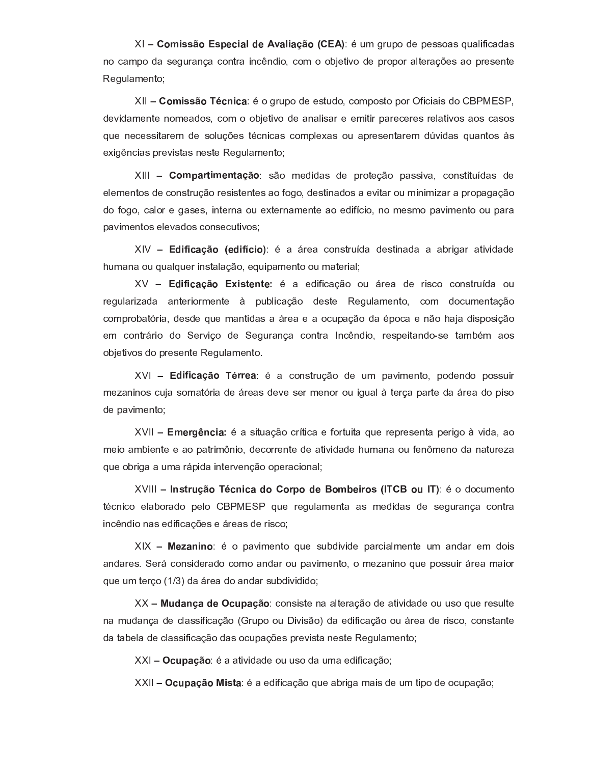XI – **Comissão Especial de Avaliação (CEA)**: é um grupo de pessoas qualificadas no campo da segurança contra incêndio, com o objetivo de propor alterações ao presente Regulamento;

XII – **Comissão Técnica**: é o grupo de estudo, composto por Oficiais do CBPMESP, devidamente nomeados, com o objetivo de analisar e emitir pareceres relativos aos casos que necessitarem de soluções técnicas complexas ou apresentarem dúvidas quantos às exigências previstas neste Regulamento;

XIII – **Compartimentação**: são medidas de proteção passiva, constituídas de elementos de construção resistentes ao fogo, destinados a evitar ou minimizar a propagação do fogo, calor e gases, interna ou externamente ao edifício, no mesmo pavimento ou para pavimentos elevados consecutivos;

XIV – **Edificação (edifício)**: é a área construída destinada a abrigar atividade humana ou qualquer instalação, equipamento ou material;

XV – **Edificação Existente:** é a edificação ou área de risco construída ou regularizada anteriormente à publicação deste Regulamento, com documentação comprobatória, desde que mantidas a área e a ocupação da época e não haja disposição em contrário do Serviço de Segurança contra Incêndio, respeitando-se também aos objetivos do presente Regulamento.

XVI – **Edificação Térrea**: é a construção de um pavimento, podendo possuir mezaninos cuja somatória de áreas deve ser menor ou igual à terça parte da área do piso de pavimento;

XVII – **Emergência:** é a situação crítica e fortuita que representa perigo à vida, ao meio ambiente e ao patrimônio, decorrente de atividade humana ou fenômeno da natureza que obriga a uma rápida intervenção operacional;

XVIII – **Instrução Técnica do Corpo de Bombeiros (ITCB ou IT)**: é o documento técnico elaborado pelo CBPMESP que regulamenta as medidas de segurança contra incêndio nas edificações e áreas de risco;

XIX – **Mezanino**: é o pavimento que subdivide parcialmente um andar em dois andares. Será considerado como andar ou pavimento, o mezanino que possuir área maior que um terço (1/3) da área do andar subdividido;

XX – **Mudança de Ocupação**: consiste na alteração de atividade ou uso que resulte na mudança de classificação (Grupo ou Divisão) da edificação ou área de risco, constante da tabela de classificação das ocupações prevista neste Regulamento;

XXI – **Ocupação**: é a atividade ou uso da uma edificação;

XXII – **Ocupação Mista**: é a edificação que abriga mais de um tipo de ocupação;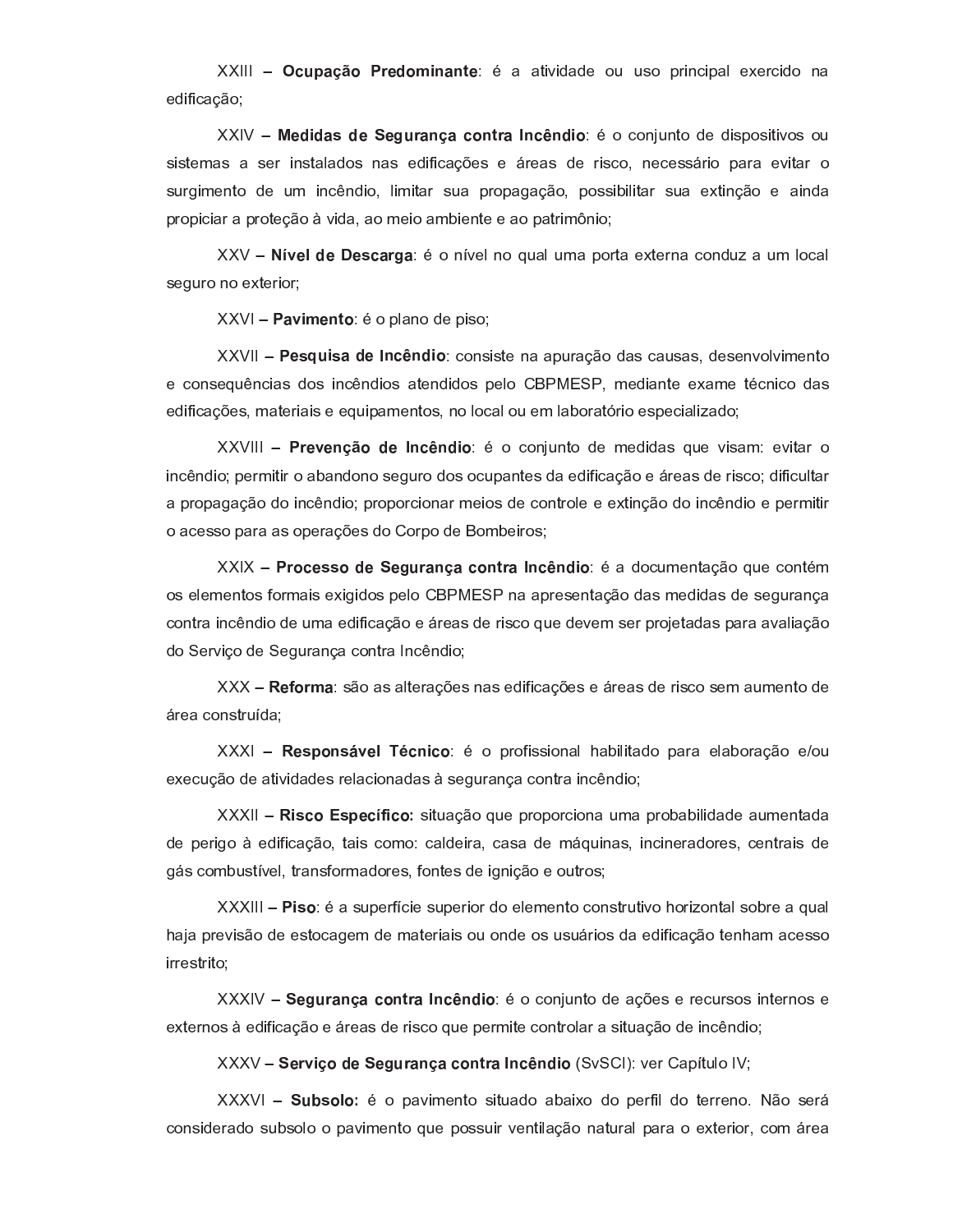XXIII – **Ocupação Predominante**: é a atividade ou uso principal exercido na edificação;

XXIV – **Medidas de Segurança contra Incêndio**: é o conjunto de dispositivos ou sistemas a ser instalados nas edificações e áreas de risco, necessário para evitar o surgimento de um incêndio, limitar sua propagação, possibilitar sua extinção e ainda propiciar a proteção à vida, ao meio ambiente e ao patrimônio;

XXV – **Nível de Descarga**: é o nível no qual uma porta externa conduz a um local seguro no exterior;

XXVI – **Pavimento**: é o plano de piso;

XXVII – **Pesquisa de Incêndio**: consiste na apuração das causas, desenvolvimento e consequências dos incêndios atendidos pelo CBPMESP, mediante exame técnico das edificações, materiais e equipamentos, no local ou em laboratório especializado;

XXVIII – **Prevenção de Incêndio**: é o conjunto de medidas que visam: evitar o incêndio; permitir o abandono seguro dos ocupantes da edificação e áreas de risco; dificultar a propagação do incêndio; proporcionar meios de controle e extinção do incêndio e permitir o acesso para as operações do Corpo de Bombeiros;

XXIX – **Processo de Segurança contra Incêndio**: é a documentação que contém os elementos formais exigidos pelo CBPMESP na apresentação das medidas de segurança contra incêndio de uma edificação e áreas de risco que devem ser projetadas para avaliação do Serviço de Segurança contra Incêndio;

XXX – **Reforma**: são as alterações nas edificações e áreas de risco sem aumento de área construída;

XXXI – **Responsável Técnico**: é o profissional habilitado para elaboração e/ou execução de atividades relacionadas à segurança contra incêndio;

XXXII – **Risco Específico:** situação que proporciona uma probabilidade aumentada de perigo à edificação, tais como: caldeira, casa de máquinas, incineradores, centrais de gás combustível, transformadores, fontes de ignição e outros;

XXXIII – **Piso**: é a superfície superior do elemento construtivo horizontal sobre a qual haja previsão de estocagem de materiais ou onde os usuários da edificação tenham acesso irrestrito;

XXXIV – **Segurança contra Incêndio**: é o conjunto de ações e recursos internos e externos à edificação e áreas de risco que permite controlar a situação de incêndio;

XXXV – **Serviço de Segurança contra Incêndio** (SvSCI): ver Capítulo IV;

XXXVI – **Subsolo:** é o pavimento situado abaixo do perfil do terreno. Não será considerado subsolo o pavimento que possuir ventilação natural para o exterior, com área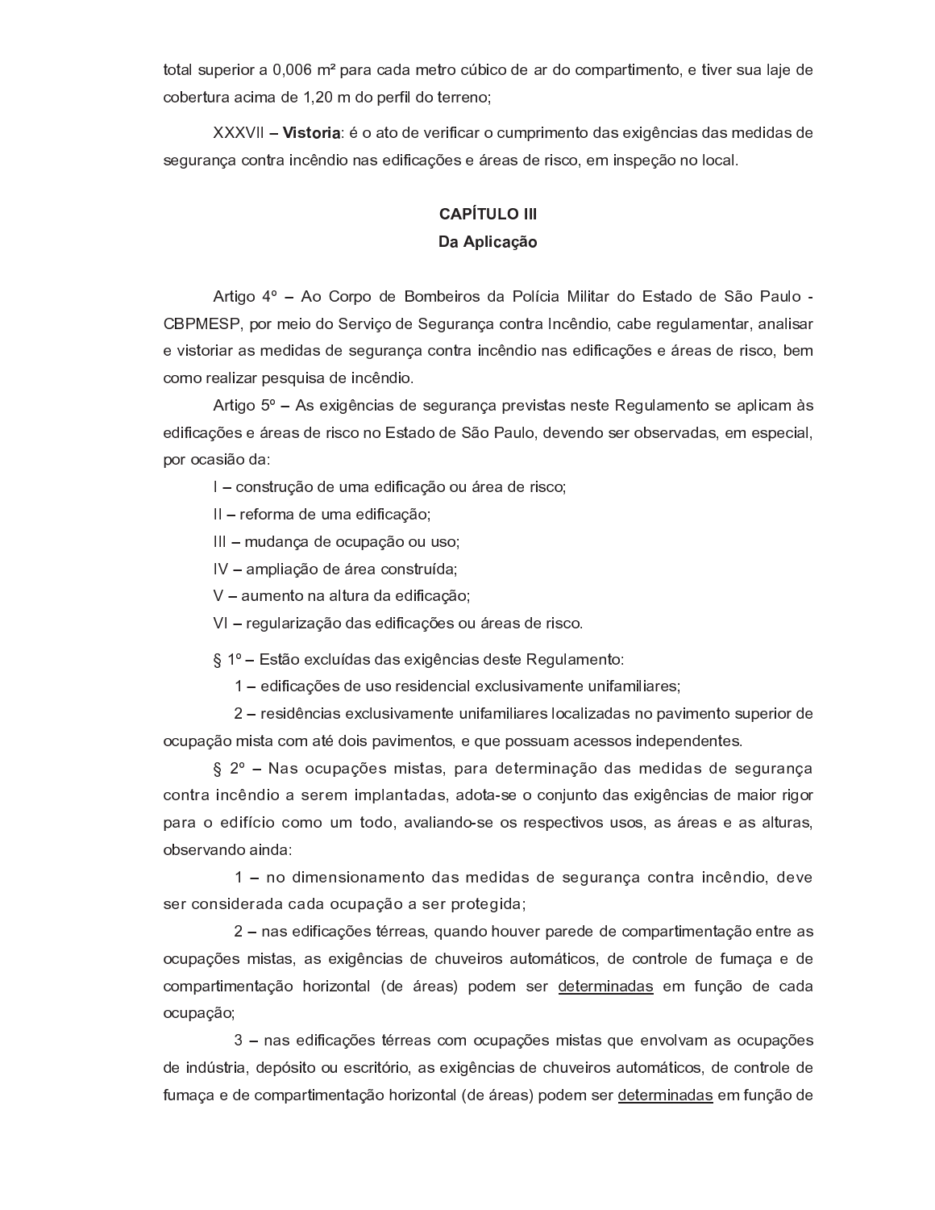total superior a 0,006 m² para cada metro cúbico de ar do compartimento, e tiver sua laje de cobertura acima de 1,20 m do perfil do terreno;

XXXVII – **Vistoria**: é o ato de verificar o cumprimento das exigências das medidas de segurança contra incêndio nas edificações e áreas de risco, em inspeção no local.

## CAPÍTULO III
## Da Aplicação

Artigo 4º – Ao Corpo de Bombeiros da Polícia Militar do Estado de São Paulo - CBPMESP, por meio do Serviço de Segurança contra Incêndio, cabe regulamentar, analisar e vistoriar as medidas de segurança contra incêndio nas edificações e áreas de risco, bem como realizar pesquisa de incêndio.

Artigo 5º – As exigências de segurança previstas neste Regulamento se aplicam às edificações e áreas de risco no Estado de São Paulo, devendo ser observadas, em especial, por ocasião da:

I – construção de uma edificação ou área de risco;

II – reforma de uma edificação;

III – mudança de ocupação ou uso;

IV – ampliação de área construída;

V – aumento na altura da edificação;

VI – regularização das edificações ou áreas de risco.

§ 1º – Estão excluídas das exigências deste Regulamento:

1 – edificações de uso residencial exclusivamente unifamiliares;

2 – residências exclusivamente unifamiliares localizadas no pavimento superior de ocupação mista com até dois pavimentos, e que possuam acessos independentes.

§ 2º – Nas ocupações mistas, para determinação das medidas de segurança contra incêndio a serem implantadas, adota-se o conjunto das exigências de maior rigor para o edifício como um todo, avaliando-se os respectivos usos, as áreas e as alturas, observando ainda:

1 – no dimensionamento das medidas de segurança contra incêndio, deve ser considerada cada ocupação a ser protegida;

2 – nas edificações térreas, quando houver parede de compartimentação entre as ocupações mistas, as exigências de chuveiros automáticos, de controle de fumaça e de compartimentação horizontal (de áreas) podem ser determinadas em função de cada ocupação;

3 – nas edificações térreas com ocupações mistas que envolvam as ocupações de indústria, depósito ou escritório, as exigências de chuveiros automáticos, de controle de fumaça e de compartimentação horizontal (de áreas) podem ser determinadas em função de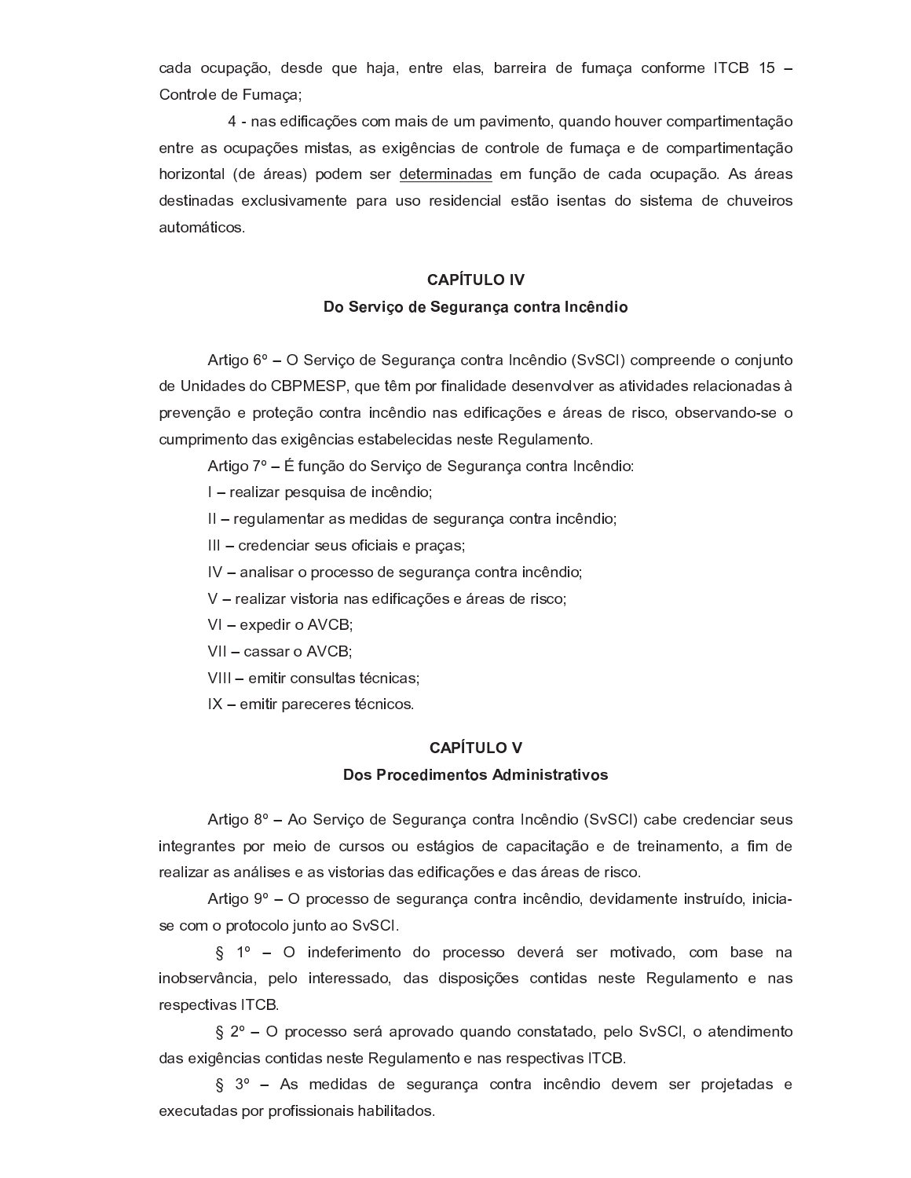cada ocupação, desde que haja, entre elas, barreira de fumaça conforme ITCB 15 – Controle de Fumaça;

4 - nas edificações com mais de um pavimento, quando houver compartimentação entre as ocupações mistas, as exigências de controle de fumaça e de compartimentação horizontal (de áreas) podem ser determinadas em função de cada ocupação. As áreas destinadas exclusivamente para uso residencial estão isentas do sistema de chuveiros automáticos.

## CAPÍTULO IV
## Do Serviço de Segurança contra Incêndio

Artigo 6º – O Serviço de Segurança contra Incêndio (SvSCI) compreende o conjunto de Unidades do CBPMESP, que têm por finalidade desenvolver as atividades relacionadas à prevenção e proteção contra incêndio nas edificações e áreas de risco, observando-se o cumprimento das exigências estabelecidas neste Regulamento.

Artigo 7º – É função do Serviço de Segurança contra Incêndio:

I – realizar pesquisa de incêndio;

II – regulamentar as medidas de segurança contra incêndio;

III – credenciar seus oficiais e praças;

IV – analisar o processo de segurança contra incêndio;

V – realizar vistoria nas edificações e áreas de risco;

VI – expedir o AVCB;

VII – cassar o AVCB;

VIII – emitir consultas técnicas;

IX – emitir pareceres técnicos.

## CAPÍTULO V
## Dos Procedimentos Administrativos

Artigo 8º – Ao Serviço de Segurança contra Incêndio (SvSCI) cabe credenciar seus integrantes por meio de cursos ou estágios de capacitação e de treinamento, a fim de realizar as análises e as vistorias das edificações e das áreas de risco.

Artigo 9º – O processo de segurança contra incêndio, devidamente instruído, inicia-se com o protocolo junto ao SvSCI.

§ 1º – O indeferimento do processo deverá ser motivado, com base na inobservância, pelo interessado, das disposições contidas neste Regulamento e nas respectivas ITCB.

§ 2º – O processo será aprovado quando constatado, pelo SvSCI, o atendimento das exigências contidas neste Regulamento e nas respectivas ITCB.

§ 3º – As medidas de segurança contra incêndio devem ser projetadas e executadas por profissionais habilitados.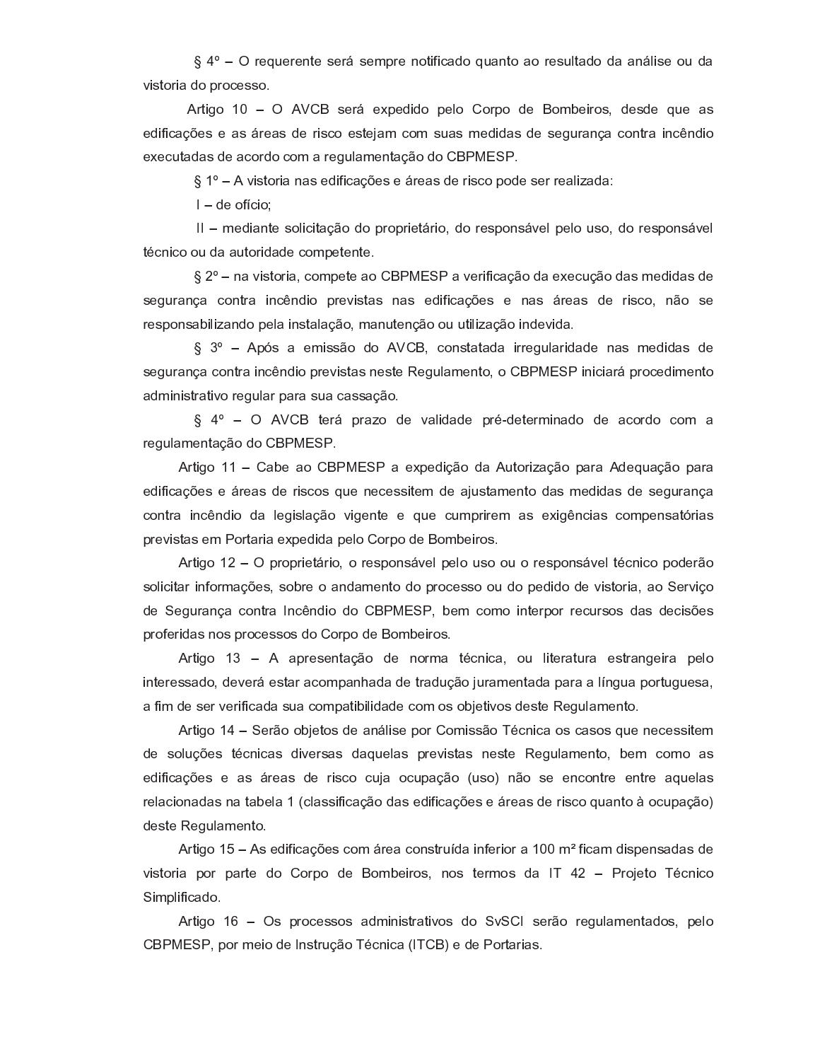§ 4º – O requerente será sempre notificado quanto ao resultado da análise ou da vistoria do processo.

Artigo 10 – O AVCB será expedido pelo Corpo de Bombeiros, desde que as edificações e as áreas de risco estejam com suas medidas de segurança contra incêndio executadas de acordo com a regulamentação do CBPMESP.

§ 1º – A vistoria nas edificações e áreas de risco pode ser realizada:

I – de ofício;

II – mediante solicitação do proprietário, do responsável pelo uso, do responsável técnico ou da autoridade competente.

§ 2º – na vistoria, compete ao CBPMESP a verificação da execução das medidas de segurança contra incêndio previstas nas edificações e nas áreas de risco, não se responsabilizando pela instalação, manutenção ou utilização indevida.

§ 3º – Após a emissão do AVCB, constatada irregularidade nas medidas de segurança contra incêndio previstas neste Regulamento, o CBPMESP iniciará procedimento administrativo regular para sua cassação.

§ 4º – O AVCB terá prazo de validade pré-determinado de acordo com a regulamentação do CBPMESP.

Artigo 11 – Cabe ao CBPMESP a expedição da Autorização para Adequação para edificações e áreas de riscos que necessitem de ajustamento das medidas de segurança contra incêndio da legislação vigente e que cumprirem as exigências compensatórias previstas em Portaria expedida pelo Corpo de Bombeiros.

Artigo 12 – O proprietário, o responsável pelo uso ou o responsável técnico poderão solicitar informações, sobre o andamento do processo ou do pedido de vistoria, ao Serviço de Segurança contra Incêndio do CBPMESP, bem como interpor recursos das decisões proferidas nos processos do Corpo de Bombeiros.

Artigo 13 – A apresentação de norma técnica, ou literatura estrangeira pelo interessado, deverá estar acompanhada de tradução juramentada para a língua portuguesa, a fim de ser verificada sua compatibilidade com os objetivos deste Regulamento.

Artigo 14 – Serão objetos de análise por Comissão Técnica os casos que necessitem de soluções técnicas diversas daquelas previstas neste Regulamento, bem como as edificações e as áreas de risco cuja ocupação (uso) não se encontre entre aquelas relacionadas na tabela 1 (classificação das edificações e áreas de risco quanto à ocupação) deste Regulamento.

Artigo 15 – As edificações com área construída inferior a 100 m² ficam dispensadas de vistoria por parte do Corpo de Bombeiros, nos termos da IT 42 – Projeto Técnico Simplificado.

Artigo 16 – Os processos administrativos do SvSCI serão regulamentados, pelo CBPMESP, por meio de Instrução Técnica (ITCB) e de Portarias.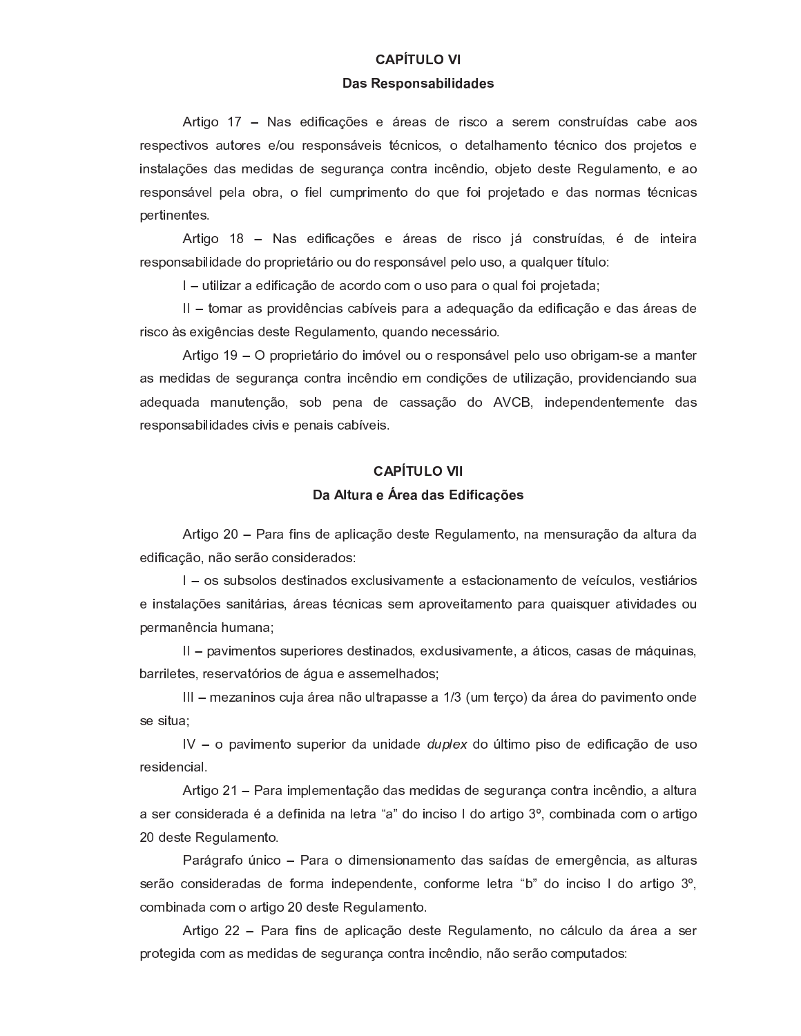## CAPÍTULO VI

### Das Responsabilidades

Artigo 17 – Nas edificações e áreas de risco a serem construídas cabe aos respectivos autores e/ou responsáveis técnicos, o detalhamento técnico dos projetos e instalações das medidas de segurança contra incêndio, objeto deste Regulamento, e ao responsável pela obra, o fiel cumprimento do que foi projetado e das normas técnicas pertinentes.

Artigo 18 – Nas edificações e áreas de risco já construídas, é de inteira responsabilidade do proprietário ou do responsável pelo uso, a qualquer título:

I – utilizar a edificação de acordo com o uso para o qual foi projetada;

II – tomar as providências cabíveis para a adequação da edificação e das áreas de risco às exigências deste Regulamento, quando necessário.

Artigo 19 – O proprietário do imóvel ou o responsável pelo uso obrigam-se a manter as medidas de segurança contra incêndio em condições de utilização, providenciando sua adequada manutenção, sob pena de cassação do AVCB, independentemente das responsabilidades civis e penais cabíveis.

## CAPÍTULO VII

### Da Altura e Área das Edificações

Artigo 20 – Para fins de aplicação deste Regulamento, na mensuração da altura da edificação, não serão considerados:

I – os subsolos destinados exclusivamente a estacionamento de veículos, vestiários e instalações sanitárias, áreas técnicas sem aproveitamento para quaisquer atividades ou permanência humana;

II – pavimentos superiores destinados, exclusivamente, a áticos, casas de máquinas, barriletes, reservatórios de água e assemelhados;

III – mezaninos cuja área não ultrapasse a 1/3 (um terço) da área do pavimento onde se situa;

IV – o pavimento superior da unidade *duplex* do último piso de edificação de uso residencial.

Artigo 21 – Para implementação das medidas de segurança contra incêndio, a altura a ser considerada é a definida na letra “a” do inciso I do artigo 3º, combinada com o artigo 20 deste Regulamento.

Parágrafo único – Para o dimensionamento das saídas de emergência, as alturas serão consideradas de forma independente, conforme letra “b” do inciso I do artigo 3º, combinada com o artigo 20 deste Regulamento.

Artigo 22 – Para fins de aplicação deste Regulamento, no cálculo da área a ser protegida com as medidas de segurança contra incêndio, não serão computados: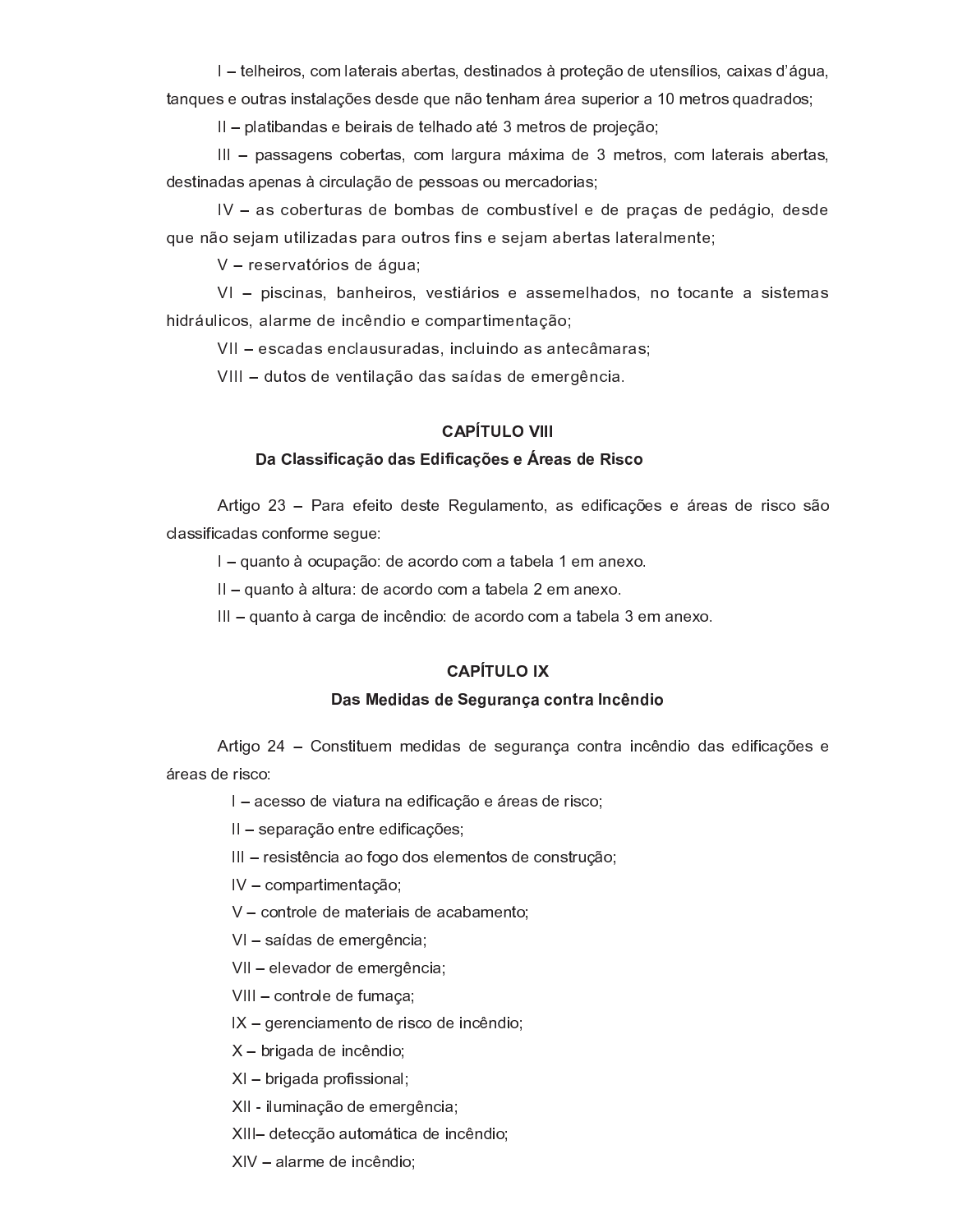I – telheiros, com laterais abertas, destinados à proteção de utensílios, caixas d'água, tanques e outras instalações desde que não tenham área superior a 10 metros quadrados;

II – platibandas e beirais de telhado até 3 metros de projeção;

III – passagens cobertas, com largura máxima de 3 metros, com laterais abertas, destinadas apenas à circulação de pessoas ou mercadorias;

IV – as coberturas de bombas de combustível e de praças de pedágio, desde que não sejam utilizadas para outros fins e sejam abertas lateralmente;

V – reservatórios de água;

VI – piscinas, banheiros, vestiários e assemelhados, no tocante a sistemas hidráulicos, alarme de incêndio e compartimentação;

VII – escadas enclausuradas, incluindo as antecâmaras;

VIII – dutos de ventilação das saídas de emergência.

## CAPÍTULO VIII

### Da Classificação das Edificações e Áreas de Risco

Artigo 23 – Para efeito deste Regulamento, as edificações e áreas de risco são classificadas conforme segue:

I – quanto à ocupação: de acordo com a tabela 1 em anexo.

II – quanto à altura: de acordo com a tabela 2 em anexo.

III – quanto à carga de incêndio: de acordo com a tabela 3 em anexo.

## CAPÍTULO IX

### Das Medidas de Segurança contra Incêndio

Artigo 24 – Constituem medidas de segurança contra incêndio das edificações e áreas de risco:

I – acesso de viatura na edificação e áreas de risco;

II – separação entre edificações;

III – resistência ao fogo dos elementos de construção;

IV – compartimentação;

V – controle de materiais de acabamento;

VI – saídas de emergência;

VII – elevador de emergência;

VIII – controle de fumaça;

IX – gerenciamento de risco de incêndio;

X – brigada de incêndio;

XI – brigada profissional;

XII - iluminação de emergência;

XIII– detecção automática de incêndio;

XIV – alarme de incêndio;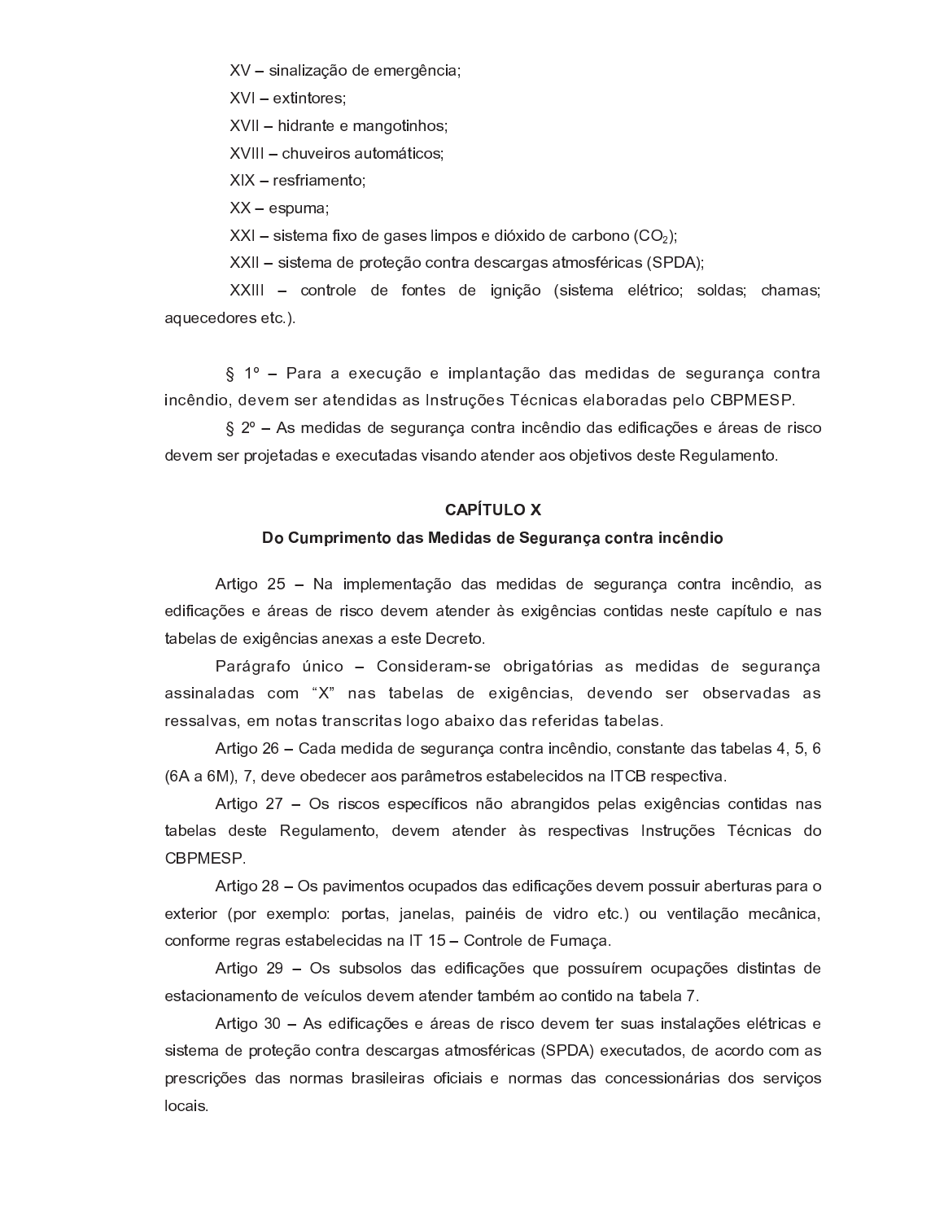XV – sinalização de emergência;

XVI – extintores;

XVII – hidrante e mangotinhos;

XVIII – chuveiros automáticos;

XIX – resfriamento;

XX – espuma;

XXI – sistema fixo de gases limpos e dióxido de carbono ($CO_2$);

XXII – sistema de proteção contra descargas atmosféricas (SPDA);

XXIII – controle de fontes de ignição (sistema elétrico; soldas; chamas; aquecedores etc.).

§ 1º – Para a execução e implantação das medidas de segurança contra incêndio, devem ser atendidas as Instruções Técnicas elaboradas pelo CBPMESP.

§ 2º – As medidas de segurança contra incêndio das edificações e áreas de risco devem ser projetadas e executadas visando atender aos objetivos deste Regulamento.

## CAPÍTULO X

### Do Cumprimento das Medidas de Segurança contra incêndio

Artigo 25 – Na implementação das medidas de segurança contra incêndio, as edificações e áreas de risco devem atender às exigências contidas neste capítulo e nas tabelas de exigências anexas a este Decreto.

Parágrafo único – Consideram-se obrigatórias as medidas de segurança assinaladas com "X" nas tabelas de exigências, devendo ser observadas as ressalvas, em notas transcritas logo abaixo das referidas tabelas.

Artigo 26 – Cada medida de segurança contra incêndio, constante das tabelas 4, 5, 6 (6A a 6M), 7, deve obedecer aos parâmetros estabelecidos na ITCB respectiva.

Artigo 27 – Os riscos específicos não abrangidos pelas exigências contidas nas tabelas deste Regulamento, devem atender às respectivas Instruções Técnicas do CBPMESP.

Artigo 28 – Os pavimentos ocupados das edificações devem possuir aberturas para o exterior (por exemplo: portas, janelas, painéis de vidro etc.) ou ventilação mecânica, conforme regras estabelecidas na IT 15 – Controle de Fumaça.

Artigo 29 – Os subsolos das edificações que possuírem ocupações distintas de estacionamento de veículos devem atender também ao contido na tabela 7.

Artigo 30 – As edificações e áreas de risco devem ter suas instalações elétricas e sistema de proteção contra descargas atmosféricas (SPDA) executados, de acordo com as prescrições das normas brasileiras oficiais e normas das concessionárias dos serviços locais.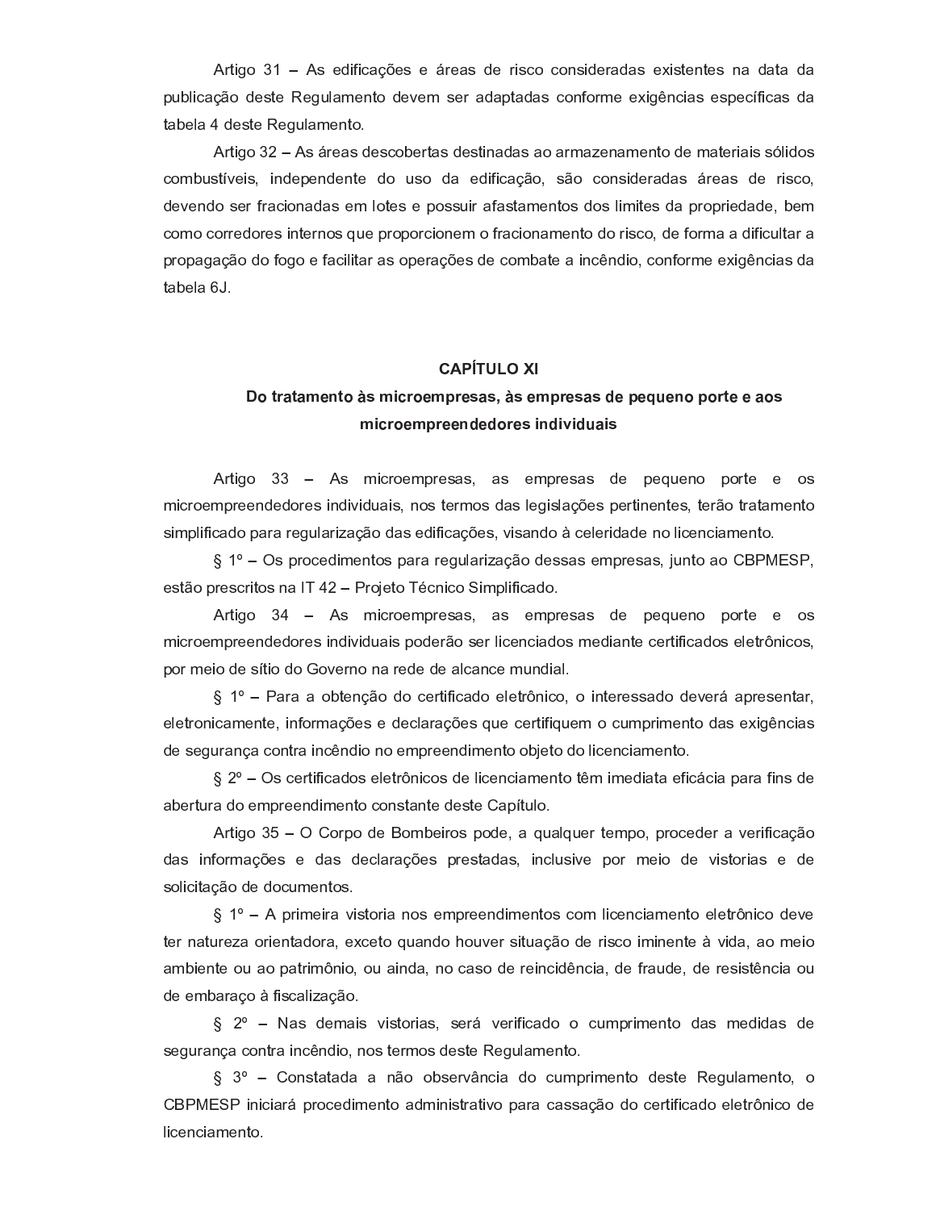Artigo 31 – As edificações e áreas de risco consideradas existentes na data da publicação deste Regulamento devem ser adaptadas conforme exigências específicas da tabela 4 deste Regulamento.

Artigo 32 – As áreas descobertas destinadas ao armazenamento de materiais sólidos combustíveis, independente do uso da edificação, são consideradas áreas de risco, devendo ser fracionadas em lotes e possuir afastamentos dos limites da propriedade, bem como corredores internos que proporcionem o fracionamento do risco, de forma a dificultar a propagação do fogo e facilitar as operações de combate a incêndio, conforme exigências da tabela 6J.

## CAPÍTULO XI

### Do tratamento às microempresas, às empresas de pequeno porte e aos microempreendedores individuais

Artigo 33 – As microempresas, as empresas de pequeno porte e os microempreendedores individuais, nos termos das legislações pertinentes, terão tratamento simplificado para regularização das edificações, visando à celeridade no licenciamento.

§ 1º – Os procedimentos para regularização dessas empresas, junto ao CBPMESP, estão prescritos na IT 42 – Projeto Técnico Simplificado.

Artigo 34 – As microempresas, as empresas de pequeno porte e os microempreendedores individuais poderão ser licenciados mediante certificados eletrônicos, por meio de sítio do Governo na rede de alcance mundial.

§ 1º – Para a obtenção do certificado eletrônico, o interessado deverá apresentar, eletronicamente, informações e declarações que certifiquem o cumprimento das exigências de segurança contra incêndio no empreendimento objeto do licenciamento.

§ 2º – Os certificados eletrônicos de licenciamento têm imediata eficácia para fins de abertura do empreendimento constante deste Capítulo.

Artigo 35 – O Corpo de Bombeiros pode, a qualquer tempo, proceder a verificação das informações e das declarações prestadas, inclusive por meio de vistorias e de solicitação de documentos.

§ 1º – A primeira vistoria nos empreendimentos com licenciamento eletrônico deve ter natureza orientadora, exceto quando houver situação de risco iminente à vida, ao meio ambiente ou ao patrimônio, ou ainda, no caso de reincidência, de fraude, de resistência ou de embaraço à fiscalização.

§ 2º – Nas demais vistorias, será verificado o cumprimento das medidas de segurança contra incêndio, nos termos deste Regulamento.

§ 3º – Constatada a não observância do cumprimento deste Regulamento, o CBPMESP iniciará procedimento administrativo para cassação do certificado eletrônico de licenciamento.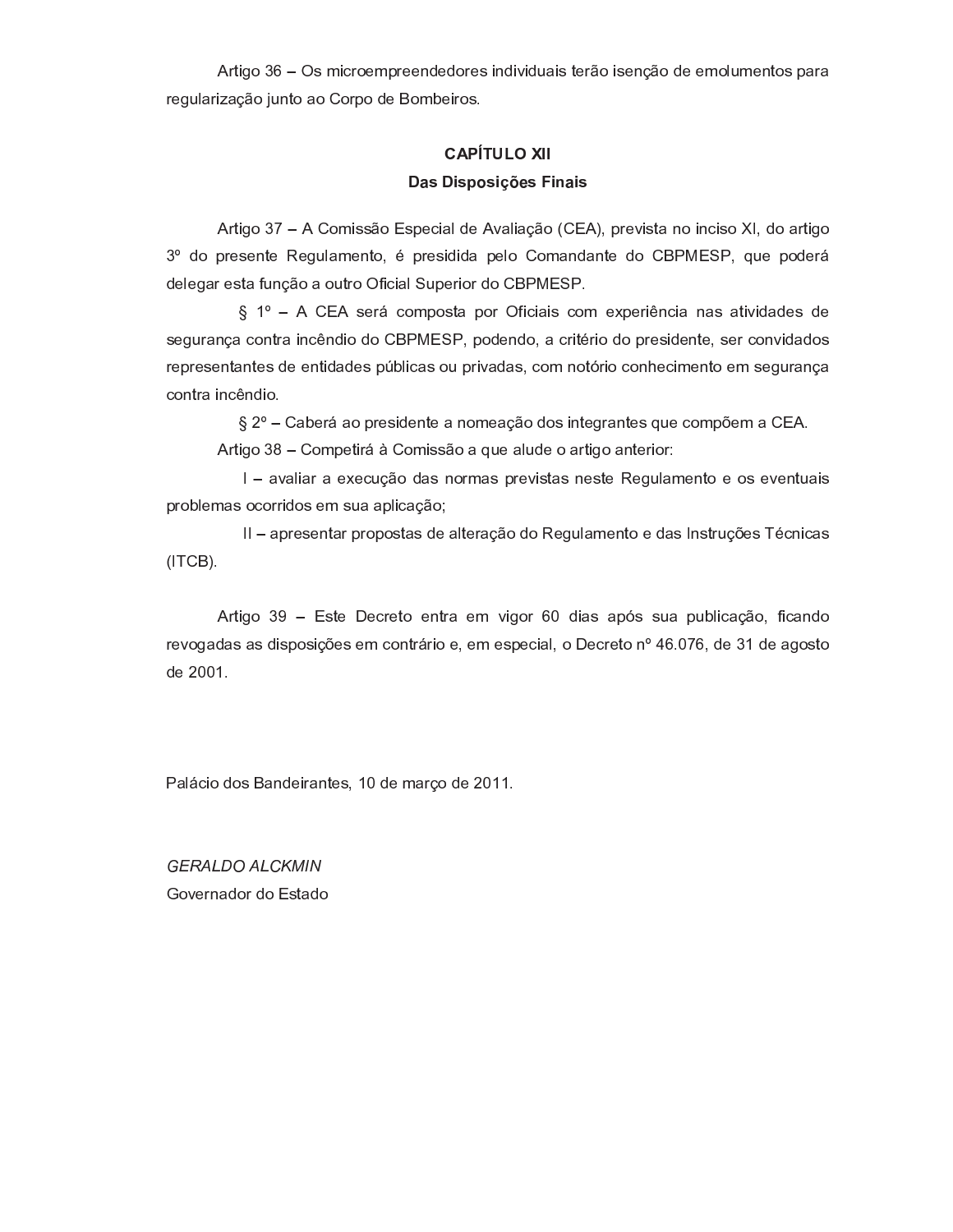Artigo 36 – Os microempreendedores individuais terão isenção de emolumentos para regularização junto ao Corpo de Bombeiros.

## CAPÍTULO XII
## Das Disposições Finais

Artigo 37 – A Comissão Especial de Avaliação (CEA), prevista no inciso XI, do artigo 3º do presente Regulamento, é presidida pelo Comandante do CBPMESP, que poderá delegar esta função a outro Oficial Superior do CBPMESP.

§ 1º – A CEA será composta por Oficiais com experiência nas atividades de segurança contra incêndio do CBPMESP, podendo, a critério do presidente, ser convidados representantes de entidades públicas ou privadas, com notório conhecimento em segurança contra incêndio.

§ 2º – Caberá ao presidente a nomeação dos integrantes que compõem a CEA.

Artigo 38 – Competirá à Comissão a que alude o artigo anterior:

I – avaliar a execução das normas previstas neste Regulamento e os eventuais problemas ocorridos em sua aplicação;

II – apresentar propostas de alteração do Regulamento e das Instruções Técnicas (ITCB).

Artigo 39 – Este Decreto entra em vigor 60 dias após sua publicação, ficando revogadas as disposições em contrário e, em especial, o Decreto nº 46.076, de 31 de agosto de 2001.

Palácio dos Bandeirantes, 10 de março de 2011.

*GERALDO ALCKMIN*
Governador do Estado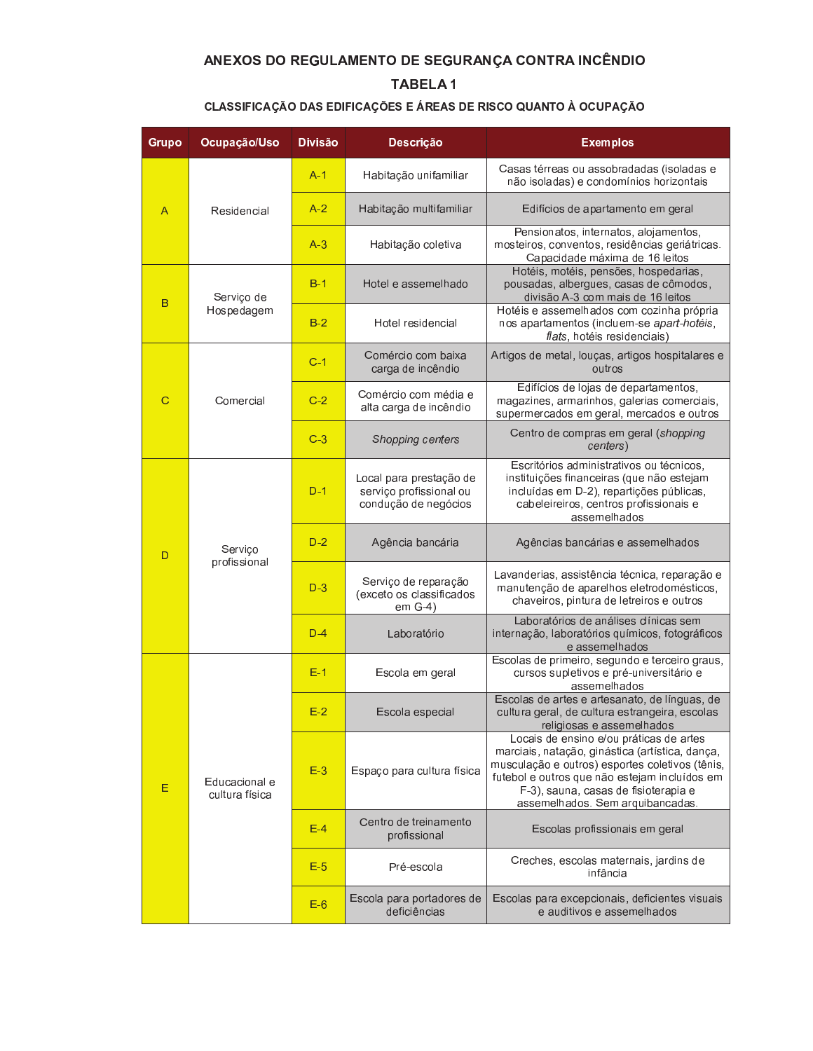## ANEXOS DO REGULAMENTO DE SEGURANÇA CONTRA INCÊNDIO

### TABELA 1

#### CLASSIFICAÇÃO DAS EDIFICAÇÕES E ÁREAS DE RISCO QUANTO À OCUPAÇÃO

| Grupo | Ocupação/Uso | Divisão | Descrição | Exemplos |
|---|---|---|---|---|
| A | Residencial | A-1 | Habitação unifamiliar | Casas térreas ou assobradadas (isoladas e não isoladas) e condomínios horizontais |
| | | A-2 | Habitação multifamiliar | Edifícios de apartamento em geral |
| | | A-3 | Habitação coletiva | Pensionatos, internatos, alojamentos, mosteiros, conventos, residências geriátricas. Capacidade máxima de 16 leitos |
| B | Serviço de Hospedagem | B-1 | Hotel e assemelhado | Hotéis, motéis, pensões, hospedarias, pousadas, albergues, casas de cômodos, divisão A-3 com mais de 16 leitos |
| | | B-2 | Hotel residencial | Hotéis e assemelhados com cozinha própria nos apartamentos (incluem-se *apart-hotéis*, *flats*, hotéis residenciais) |
| C | Comercial | C-1 | Comércio com baixa carga de incêndio | Artigos de metal, louças, artigos hospitalares e outros |
| | | C-2 | Comércio com média e alta carga de incêndio | Edifícios de lojas de departamentos, magazines, armarinhos, galerias comerciais, supermercados em geral, mercados e outros |
| | | C-3 | *Shopping centers* | Centro de compras em geral (*shopping centers*) |
| D | Serviço profissional | D-1 | Local para prestação de serviço profissional ou condução de negócios | Escritórios administrativos ou técnicos, instituições financeiras (que não estejam incluídas em D-2), repartições públicas, cabeleireiros, centros profissionais e assemelhados |
| | | D-2 | Agência bancária | Agências bancárias e assemelhados |
| | | D-3 | Serviço de reparação (exceto os classificados em G-4) | Lavanderias, assistência técnica, reparação e manutenção de aparelhos eletrodomésticos, chaveiros, pintura de letreiros e outros |
| | | D-4 | Laboratório | Laboratórios de análises clínicas sem internação, laboratórios químicos, fotográficos e assemelhados |
| E | Educacional e cultura física | E-1 | Escola em geral | Escolas de primeiro, segundo e terceiro graus, cursos supletivos e pré-universitário e assemelhados |
| | | E-2 | Escola especial | Escolas de artes e artesanato, de línguas, de cultura geral, de cultura estrangeira, escolas religiosas e assemelhados |
| | | E-3 | Espaço para cultura física | Locais de ensino e/ou práticas de artes marciais, natação, ginástica (artística, dança, musculação e outros) esportes coletivos (tênis, futebol e outros que não estejam incluídos em F-3), sauna, casas de fisioterapia e assemelhados. Sem arquibancadas. |
| | | E-4 | Centro de treinamento profissional | Escolas profissionais em geral |
| | | E-5 | Pré-escola | Creches, escolas maternais, jardins de infância |
| | | E-6 | Escola para portadores de deficiências | Escolas para excepcionais, deficientes visuais e auditivos e assemelhados |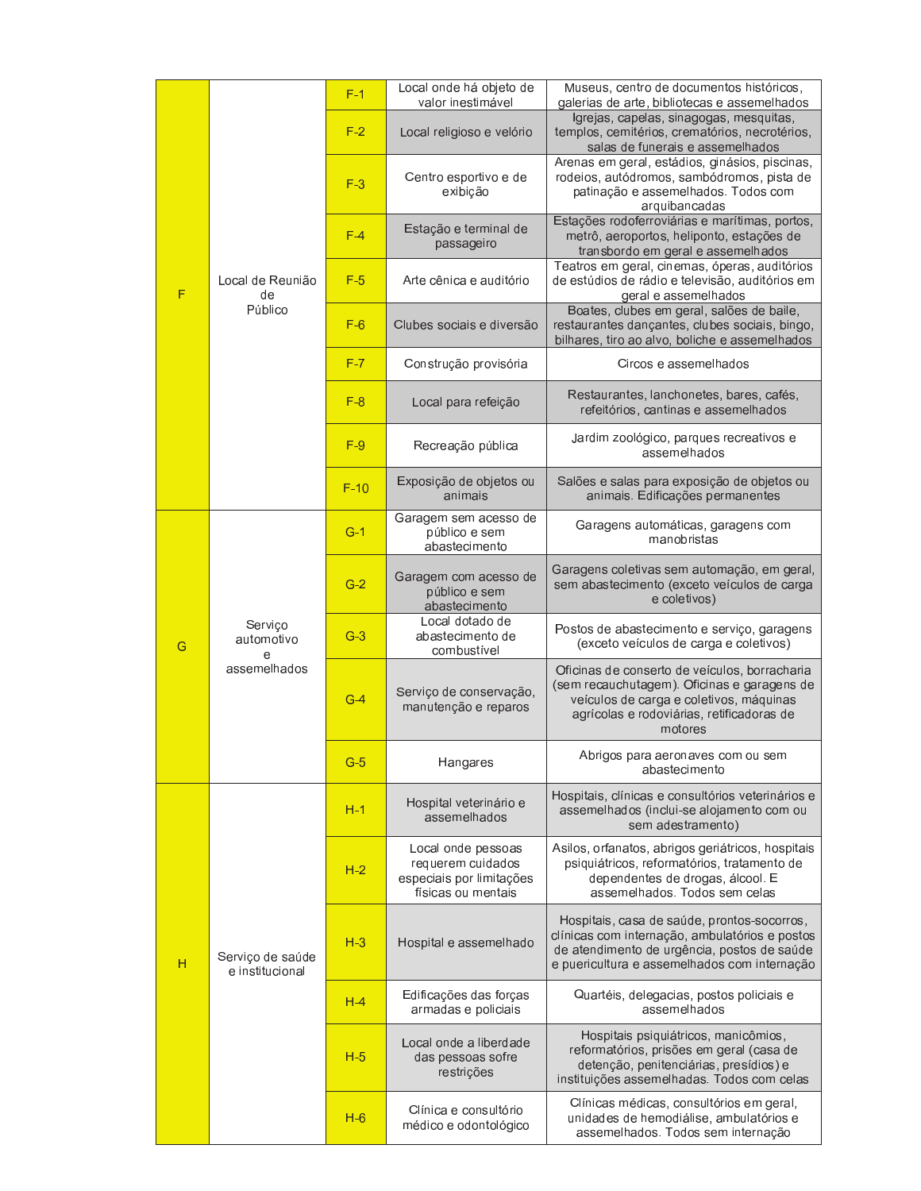| | | | | |
|---|---|---|---|---|
| F | Local de Reunião de Público | F-1 | Local onde há objeto de valor inestimável | Museus, centro de documentos históricos, galerias de arte, bibliotecas e assemelhados |
| | | F-2 | Local religioso e velório | Igrejas, capelas, sinagogas, mesquitas, templos, cemitérios, crematórios, necrotérios, salas de funerais e assemelhados |
| | | F-3 | Centro esportivo e de exibição | Arenas em geral, estádios, ginásios, piscinas, rodeios, autódromos, sambódromos, pista de patinação e assemelhados. Todos com arquibancadas |
| | | F-4 | Estação e terminal de passageiro | Estações rodoferroviárias e marítimas, portos, metrô, aeroportos, heliponto, estações de transbordo em geral e assemelhados |
| | | F-5 | Arte cênica e auditório | Teatros em geral, cinemas, óperas, auditórios de estúdios de rádio e televisão, auditórios em geral e assemelhados |
| | | F-6 | Clubes sociais e diversão | Boates, clubes em geral, salões de baile, restaurantes dançantes, clubes sociais, bingo, bilhares, tiro ao alvo, boliche e assemelhados |
| | | F-7 | Construção provisória | Circos e assemelhados |
| | | F-8 | Local para refeição | Restaurantes, lanchonetes, bares, cafés, refeitórios, cantinas e assemelhados |
| | | F-9 | Recreação pública | Jardim zoológico, parques recreativos e assemelhados |
| | | F-10 | Exposição de objetos ou animais | Salões e salas para exposição de objetos ou animais. Edificações permanentes |
| G | Serviço automotivo e assemelhados | G-1 | Garagem sem acesso de público e sem abastecimento | Garagens automáticas, garagens com manobristas |
| | | G-2 | Garagem com acesso de público e sem abastecimento | Garagens coletivas sem automação, em geral, sem abastecimento (exceto veículos de carga e coletivos) |
| | | G-3 | Local dotado de abastecimento de combustível | Postos de abastecimento e serviço, garagens (exceto veículos de carga e coletivos) |
| | | G-4 | Serviço de conservação, manutenção e reparos | Oficinas de conserto de veículos, borracharia (sem recauchutagem). Oficinas e garagens de veículos de carga e coletivos, máquinas agrícolas e rodoviárias, retificadoras de motores |
| | | G-5 | Hangares | Abrigos para aeronaves com ou sem abastecimento |
| H | Serviço de saúde e institucional | H-1 | Hospital veterinário e assemelhados | Hospitais, clínicas e consultórios veterinários e assemelhados (inclui-se alojamento com ou sem adestramento) |
| | | H-2 | Local onde pessoas requerem cuidados especiais por limitações físicas ou mentais | Asilos, orfanatos, abrigos geriátricos, hospitais psiquiátricos, reformatórios, tratamento de dependentes de drogas, álcool. E assemelhados. Todos sem celas |
| | | H-3 | Hospital e assemelhado | Hospitais, casa de saúde, prontos-socorros, clínicas com internação, ambulatórios e postos de atendimento de urgência, postos de saúde e puericultura e assemelhados com internação |
| | | H-4 | Edificações das forças armadas e policiais | Quartéis, delegacias, postos policiais e assemelhados |
| | | H-5 | Local onde a liberdade das pessoas sofre restrições | Hospitais psiquiátricos, manicômios, reformatórios, prisões em geral (casa de detenção, penitenciárias, presídios) e instituições assemelhadas. Todos com celas |
| | | H-6 | Clínica e consultório médico e odontológico | Clínicas médicas, consultórios em geral, unidades de hemodiálise, ambulatórios e assemelhados. Todos sem internação |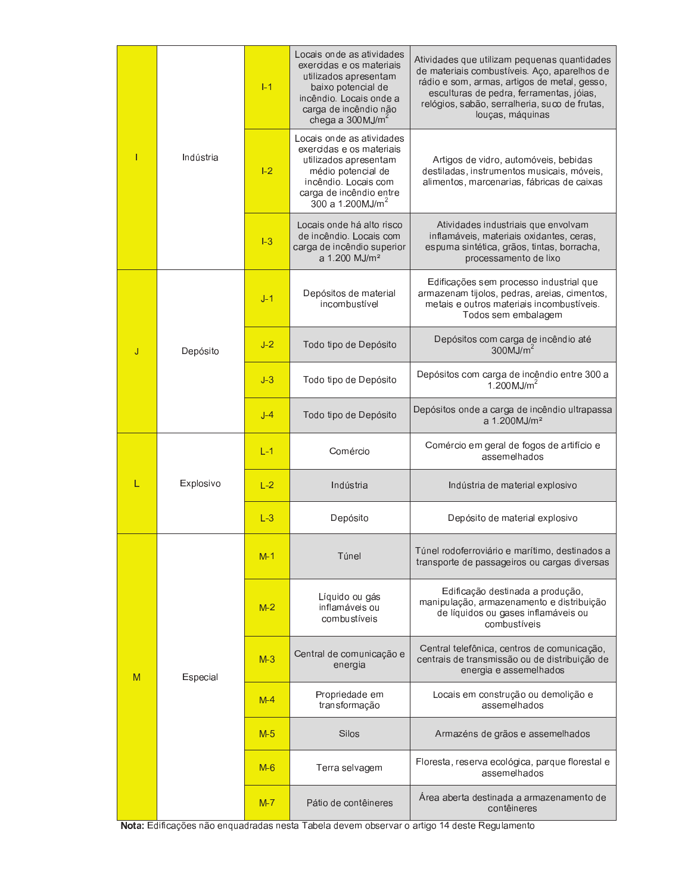| | | | | |
|---|---|---|---|---|
| I | Indústria | I-1 | Locais onde as atividades exercidas e os materiais utilizados apresentam baixo potencial de incêndio. Locais onde a carga de incêndio não chega a 300MJ/m$^2$ | Atividades que utilizam pequenas quantidades de materiais combustíveis. Aço, aparelhos de rádio e som, armas, artigos de metal, gesso, esculturas de pedra, ferramentas, jóias, relógios, sabão, serralheria, suco de frutas, louças, máquinas |
| | | I-2 | Locais onde as atividades exercidas e os materiais utilizados apresentam médio potencial de incêndio. Locais com carga de incêndio entre 300 a 1.200MJ/m$^2$ | Artigos de vidro, automóveis, bebidas destiladas, instrumentos musicais, móveis, alimentos, marcenarias, fábricas de caixas |
| | | I-3 | Locais onde há alto risco de incêndio. Locais com carga de incêndio superior a 1.200 MJ/m² | Atividades industriais que envolvam inflamáveis, materiais oxidantes, ceras, espuma sintética, grãos, tintas, borracha, processamento de lixo |
| J | Depósito | J-1 | Depósitos de material incombustível | Edificações sem processo industrial que armazenam tijolos, pedras, areias, cimentos, metais e outros materiais incombustíveis. Todos sem embalagem |
| | | J-2 | Todo tipo de Depósito | Depósitos com carga de incêndio até 300MJ/m$^2$ |
| | | J-3 | Todo tipo de Depósito | Depósitos com carga de incêndio entre 300 a 1.200MJ/m$^2$ |
| | | J-4 | Todo tipo de Depósito | Depósitos onde a carga de incêndio ultrapassa a 1.200MJ/m² |
| L | Explosivo | L-1 | Comércio | Comércio em geral de fogos de artifício e assemelhados |
| | | L-2 | Indústria | Indústria de material explosivo |
| | | L-3 | Depósito | Depósito de material explosivo |
| M | Especial | M-1 | Túnel | Túnel rodoferroviário e marítimo, destinados a transporte de passageiros ou cargas diversas |
| | | M-2 | Líquido ou gás inflamáveis ou combustíveis | Edificação destinada a produção, manipulação, armazenamento e distribuição de líquidos ou gases inflamáveis ou combustíveis |
| | | M-3 | Central de comunicação e energia | Central telefônica, centros de comunicação, centrais de transmissão ou de distribuição de energia e assemelhados |
| | | M-4 | Propriedade em transformação | Locais em construção ou demolição e assemelhados |
| | | M-5 | Silos | Armazéns de grãos e assemelhados |
| | | M-6 | Terra selvagem | Floresta, reserva ecológica, parque florestal e assemelhados |
| | | M-7 | Pátio de contêineres | Área aberta destinada a armazenamento de contêineres |

**Nota:** Edificações não enquadradas nesta Tabela devem observar o artigo 14 deste Regulamento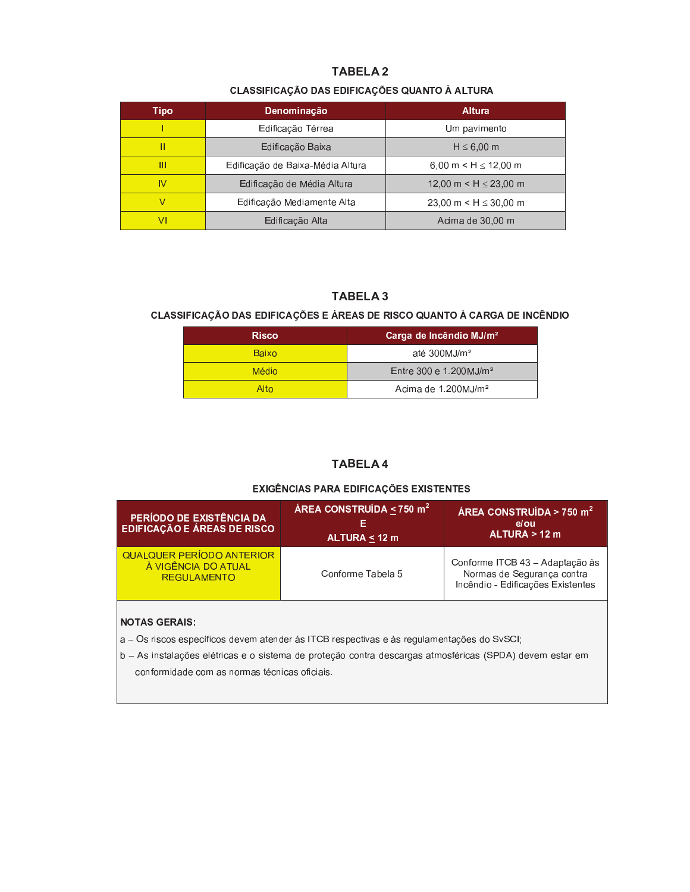## TABELA 2

### CLASSIFICAÇÃO DAS EDIFICAÇÕES QUANTO À ALTURA

| Tipo | Denominação | Altura |
|---|---|---|
| I | Edificação Térrea | Um pavimento |
| II | Edificação Baixa | $H \leq 6{,}00$ m |
| III | Edificação de Baixa-Média Altura | $6{,}00 \text{ m} < H \leq 12{,}00$ m |
| IV | Edificação de Média Altura | $12{,}00 \text{ m} < H \leq 23{,}00$ m |
| V | Edificação Mediamente Alta | $23{,}00 \text{ m} < H \leq 30{,}00$ m |
| VI | Edificação Alta | Acima de 30,00 m |

## TABELA 3

### CLASSIFICAÇÃO DAS EDIFICAÇÕES E ÁREAS DE RISCO QUANTO À CARGA DE INCÊNDIO

| Risco | Carga de Incêndio MJ/m² |
|---|---|
| Baixo | até 300MJ/m² |
| Médio | Entre 300 e 1.200MJ/m² |
| Alto | Acima de 1.200MJ/m² |

## TABELA 4

### EXIGÊNCIAS PARA EDIFICAÇÕES EXISTENTES

| PERÍODO DE EXISTÊNCIA DA EDIFICAÇÃO E ÁREAS DE RISCO | ÁREA CONSTRUÍDA ≤ 750 m² E ALTURA ≤ 12 m | ÁREA CONSTRUÍDA > 750 m² e/ou ALTURA > 12 m |
|---|---|---|
| QUALQUER PERÍODO ANTERIOR À VIGÊNCIA DO ATUAL REGULAMENTO | Conforme Tabela 5 | Conforme ITCB 43 – Adaptação às Normas de Segurança contra Incêndio - Edificações Existentes |

**NOTAS GERAIS:**

a – Os riscos específicos devem atender às ITCB respectivas e às regulamentações do SvSCI;

b – As instalações elétricas e o sistema de proteção contra descargas atmosféricas (SPDA) devem estar em conformidade com as normas técnicas oficiais.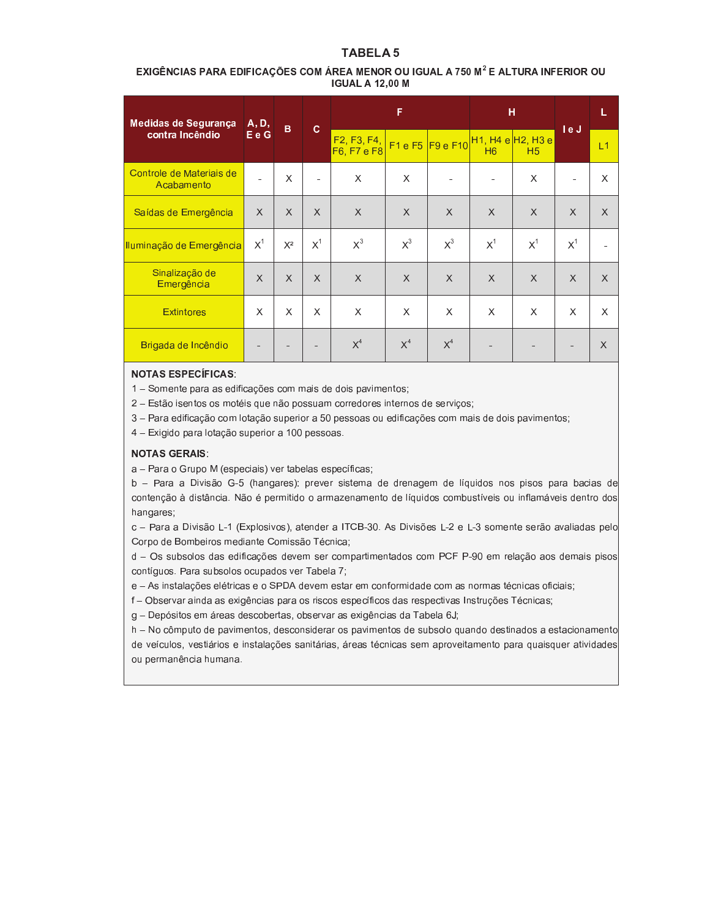# TABELA 5

**EXIGÊNCIAS PARA EDIFICAÇÕES COM ÁREA MENOR OU IGUAL A 750 M² E ALTURA INFERIOR OU IGUAL A 12,00 M**

| Medidas de Segurança contra Incêndio | A, D, E e G | B | C | F | | | H | | I e J | L |
|---|---|---|---|---|---|---|---|---|---|---|
| | | | | F2, F3, F4, F6, F7 e F8 | F1 e F5 | F9 e F10 | H1, H4 e H6 | H2, H3 e H5 | | L1 |
| Controle de Materiais de Acabamento | - | X | - | X | X | - | - | X | - | X |
| Saídas de Emergência | X | X | X | X | X | X | X | X | X | X |
| Iluminação de Emergência | X[1] | X[2] | X[1] | X[3] | X[3] | X[3] | X[1] | X[1] | X[1] | - |
| Sinalização de Emergência | X | X | X | X | X | X | X | X | X | X |
| Extintores | X | X | X | X | X | X | X | X | X | X |
| Brigada de Incêndio | - | - | - | X[4] | X[4] | X[4] | - | - | - | X |

**NOTAS ESPECÍFICAS**:

1 – Somente para as edificações com mais de dois pavimentos;

2 – Estão isentos os motéis que não possuam corredores internos de serviços;

3 – Para edificação com lotação superior a 50 pessoas ou edificações com mais de dois pavimentos;

4 – Exigido para lotação superior a 100 pessoas.

**NOTAS GERAIS**:

a – Para o Grupo M (especiais) ver tabelas específicas;

b – Para a Divisão G-5 (hangares): prever sistema de drenagem de líquidos nos pisos para bacias de contenção à distância. Não é permitido o armazenamento de líquidos combustíveis ou inflamáveis dentro dos hangares;

c – Para a Divisão L-1 (Explosivos), atender a ITCB-30. As Divisões L-2 e L-3 somente serão avaliadas pelo Corpo de Bombeiros mediante Comissão Técnica;

d – Os subsolos das edificações devem ser compartimentados com PCF P-90 em relação aos demais pisos contíguos. Para subsolos ocupados ver Tabela 7;

e – As instalações elétricas e o SPDA devem estar em conformidade com as normas técnicas oficiais;

f – Observar ainda as exigências para os riscos específicos das respectivas Instruções Técnicas;

g – Depósitos em áreas descobertas, observar as exigências da Tabela 6J;

h – No cômputo de pavimentos, desconsiderar os pavimentos de subsolo quando destinados a estacionamento de veículos, vestiários e instalações sanitárias, áreas técnicas sem aproveitamento para quaisquer atividades ou permanência humana.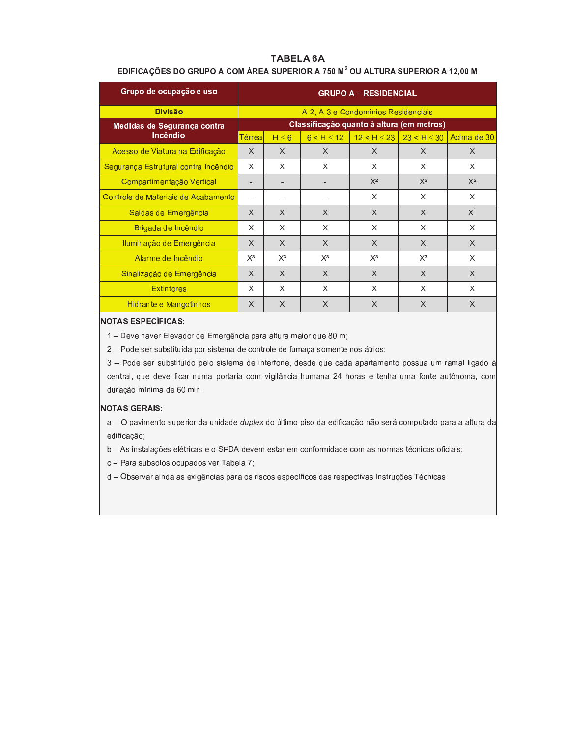## TABELA 6A

**EDIFICAÇÕES DO GRUPO A COM ÁREA SUPERIOR A 750 M² OU ALTURA SUPERIOR A 12,00 M**

| Grupo de ocupação e uso | GRUPO A – RESIDENCIAL | | | | | |
|---|---|---|---|---|---|---|
| **Divisão** | A-2, A-3 e Condomínios Residenciais | | | | | |
| **Medidas de Segurança contra Incêndio** | **Classificação quanto à altura (em metros)** | | | | | |
| | Térrea | H ≤ 6 | 6 < H ≤ 12 | 12 < H ≤ 23 | 23 < H ≤ 30 | Acima de 30 |
| Acesso de Viatura na Edificação | X | X | X | X | X | X |
| Segurança Estrutural contra Incêndio | X | X | X | X | X | X |
| Compartimentação Vertical | - | - | - | X[2] | X[2] | X[2] |
| Controle de Materiais de Acabamento | - | - | - | X | X | X |
| Saídas de Emergência | X | X | X | X | X | X[1] |
| Brigada de Incêndio | X | X | X | X | X | X |
| Iluminação de Emergência | X | X | X | X | X | X |
| Alarme de Incêndio | X[3] | X[3] | X[3] | X[3] | X[3] | X |
| Sinalização de Emergência | X | X | X | X | X | X |
| Extintores | X | X | X | X | X | X |
| Hidrante e Mangotinhos | X | X | X | X | X | X |

**NOTAS ESPECÍFICAS:**

1 – Deve haver Elevador de Emergência para altura maior que 80 m;

2 – Pode ser substituída por sistema de controle de fumaça somente nos átrios;

3 – Pode ser substituído pelo sistema de interfone, desde que cada apartamento possua um ramal ligado à central, que deve ficar numa portaria com vigilância humana 24 horas e tenha uma fonte autônoma, com duração mínima de 60 min.

**NOTAS GERAIS:**

a – O pavimento superior da unidade *duplex* do último piso da edificação não será computado para a altura da edificação;

b – As instalações elétricas e o SPDA devem estar em conformidade com as normas técnicas oficiais;

c – Para subsolos ocupados ver Tabela 7;

d – Observar ainda as exigências para os riscos específicos das respectivas Instruções Técnicas.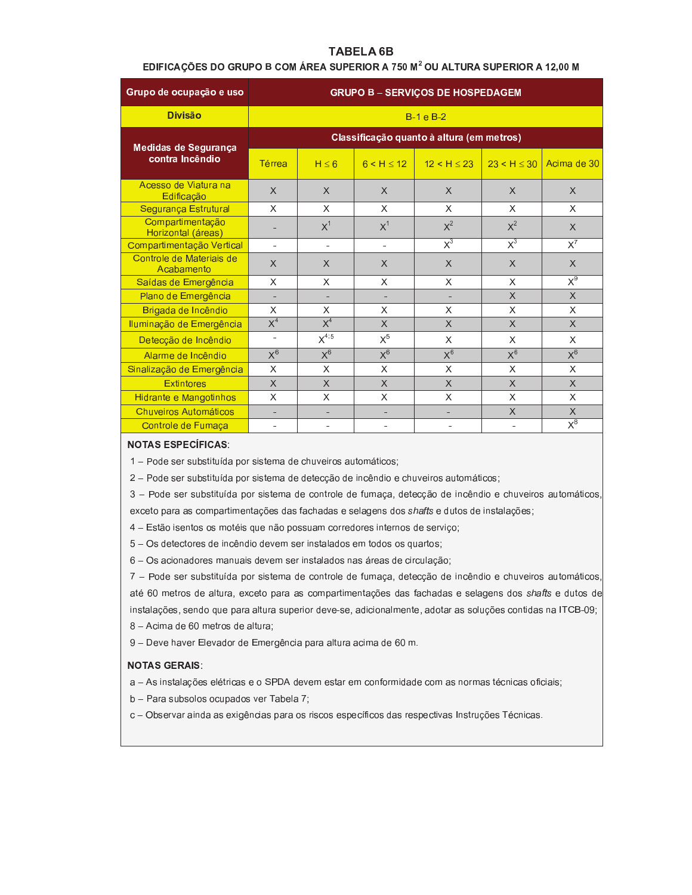## TABELA 6B

### EDIFICAÇÕES DO GRUPO B COM ÁREA SUPERIOR A 750 M² OU ALTURA SUPERIOR A 12,00 M

| Grupo de ocupação e uso | GRUPO B – SERVIÇOS DE HOSPEDAGEM | | | | | |
|---|---|---|---|---|---|---|
| **Divisão** | B-1 e B-2 | | | | | |
| **Medidas de Segurança contra Incêndio** | **Classificação quanto à altura (em metros)** | | | | | |
| | Térrea | H ≤ 6 | 6 < H ≤ 12 | 12 < H ≤ 23 | 23 < H ≤ 30 | Acima de 30 |
| Acesso de Viatura na Edificação | X | X | X | X | X | X |
| Segurança Estrutural | X | X | X | X | X | X |
| Compartimentação Horizontal (áreas) | - | X[1] | X[1] | X[2] | X[2] | X |
| Compartimentação Vertical | - | - | - | X[3] | X[3] | X[7] |
| Controle de Materiais de Acabamento | X | X | X | X | X | X |
| Saídas de Emergência | X | X | X | X | X | X[9] |
| Plano de Emergência | - | - | - | - | X | X |
| Brigada de Incêndio | X | X | X | X | X | X |
| Iluminação de Emergência | X[4] | X[4] | X | X | X | X |
| Detecção de Incêndio | - | X[4; 5] | X[5] | X | X | X |
| Alarme de Incêndio | X[6] | X[6] | X[6] | X[6] | X[6] | X[6] |
| Sinalização de Emergência | X | X | X | X | X | X |
| Extintores | X | X | X | X | X | X |
| Hidrante e Mangotinhos | X | X | X | X | X | X |
| Chuveiros Automáticos | - | - | - | - | X | X |
| Controle de Fumaça | - | - | - | - | - | X[8] |

**NOTAS ESPECÍFICAS**:

1 – Pode ser substituída por sistema de chuveiros automáticos;

2 – Pode ser substituída por sistema de detecção de incêndio e chuveiros automáticos;

3 – Pode ser substituída por sistema de controle de fumaça, detecção de incêndio e chuveiros automáticos, exceto para as compartimentações das fachadas e selagens dos *shafts* e dutos de instalações;

4 – Estão isentos os motéis que não possuam corredores internos de serviço;

5 – Os detectores de incêndio devem ser instalados em todos os quartos;

6 – Os acionadores manuais devem ser instalados nas áreas de circulação;

7 – Pode ser substituída por sistema de controle de fumaça, detecção de incêndio e chuveiros automáticos, até 60 metros de altura, exceto para as compartimentações das fachadas e selagens dos *shafts* e dutos de instalações, sendo que para altura superior deve-se, adicionalmente, adotar as soluções contidas na ITCB-09;

8 – Acima de 60 metros de altura;

9 – Deve haver Elevador de Emergência para altura acima de 60 m.

**NOTAS GERAIS**:

a – As instalações elétricas e o SPDA devem estar em conformidade com as normas técnicas oficiais;

b – Para subsolos ocupados ver Tabela 7;

c – Observar ainda as exigências para os riscos específicos das respectivas Instruções Técnicas.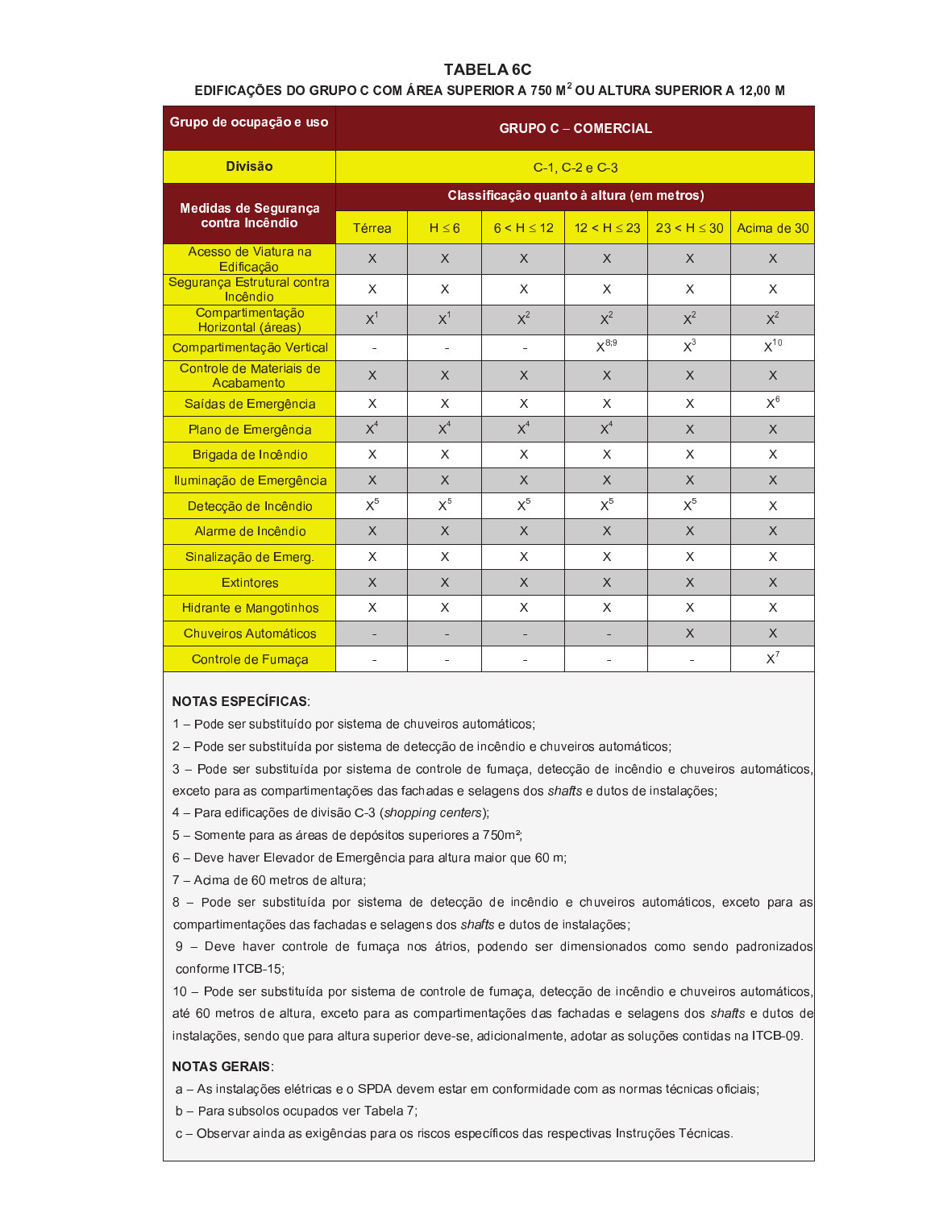# TABELA 6C

## EDIFICAÇÕES DO GRUPO C COM ÁREA SUPERIOR A 750 M² OU ALTURA SUPERIOR A 12,00 M

| Grupo de ocupação e uso | GRUPO C – COMERCIAL | | | | | |
|---|---|---|---|---|---|---|
| **Divisão** | C-1, C-2 e C-3 | | | | | |
| **Medidas de Segurança contra Incêndio** | **Classificação quanto à altura (em metros)** | | | | | |
| | Térrea | H ≤ 6 | 6 < H ≤ 12 | 12 < H ≤ 23 | 23 < H ≤ 30 | Acima de 30 |
| Acesso de Viatura na Edificação | X | X | X | X | X | X |
| Segurança Estrutural contra Incêndio | X | X | X | X | X | X |
| Compartimentação Horizontal (áreas) | X[1] | X[1] | X[2] | X[2] | X[2] | X[2] |
| Compartimentação Vertical | - | - | - | X[8;9] | X[3] | X[10] |
| Controle de Materiais de Acabamento | X | X | X | X | X | X |
| Saídas de Emergência | X | X | X | X | X | X[6] |
| Plano de Emergência | X[4] | X[4] | X[4] | X[4] | X | X |
| Brigada de Incêndio | X | X | X | X | X | X |
| Iluminação de Emergência | X | X | X | X | X | X |
| Detecção de Incêndio | X[5] | X[5] | X[5] | X[5] | X[5] | X |
| Alarme de Incêndio | X | X | X | X | X | X |
| Sinalização de Emerg. | X | X | X | X | X | X |
| Extintores | X | X | X | X | X | X |
| Hidrante e Mangotinhos | X | X | X | X | X | X |
| Chuveiros Automáticos | - | - | - | - | X | X |
| Controle de Fumaça | - | - | - | - | - | X[7] |

**NOTAS ESPECÍFICAS**:

1 – Pode ser substituído por sistema de chuveiros automáticos;

2 – Pode ser substituída por sistema de detecção de incêndio e chuveiros automáticos;

3 – Pode ser substituída por sistema de controle de fumaça, detecção de incêndio e chuveiros automáticos, exceto para as compartimentações das fachadas e selagens dos *shafts* e dutos de instalações;

4 – Para edificações de divisão C-3 (*shopping centers*);

5 – Somente para as áreas de depósitos superiores a 750m²;

6 – Deve haver Elevador de Emergência para altura maior que 60 m;

7 – Acima de 60 metros de altura;

8 – Pode ser substituída por sistema de detecção de incêndio e chuveiros automáticos, exceto para as compartimentações das fachadas e selagens dos *shafts* e dutos de instalações;

9 – Deve haver controle de fumaça nos átrios, podendo ser dimensionados como sendo padronizados conforme ITCB-15;

10 – Pode ser substituída por sistema de controle de fumaça, detecção de incêndio e chuveiros automáticos, até 60 metros de altura, exceto para as compartimentações das fachadas e selagens dos *shafts* e dutos de instalações, sendo que para altura superior deve-se, adicionalmente, adotar as soluções contidas na ITCB-09.

**NOTAS GERAIS**:

a – As instalações elétricas e o SPDA devem estar em conformidade com as normas técnicas oficiais;

b – Para subsolos ocupados ver Tabela 7;

c – Observar ainda as exigências para os riscos específicos das respectivas Instruções Técnicas.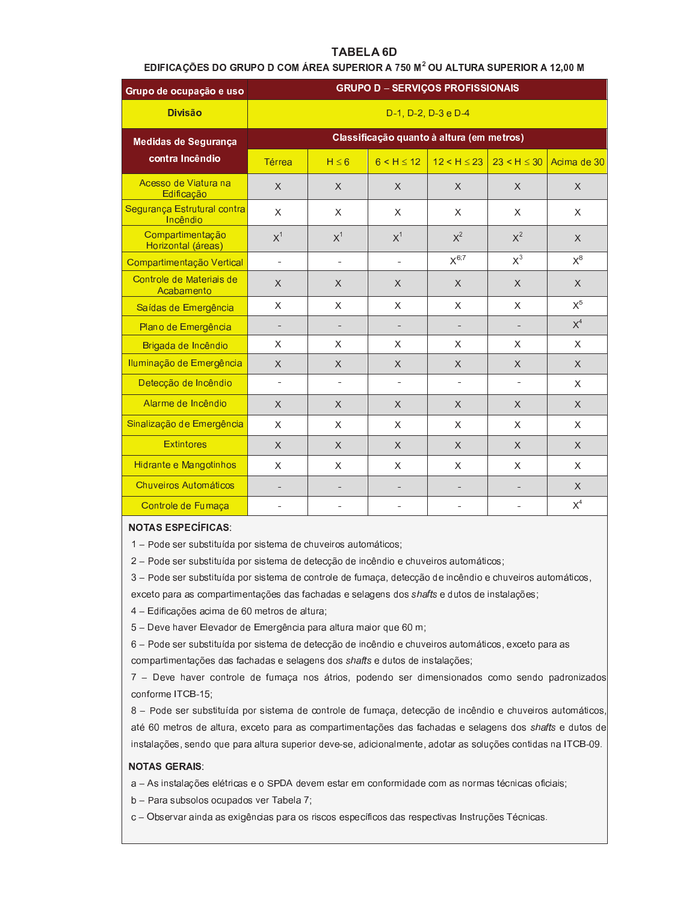## TABELA 6D

### EDIFICAÇÕES DO GRUPO D COM ÁREA SUPERIOR A 750 M² OU ALTURA SUPERIOR A 12,00 M

| Grupo de ocupação e uso | GRUPO D – SERVIÇOS PROFISSIONAIS | | | | | |
|---|---|---|---|---|---|---|
| **Divisão** | D-1, D-2, D-3 e D-4 | | | | | |
| **Medidas de Segurança contra Incêndio** | **Classificação quanto à altura (em metros)** | | | | | |
| | Térrea | H ≤ 6 | 6 < H ≤ 12 | 12 < H ≤ 23 | 23 < H ≤ 30 | Acima de 30 |
| Acesso de Viatura na Edificação | X | X | X | X | X | X |
| Segurança Estrutural contra Incêndio | X | X | X | X | X | X |
| Compartimentação Horizontal (áreas) | X[1] | X[1] | X[1] | X[2] | X[2] | X |
| Compartimentação Vertical | - | - | - | X[6;7] | X[3] | X[8] |
| Controle de Materiais de Acabamento | X | X | X | X | X | X |
| Saídas de Emergência | X | X | X | X | X | X[5] |
| Plano de Emergência | - | - | - | - | - | X[4] |
| Brigada de Incêndio | X | X | X | X | X | X |
| Iluminação de Emergência | X | X | X | X | X | X |
| Detecção de Incêndio | - | - | - | - | - | X |
| Alarme de Incêndio | X | X | X | X | X | X |
| Sinalização de Emergência | X | X | X | X | X | X |
| Extintores | X | X | X | X | X | X |
| Hidrante e Mangotinhos | X | X | X | X | X | X |
| Chuveiros Automáticos | - | - | - | - | - | X |
| Controle de Fumaça | - | - | - | - | - | X[4] |

**NOTAS ESPECÍFICAS**:

1 – Pode ser substituída por sistema de chuveiros automáticos;

2 – Pode ser substituída por sistema de detecção de incêndio e chuveiros automáticos;

3 – Pode ser substituída por sistema de controle de fumaça, detecção de incêndio e chuveiros automáticos, exceto para as compartimentações das fachadas e selagens dos *shafts* e dutos de instalações;

4 – Edificações acima de 60 metros de altura;

5 – Deve haver Elevador de Emergência para altura maior que 60 m;

6 – Pode ser substituída por sistema de detecção de incêndio e chuveiros automáticos, exceto para as compartimentações das fachadas e selagens dos *shafts* e dutos de instalações;

7 – Deve haver controle de fumaça nos átrios, podendo ser dimensionados como sendo padronizados conforme ITCB-15;

8 – Pode ser substituída por sistema de controle de fumaça, detecção de incêndio e chuveiros automáticos, até 60 metros de altura, exceto para as compartimentações das fachadas e selagens dos *shafts* e dutos de instalações, sendo que para altura superior deve-se, adicionalmente, adotar as soluções contidas na ITCB-09.

**NOTAS GERAIS**:

a – As instalações elétricas e o SPDA devem estar em conformidade com as normas técnicas oficiais;

b – Para subsolos ocupados ver Tabela 7;

c – Observar ainda as exigências para os riscos específicos das respectivas Instruções Técnicas.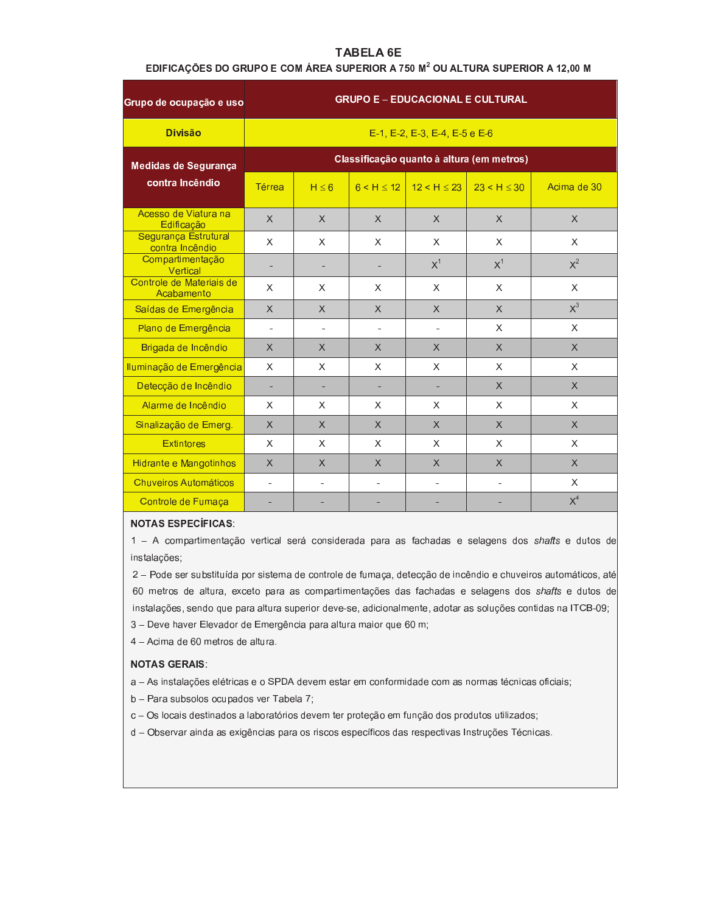# TABELA 6E

**EDIFICAÇÕES DO GRUPO E COM ÁREA SUPERIOR A 750 M² OU ALTURA SUPERIOR A 12,00 M**

| Grupo de ocupação e uso | GRUPO E – EDUCACIONAL E CULTURAL | | | | | |
|---|---|---|---|---|---|---|
| **Divisão** | E-1, E-2, E-3, E-4, E-5 e E-6 | | | | | |
| **Medidas de Segurança contra Incêndio** | **Classificação quanto à altura (em metros)** | | | | | |
| | Térrea | $H \leq 6$ | $6 < H \leq 12$ | $12 < H \leq 23$ | $23 < H \leq 30$ | Acima de 30 |
| Acesso de Viatura na Edificação | X | X | X | X | X | X |
| Segurança Estrutural contra Incêndio | X | X | X | X | X | X |
| Compartimentação Vertical | - | - | - | X[1] | X[1] | X[2] |
| Controle de Materiais de Acabamento | X | X | X | X | X | X |
| Saídas de Emergência | X | X | X | X | X | X[3] |
| Plano de Emergência | - | - | - | - | X | X |
| Brigada de Incêndio | X | X | X | X | X | X |
| Iluminação de Emergência | X | X | X | X | X | X |
| Detecção de Incêndio | - | - | - | - | X | X |
| Alarme de Incêndio | X | X | X | X | X | X |
| Sinalização de Emerg. | X | X | X | X | X | X |
| Extintores | X | X | X | X | X | X |
| Hidrante e Mangotinhos | X | X | X | X | X | X |
| Chuveiros Automáticos | - | - | - | - | - | X |
| Controle de Fumaça | - | - | - | - | - | X[4] |

**NOTAS ESPECÍFICAS**:

1 – A compartimentação vertical será considerada para as fachadas e selagens dos *shafts* e dutos de instalações;

2 – Pode ser substituída por sistema de controle de fumaça, detecção de incêndio e chuveiros automáticos, até 60 metros de altura, exceto para as compartimentações das fachadas e selagens dos *shafts* e dutos de instalações, sendo que para altura superior deve-se, adicionalmente, adotar as soluções contidas na ITCB-09;

3 – Deve haver Elevador de Emergência para altura maior que 60 m;

4 – Acima de 60 metros de altura.

**NOTAS GERAIS**:

a – As instalações elétricas e o SPDA devem estar em conformidade com as normas técnicas oficiais;

b – Para subsolos ocupados ver Tabela 7;

c – Os locais destinados a laboratórios devem ter proteção em função dos produtos utilizados;

d – Observar ainda as exigências para os riscos específicos das respectivas Instruções Técnicas.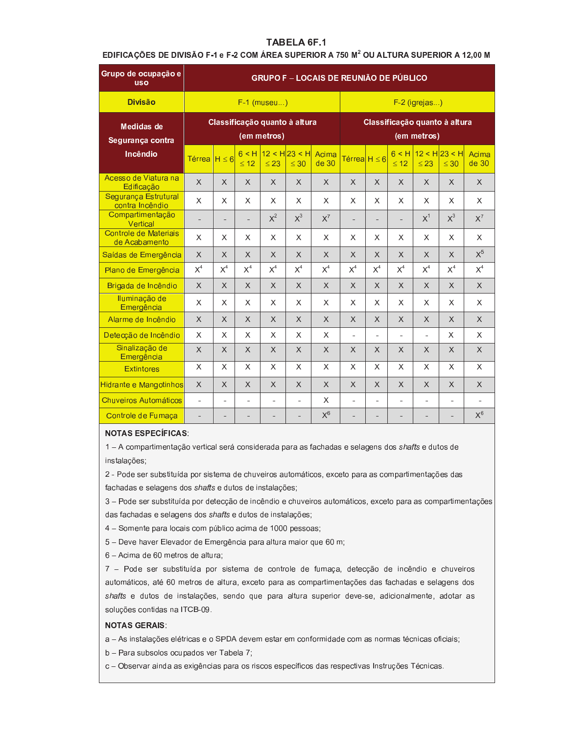## TABELA 6F.1

**EDIFICAÇÕES DE DIVISÃO F-1 e F-2 COM ÁREA SUPERIOR A 750 M² OU ALTURA SUPERIOR A 12,00 M**

| Grupo de ocupação e uso | GRUPO F – LOCAIS DE REUNIÃO DE PÚBLICO | | | | | | | | | | | |
|---|---|---|---|---|---|---|---|---|---|---|---|---|
| **Divisão** | F-1 (museu...) | | | | | | F-2 (igrejas...) | | | | | |
| **Medidas de Segurança contra Incêndio** | **Classificação quanto à altura (em metros)** | | | | | | **Classificação quanto à altura (em metros)** | | | | | |
| | Térrea | H ≤ 6 | 6 < H ≤ 12 | 12 < H ≤ 23 | 23 < H ≤ 30 | Acima de 30 | Térrea | H ≤ 6 | 6 < H ≤ 12 | 12 < H ≤ 23 | 23 < H ≤ 30 | Acima de 30 |
| Acesso de Viatura na Edificação | X | X | X | X | X | X | X | X | X | X | X | X |
| Segurança Estrutural contra Incêndio | X | X | X | X | X | X | X | X | X | X | X | X |
| Compartimentação Vertical | - | - | - | X[2] | X[3] | X[7] | - | - | - | X[1] | X[3] | X[7] |
| Controle de Materiais de Acabamento | X | X | X | X | X | X | X | X | X | X | X | X |
| Saídas de Emergência | X | X | X | X | X | X | X | X | X | X | X | X[5] |
| Plano de Emergência | X[4] | X[4] | X[4] | X[4] | X[4] | X[4] | X[4] | X[4] | X[4] | X[4] | X[4] | X[4] |
| Brigada de Incêndio | X | X | X | X | X | X | X | X | X | X | X | X |
| Iluminação de Emergência | X | X | X | X | X | X | X | X | X | X | X | X |
| Alarme de Incêndio | X | X | X | X | X | X | X | X | X | X | X | X |
| Detecção de Incêndio | X | X | X | X | X | X | - | - | - | - | X | X |
| Sinalização de Emergência | X | X | X | X | X | X | X | X | X | X | X | X |
| Extintores | X | X | X | X | X | X | X | X | X | X | X | X |
| Hidrante e Mangotinhos | X | X | X | X | X | X | X | X | X | X | X | X |
| Chuveiros Automáticos | - | - | - | - | - | X | - | - | - | - | - | - |
| Controle de Fumaça | - | - | - | - | - | X[6] | - | - | - | - | - | X[6] |

**NOTAS ESPECÍFICAS**:

1 – A compartimentação vertical será considerada para as fachadas e selagens dos *shafts* e dutos de instalações;

2 - Pode ser substituída por sistema de chuveiros automáticos, exceto para as compartimentações das fachadas e selagens dos *shafts* e dutos de instalações;

3 – Pode ser substituída por detecção de incêndio e chuveiros automáticos, exceto para as compartimentações das fachadas e selagens dos *shafts* e dutos de instalações;

4 – Somente para locais com público acima de 1000 pessoas;

5 – Deve haver Elevador de Emergência para altura maior que 60 m;

6 – Acima de 60 metros de altura;

7 – Pode ser substituída por sistema de controle de fumaça, detecção de incêndio e chuveiros automáticos, até 60 metros de altura, exceto para as compartimentações das fachadas e selagens dos *shafts* e dutos de instalações, sendo que para altura superior deve-se, adicionalmente, adotar as soluções contidas na ITCB-09.

**NOTAS GERAIS**:

a – As instalações elétricas e o SPDA devem estar em conformidade com as normas técnicas oficiais;

b – Para subsolos ocupados ver Tabela 7;

c – Observar ainda as exigências para os riscos específicos das respectivas Instruções Técnicas.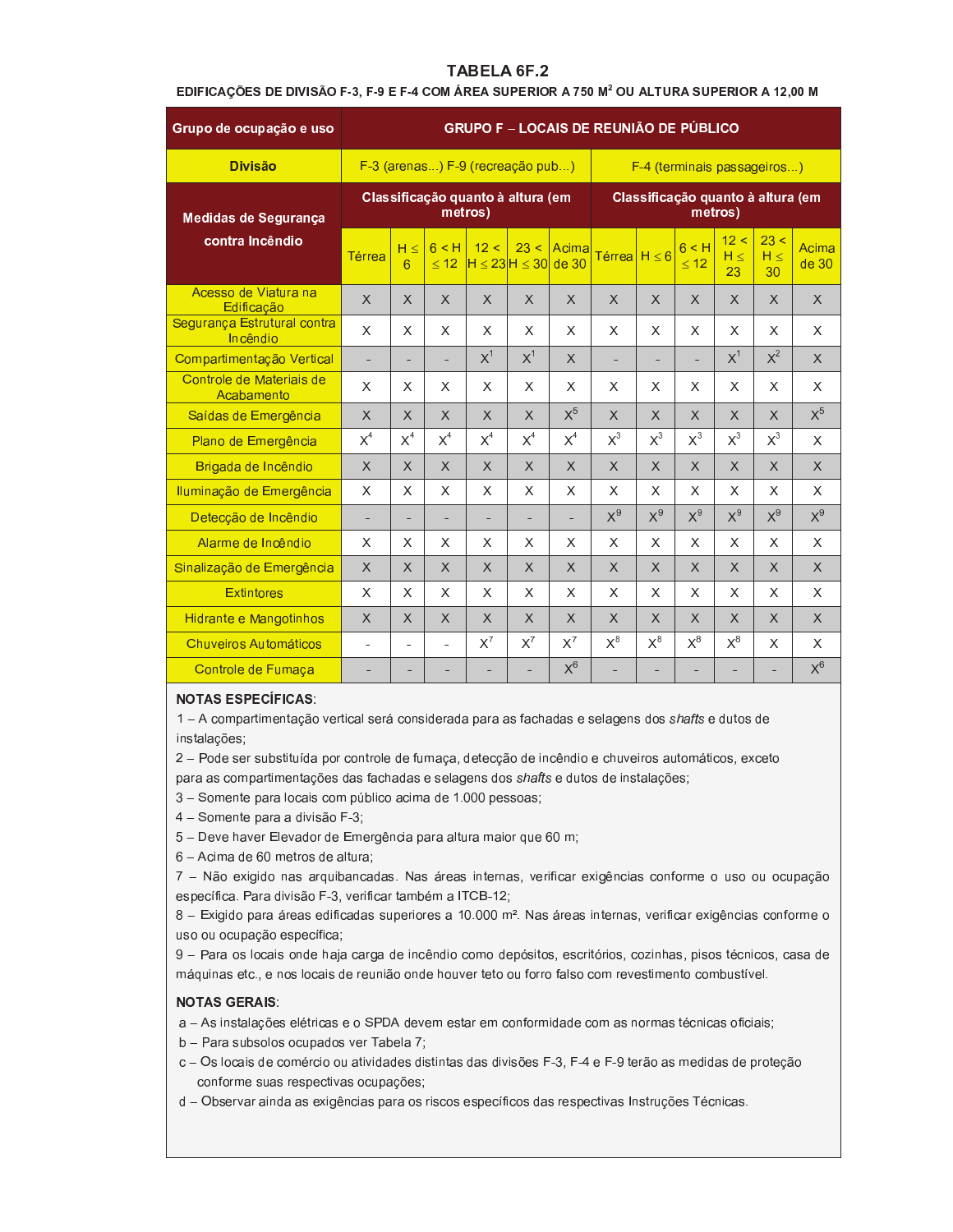## TABELA 6F.2

**EDIFICAÇÕES DE DIVISÃO F-3, F-9 E F-4 COM ÁREA SUPERIOR A 750 M² OU ALTURA SUPERIOR A 12,00 M**

| Grupo de ocupação e uso | GRUPO F – LOCAIS DE REUNIÃO DE PÚBLICO | | | | | | | | | | | |
|---|---|---|---|---|---|---|---|---|---|---|---|---|
| **Divisão** | F-3 (arenas...) F-9 (recreação pub...) | | | | | | F-4 (terminais passageiros...) | | | | | |
| **Medidas de Segurança contra Incêndio** | **Classificação quanto à altura (em metros)** | | | | | | **Classificação quanto à altura (em metros)** | | | | | |
| | Térrea | H ≤ 6 | 6 < H ≤ 12 | 12 < H ≤ 23 | 23 < H ≤ 30 | Acima de 30 | Térrea | H ≤ 6 | 6 < H ≤ 12 | 12 < H ≤ 23 | 23 < H ≤ 30 | Acima de 30 |
| Acesso de Viatura na Edificação | X | X | X | X | X | X | X | X | X | X | X | X |
| Segurança Estrutural contra Incêndio | X | X | X | X | X | X | X | X | X | X | X | X |
| Compartimentação Vertical | - | - | - | X[1] | X[1] | X | - | - | - | X[1] | X[2] | X |
| Controle de Materiais de Acabamento | X | X | X | X | X | X | X | X | X | X | X | X |
| Saídas de Emergência | X | X | X | X | X | X[5] | X | X | X | X | X | X[5] |
| Plano de Emergência | X[4] | X[4] | X[4] | X[4] | X[4] | X[4] | X[3] | X[3] | X[3] | X[3] | X[3] | X |
| Brigada de Incêndio | X | X | X | X | X | X | X | X | X | X | X | X |
| Iluminação de Emergência | X | X | X | X | X | X | X | X | X | X | X | X |
| Detecção de Incêndio | - | - | - | - | - | - | X[9] | X[9] | X[9] | X[9] | X[9] | X[9] |
| Alarme de Incêndio | X | X | X | X | X | X | X | X | X | X | X | X |
| Sinalização de Emergência | X | X | X | X | X | X | X | X | X | X | X | X |
| Extintores | X | X | X | X | X | X | X | X | X | X | X | X |
| Hidrante e Mangotinhos | X | X | X | X | X | X | X | X | X | X | X | X |
| Chuveiros Automáticos | - | - | - | X[7] | X[7] | X[7] | X[8] | X[8] | X[8] | X[8] | X | X |
| Controle de Fumaça | - | - | - | - | - | X[6] | - | - | - | - | - | X[6] |

**NOTAS ESPECÍFICAS**:

1 – A compartimentação vertical será considerada para as fachadas e selagens dos *shafts* e dutos de instalações;

2 – Pode ser substituída por controle de fumaça, detecção de incêndio e chuveiros automáticos, exceto para as compartimentações das fachadas e selagens dos *shafts* e dutos de instalações;

3 – Somente para locais com público acima de 1.000 pessoas;

4 – Somente para a divisão F-3;

5 – Deve haver Elevador de Emergência para altura maior que 60 m;

6 – Acima de 60 metros de altura;

7 – Não exigido nas arquibancadas. Nas áreas internas, verificar exigências conforme o uso ou ocupação específica. Para divisão F-3, verificar também a ITCB-12;

8 – Exigido para áreas edificadas superiores a 10.000 m². Nas áreas internas, verificar exigências conforme o uso ou ocupação específica;

9 – Para os locais onde haja carga de incêndio como depósitos, escritórios, cozinhas, pisos técnicos, casa de máquinas etc., e nos locais de reunião onde houver teto ou forro falso com revestimento combustível.

**NOTAS GERAIS**:

a – As instalações elétricas e o SPDA devem estar em conformidade com as normas técnicas oficiais;

b – Para subsolos ocupados ver Tabela 7;

c – Os locais de comércio ou atividades distintas das divisões F-3, F-4 e F-9 terão as medidas de proteção conforme suas respectivas ocupações;

d – Observar ainda as exigências para os riscos específicos das respectivas Instruções Técnicas.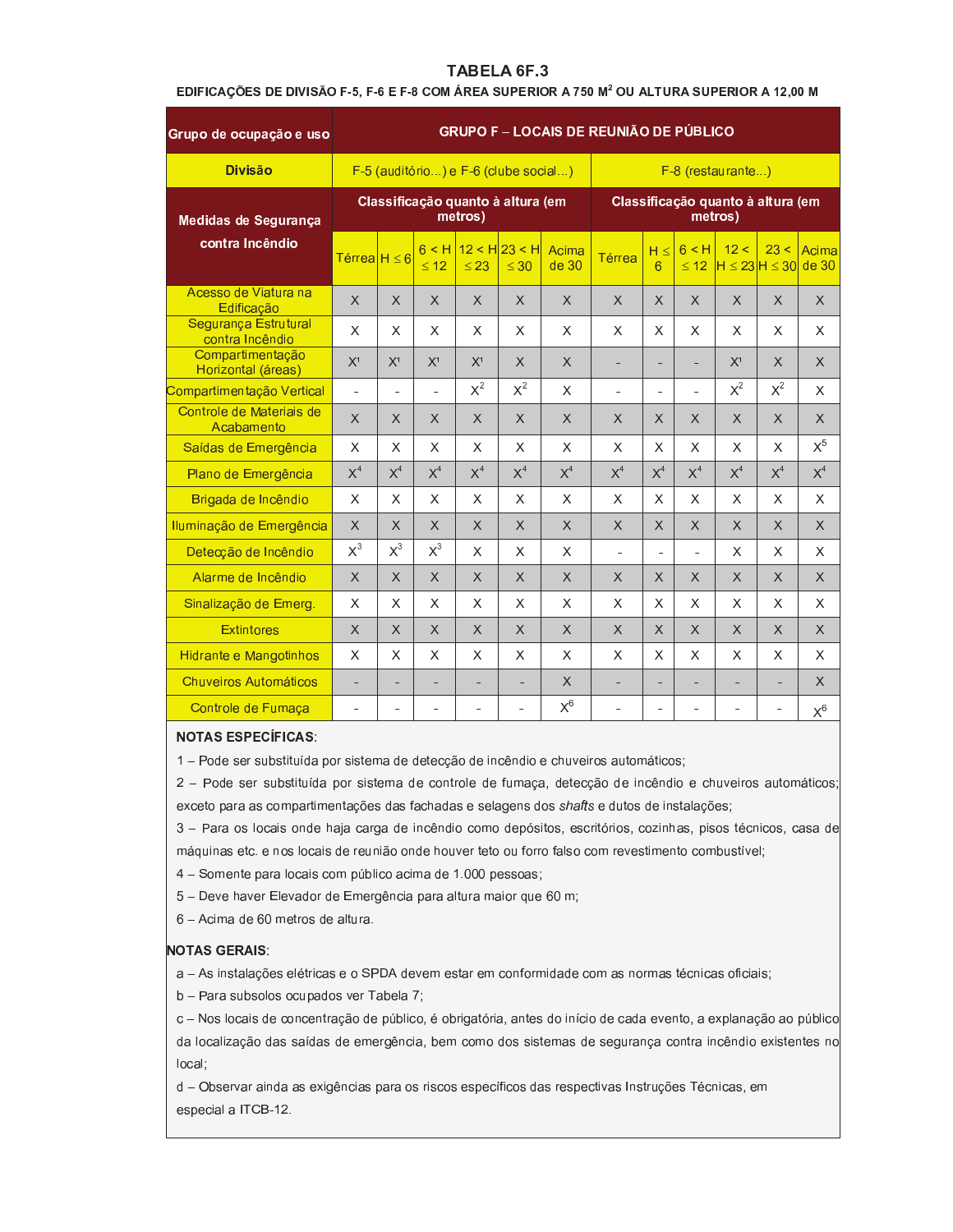# TABELA 6F.3

**EDIFICAÇÕES DE DIVISÃO F-5, F-6 E F-8 COM ÁREA SUPERIOR A 750 M² OU ALTURA SUPERIOR A 12,00 M**

| Grupo de ocupação e uso | GRUPO F – LOCAIS DE REUNIÃO DE PÚBLICO | | | | | | | | | | | |
|---|---|---|---|---|---|---|---|---|---|---|---|---|
| **Divisão** | F-5 (auditório...) e F-6 (clube social...) | | | | | | F-8 (restaurante...) | | | | | |
| **Medidas de Segurança contra Incêndio** | **Classificação quanto à altura (em metros)** | | | | | | **Classificação quanto à altura (em metros)** | | | | | |
| | Térrea | H ≤ 6 | 6 < H ≤ 12 | 12 < H ≤ 23 | 23 < H ≤ 30 | Acima de 30 | Térrea | H ≤ 6 | 6 < H ≤ 12 | 12 < H ≤ 23 | 23 < H ≤ 30 | Acima de 30 |
| Acesso de Viatura na Edificação | X | X | X | X | X | X | X | X | X | X | X | X |
| Segurança Estrutural contra Incêndio | X | X | X | X | X | X | X | X | X | X | X | X |
| Compartimentação Horizontal (áreas) | X¹ | X¹ | X¹ | X¹ | X | X | - | - | - | X¹ | X | X |
| Compartimentação Vertical | - | - | - | X² | X² | X | - | - | - | X² | X² | X |
| Controle de Materiais de Acabamento | X | X | X | X | X | X | X | X | X | X | X | X |
| Saídas de Emergência | X | X | X | X | X | X | X | X | X | X | X | X⁵ |
| Plano de Emergência | X⁴ | X⁴ | X⁴ | X⁴ | X⁴ | X⁴ | X⁴ | X⁴ | X⁴ | X⁴ | X⁴ | X⁴ |
| Brigada de Incêndio | X | X | X | X | X | X | X | X | X | X | X | X |
| Iluminação de Emergência | X | X | X | X | X | X | X | X | X | X | X | X |
| Detecção de Incêndio | X³ | X³ | X³ | X | X | X | - | - | - | X | X | X |
| Alarme de Incêndio | X | X | X | X | X | X | X | X | X | X | X | X |
| Sinalização de Emerg. | X | X | X | X | X | X | X | X | X | X | X | X |
| Extintores | X | X | X | X | X | X | X | X | X | X | X | X |
| Hidrante e Mangotinhos | X | X | X | X | X | X | X | X | X | X | X | X |
| Chuveiros Automáticos | - | - | - | - | - | X | - | - | - | - | - | X |
| Controle de Fumaça | - | - | - | - | - | X⁶ | - | - | - | - | - | X⁶ |

**NOTAS ESPECÍFICAS**:

1 – Pode ser substituída por sistema de detecção de incêndio e chuveiros automáticos;

2 – Pode ser substituída por sistema de controle de fumaça, detecção de incêndio e chuveiros automáticos; exceto para as compartimentações das fachadas e selagens dos *shafts* e dutos de instalações;

3 – Para os locais onde haja carga de incêndio como depósitos, escritórios, cozinhas, pisos técnicos, casa de máquinas etc. e nos locais de reunião onde houver teto ou forro falso com revestimento combustível;

4 – Somente para locais com público acima de 1.000 pessoas;

5 – Deve haver Elevador de Emergência para altura maior que 60 m;

6 – Acima de 60 metros de altura.

**NOTAS GERAIS**:

a – As instalações elétricas e o SPDA devem estar em conformidade com as normas técnicas oficiais;

b – Para subsolos ocupados ver Tabela 7;

c – Nos locais de concentração de público, é obrigatória, antes do início de cada evento, a explanação ao público da localização das saídas de emergência, bem como dos sistemas de segurança contra incêndio existentes no local;

d – Observar ainda as exigências para os riscos específicos das respectivas Instruções Técnicas, em especial a ITCB-12.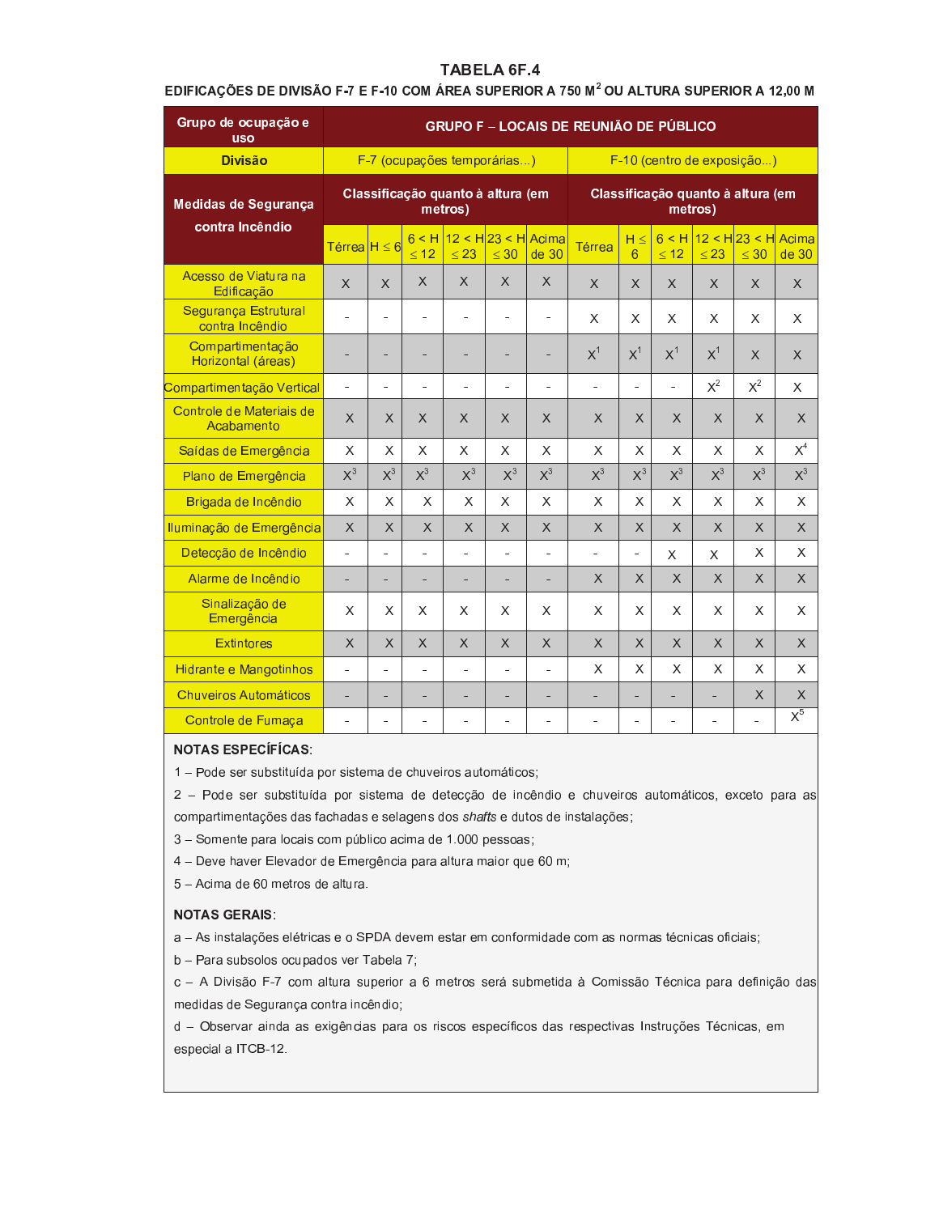# TABELA 6F.4

**EDIFICAÇÕES DE DIVISÃO F-7 E F-10 COM ÁREA SUPERIOR A 750 M² OU ALTURA SUPERIOR A 12,00 M**

| Grupo de ocupação e uso | GRUPO F – LOCAIS DE REUNIÃO DE PÚBLICO | | | | | | | | | | | |
|---|---|---|---|---|---|---|---|---|---|---|---|---|
| **Divisão** | F-7 (ocupações temporárias...) | | | | | | F-10 (centro de exposição...) | | | | | |
| **Medidas de Segurança contra Incêndio** | **Classificação quanto à altura (em metros)** | | | | | | **Classificação quanto à altura (em metros)** | | | | | |
| | Térrea | H ≤ 6 | 6 < H ≤ 12 | 12 < H ≤ 23 | 23 < H ≤ 30 | Acima de 30 | Térrea | H ≤ 6 | 6 < H ≤ 12 | 12 < H ≤ 23 | 23 < H ≤ 30 | Acima de 30 |
| Acesso de Viatura na Edificação | X | X | X | X | X | X | X | X | X | X | X | X |
| Segurança Estrutural contra Incêndio | - | - | - | - | - | - | X | X | X | X | X | X |
| Compartimentação Horizontal (áreas) | - | - | - | - | - | - | X[1] | X[1] | X[1] | X[1] | X | X |
| Compartimentação Vertical | - | - | - | - | - | - | - | - | - | X[2] | X[2] | X |
| Controle de Materiais de Acabamento | X | X | X | X | X | X | X | X | X | X | X | X |
| Saídas de Emergência | X | X | X | X | X | X | X | X | X | X | X | X[4] |
| Plano de Emergência | X[3] | X[3] | X[3] | X[3] | X[3] | X[3] | X[3] | X[3] | X[3] | X[3] | X[3] | X[3] |
| Brigada de Incêndio | X | X | X | X | X | X | X | X | X | X | X | X |
| Iluminação de Emergência | X | X | X | X | X | X | X | X | X | X | X | X |
| Detecção de Incêndio | - | - | - | - | - | - | - | - | X | X | X | X |
| Alarme de Incêndio | - | - | - | - | - | - | X | X | X | X | X | X |
| Sinalização de Emergência | X | X | X | X | X | X | X | X | X | X | X | X |
| Extintores | X | X | X | X | X | X | X | X | X | X | X | X |
| Hidrante e Mangotinhos | - | - | - | - | - | - | X | X | X | X | X | X |
| Chuveiros Automáticos | - | - | - | - | - | - | - | - | - | - | X | X |
| Controle de Fumaça | - | - | - | - | - | - | - | - | - | - | - | X[5] |

**NOTAS ESPECÍFICAS**:

1 – Pode ser substituída por sistema de chuveiros automáticos;

2 – Pode ser substituída por sistema de detecção de incêndio e chuveiros automáticos, exceto para as compartimentações das fachadas e selagens dos *shafts* e dutos de instalações;

3 – Somente para locais com público acima de 1.000 pessoas;

4 – Deve haver Elevador de Emergência para altura maior que 60 m;

5 – Acima de 60 metros de altura.

**NOTAS GERAIS**:

a – As instalações elétricas e o SPDA devem estar em conformidade com as normas técnicas oficiais;

b – Para subsolos ocupados ver Tabela 7;

c – A Divisão F-7 com altura superior a 6 metros será submetida à Comissão Técnica para definição das medidas de Segurança contra incêndio;

d – Observar ainda as exigências para os riscos específicos das respectivas Instruções Técnicas, em especial a ITCB-12.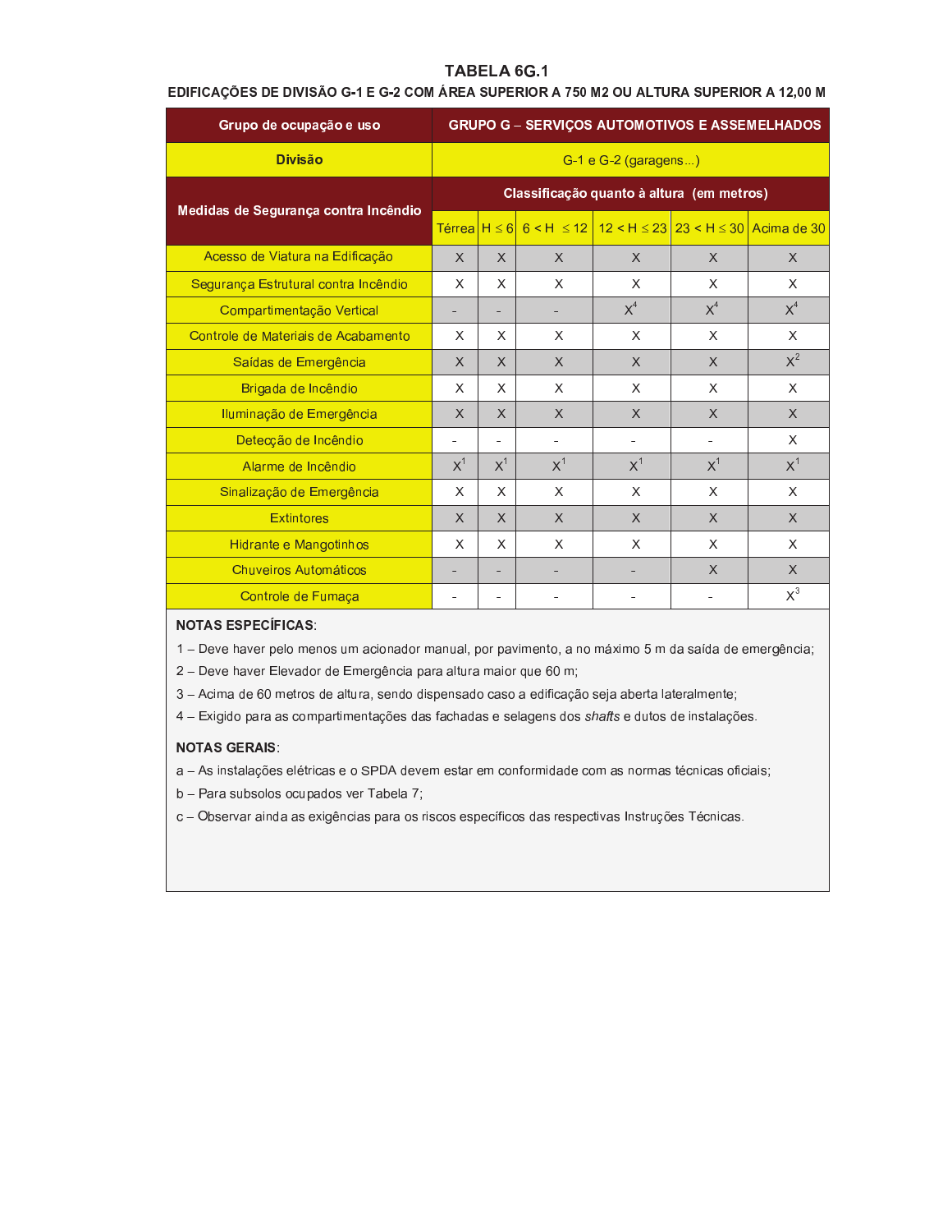# TABELA 6G.1

**EDIFICAÇÕES DE DIVISÃO G-1 E G-2 COM ÁREA SUPERIOR A 750 M2 OU ALTURA SUPERIOR A 12,00 M**

| Grupo de ocupação e uso | GRUPO G – SERVIÇOS AUTOMOTIVOS E ASSEMELHADOS | | | | | |
|---|---|---|---|---|---|---|
| **Divisão** | G-1 e G-2 (garagens...) | | | | | |
| **Medidas de Segurança contra Incêndio** | **Classificação quanto à altura (em metros)** | | | | | |
| | Térrea | H ≤ 6 | 6 < H ≤ 12 | 12 < H ≤ 23 | 23 < H ≤ 30 | Acima de 30 |
| Acesso de Viatura na Edificação | X | X | X | X | X | X |
| Segurança Estrutural contra Incêndio | X | X | X | X | X | X |
| Compartimentação Vertical | - | - | - | X[4] | X[4] | X[4] |
| Controle de Materiais de Acabamento | X | X | X | X | X | X |
| Saídas de Emergência | X | X | X | X | X | X[2] |
| Brigada de Incêndio | X | X | X | X | X | X |
| Iluminação de Emergência | X | X | X | X | X | X |
| Detecção de Incêndio | - | - | - | - | - | X |
| Alarme de Incêndio | X[1] | X[1] | X[1] | X[1] | X[1] | X[1] |
| Sinalização de Emergência | X | X | X | X | X | X |
| Extintores | X | X | X | X | X | X |
| Hidrante e Mangotinhos | X | X | X | X | X | X |
| Chuveiros Automáticos | - | - | - | - | X | X |
| Controle de Fumaça | - | - | - | - | - | X[3] |

**NOTAS ESPECÍFICAS**:

1 – Deve haver pelo menos um acionador manual, por pavimento, a no máximo 5 m da saída de emergência;

2 – Deve haver Elevador de Emergência para altura maior que 60 m;

3 – Acima de 60 metros de altura, sendo dispensado caso a edificação seja aberta lateralmente;

4 – Exigido para as compartimentações das fachadas e selagens dos *shafts* e dutos de instalações.

**NOTAS GERAIS**:

a – As instalações elétricas e o SPDA devem estar em conformidade com as normas técnicas oficiais;

b – Para subsolos ocupados ver Tabela 7;

c – Observar ainda as exigências para os riscos específicos das respectivas Instruções Técnicas.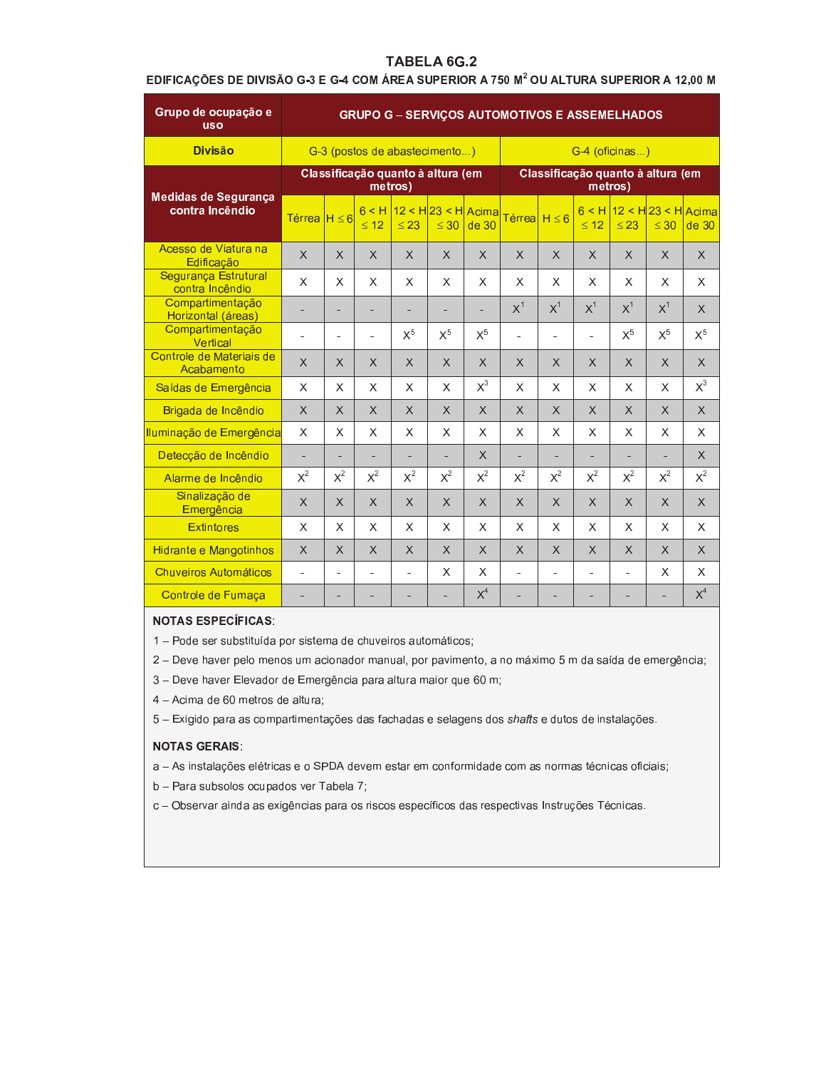## TABELA 6G.2

**EDIFICAÇÕES DE DIVISÃO G-3 E G-4 COM ÁREA SUPERIOR A 750 M² OU ALTURA SUPERIOR A 12,00 M**

| Grupo de ocupação e uso | GRUPO G – SERVIÇOS AUTOMOTIVOS E ASSEMELHADOS | | | | | | | | | | | |
|---|---|---|---|---|---|---|---|---|---|---|---|---|
| **Divisão** | G-3 (postos de abastecimento...) | | | | | | G-4 (oficinas...) | | | | | |
| **Medidas de Segurança contra Incêndio** | Classificação quanto à altura (em metros) | | | | | | Classificação quanto à altura (em metros) | | | | | |
| | Térrea | H ≤ 6 | 6 < H ≤ 12 | 12 < H ≤ 23 | 23 < H ≤ 30 | Acima de 30 | Térrea | H ≤ 6 | 6 < H ≤ 12 | 12 < H ≤ 23 | 23 < H ≤ 30 | Acima de 30 |
| Acesso de Viatura na Edificação | X | X | X | X | X | X | X | X | X | X | X | X |
| Segurança Estrutural contra Incêndio | X | X | X | X | X | X | X | X | X | X | X | X |
| Compartimentação Horizontal (áreas) | - | - | - | - | - | - | X[1] | X[1] | X[1] | X[1] | X[1] | X |
| Compartimentação Vertical | - | - | - | X[5] | X[5] | X[5] | - | - | - | X[5] | X[5] | X[5] |
| Controle de Materiais de Acabamento | X | X | X | X | X | X | X | X | X | X | X | X |
| Saídas de Emergência | X | X | X | X | X | X[3] | X | X | X | X | X | X[3] |
| Brigada de Incêndio | X | X | X | X | X | X | X | X | X | X | X | X |
| Iluminação de Emergência | X | X | X | X | X | X | X | X | X | X | X | X |
| Detecção de Incêndio | - | - | - | - | - | X | - | - | - | - | - | X |
| Alarme de Incêndio | X[2] | X[2] | X[2] | X[2] | X[2] | X[2] | X[2] | X[2] | X[2] | X[2] | X[2] | X[2] |
| Sinalização de Emergência | X | X | X | X | X | X | X | X | X | X | X | X |
| Extintores | X | X | X | X | X | X | X | X | X | X | X | X |
| Hidrante e Mangotinhos | X | X | X | X | X | X | X | X | X | X | X | X |
| Chuveiros Automáticos | - | - | - | - | X | X | - | - | - | - | X | X |
| Controle de Fumaça | - | - | - | - | - | X[4] | - | - | - | - | - | X[4] |

**NOTAS ESPECÍFICAS**:

1 – Pode ser substituída por sistema de chuveiros automáticos;

2 – Deve haver pelo menos um acionador manual, por pavimento, a no máximo 5 m da saída de emergência;

3 – Deve haver Elevador de Emergência para altura maior que 60 m;

4 – Acima de 60 metros de altura;

5 – Exigido para as compartimentações das fachadas e selagens dos *shafts* e dutos de instalações.

**NOTAS GERAIS**:

a – As instalações elétricas e o SPDA devem estar em conformidade com as normas técnicas oficiais;

b – Para subsolos ocupados ver Tabela 7;

c – Observar ainda as exigências para os riscos específicos das respectivas Instruções Técnicas.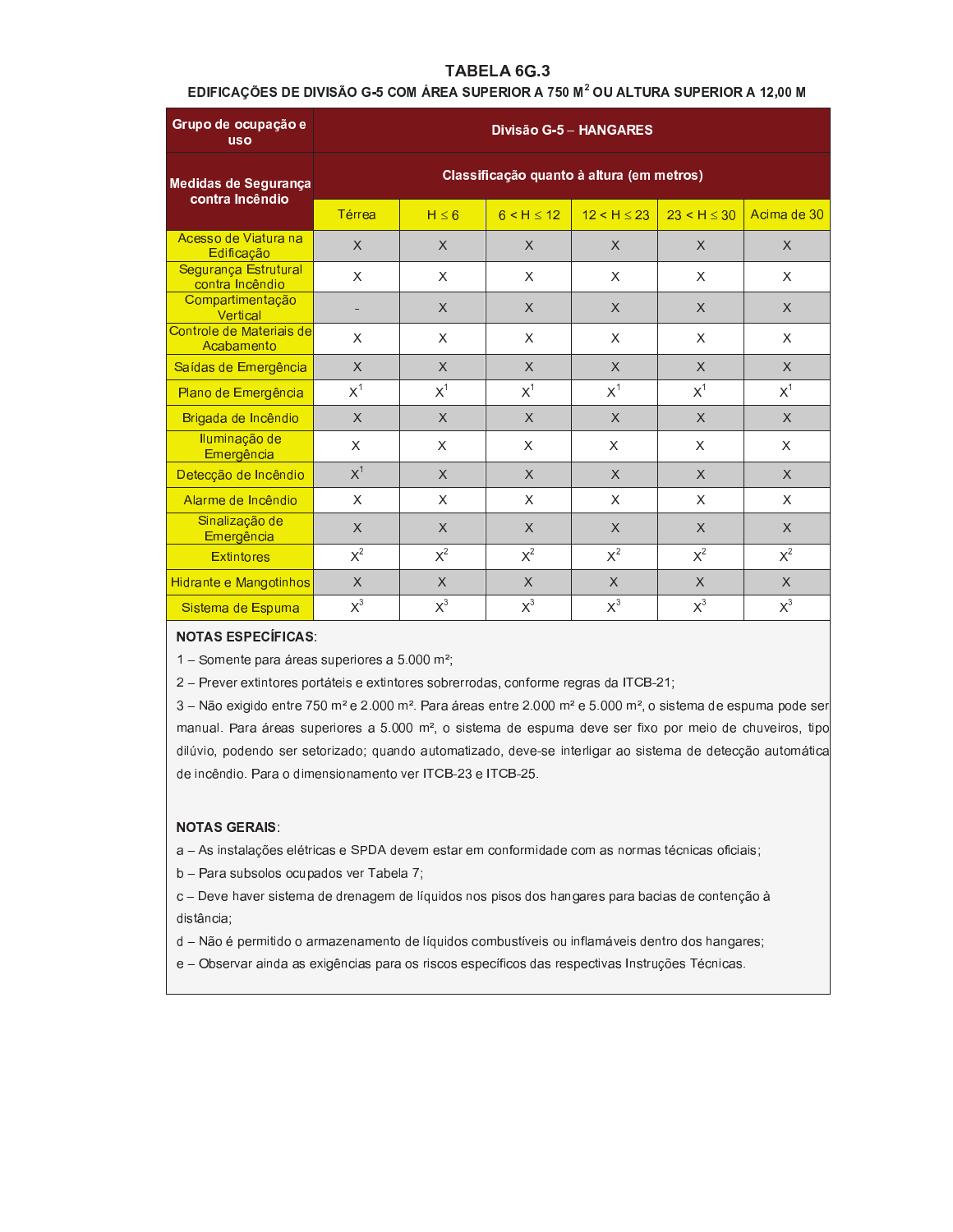# TABELA 6G.3

## EDIFICAÇÕES DE DIVISÃO G-5 COM ÁREA SUPERIOR A 750 M² OU ALTURA SUPERIOR A 12,00 M

| Grupo de ocupação e uso | Divisão G-5 – HANGARES | | | | | |
|---|---|---|---|---|---|---|
| **Medidas de Segurança contra Incêndio** | **Classificação quanto à altura (em metros)** | | | | | |
| | Térrea | H ≤ 6 | 6 < H ≤ 12 | 12 < H ≤ 23 | 23 < H ≤ 30 | Acima de 30 |
| Acesso de Viatura na Edificação | X | X | X | X | X | X |
| Segurança Estrutural contra Incêndio | X | X | X | X | X | X |
| Compartimentação Vertical | - | X | X | X | X | X |
| Controle de Materiais de Acabamento | X | X | X | X | X | X |
| Saídas de Emergência | X | X | X | X | X | X |
| Plano de Emergência | X[1] | X[1] | X[1] | X[1] | X[1] | X[1] |
| Brigada de Incêndio | X | X | X | X | X | X |
| Iluminação de Emergência | X | X | X | X | X | X |
| Detecção de Incêndio | X[1] | X | X | X | X | X |
| Alarme de Incêndio | X | X | X | X | X | X |
| Sinalização de Emergência | X | X | X | X | X | X |
| Extintores | X[2] | X[2] | X[2] | X[2] | X[2] | X[2] |
| Hidrante e Mangotinhos | X | X | X | X | X | X |
| Sistema de Espuma | X[3] | X[3] | X[3] | X[3] | X[3] | X[3] |

**NOTAS ESPECÍFICAS**:

1 – Somente para áreas superiores a 5.000 m²;

2 – Prever extintores portáteis e extintores sobrerrodas, conforme regras da ITCB-21;

3 – Não exigido entre 750 m² e 2.000 m². Para áreas entre 2.000 m² e 5.000 m², o sistema de espuma pode ser manual. Para áreas superiores a 5.000 m², o sistema de espuma deve ser fixo por meio de chuveiros, tipo dilúvio, podendo ser setorizado; quando automatizado, deve-se interligar ao sistema de detecção automática de incêndio. Para o dimensionamento ver ITCB-23 e ITCB-25.

**NOTAS GERAIS**:

a – As instalações elétricas e SPDA devem estar em conformidade com as normas técnicas oficiais;

b – Para subsolos ocupados ver Tabela 7;

c – Deve haver sistema de drenagem de líquidos nos pisos dos hangares para bacias de contenção à distância;

d – Não é permitido o armazenamento de líquidos combustíveis ou inflamáveis dentro dos hangares;

e – Observar ainda as exigências para os riscos específicos das respectivas Instruções Técnicas.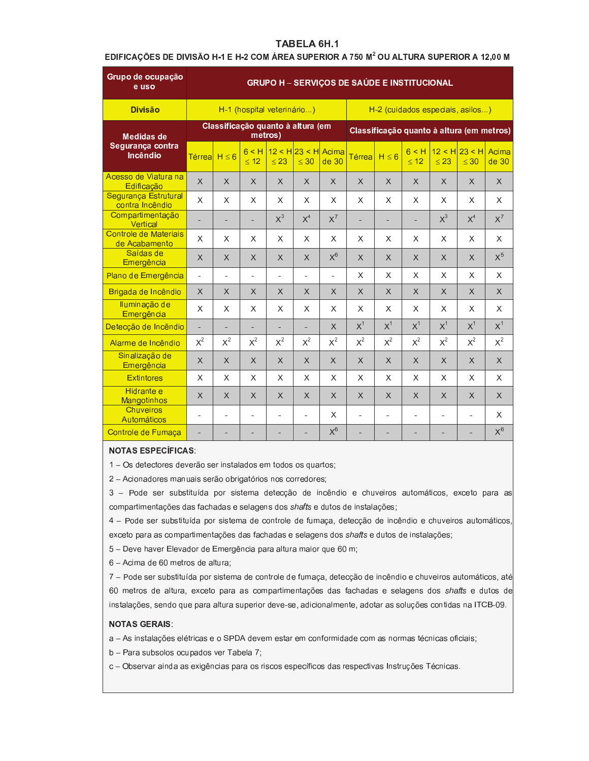### TABELA 6H.1

**EDIFICAÇÕES DE DIVISÃO H-1 E H-2 COM ÁREA SUPERIOR A 750 M² OU ALTURA SUPERIOR A 12,00 M**

| Grupo de ocupação e uso | GRUPO H – SERVIÇOS DE SAÚDE E INSTITUCIONAL | | | | | | | | | | | |
|---|---|---|---|---|---|---|---|---|---|---|---|---|
| **Divisão** | H-1 (hospital veterinário...) | | | | | | H-2 (cuidados especiais, asilos...) | | | | | |
| **Medidas de Segurança contra Incêndio** | **Classificação quanto à altura (em metros)** | | | | | | **Classificação quanto à altura (em metros)** | | | | | |
| | Térrea | H ≤ 6 | 6 < H ≤ 12 | 12 < H ≤ 23 | 23 < H ≤ 30 | Acima de 30 | Térrea | H ≤ 6 | 6 < H ≤ 12 | 12 < H ≤ 23 | 23 < H ≤ 30 | Acima de 30 |
| Acesso de Viatura na Edificação | X | X | X | X | X | X | X | X | X | X | X | X |
| Segurança Estrutural contra Incêndio | X | X | X | X | X | X | X | X | X | X | X | X |
| Compartimentação Vertical | - | - | - | X[3] | X[4] | X[7] | - | - | - | X[3] | X[4] | X[7] |
| Controle de Materiais de Acabamento | X | X | X | X | X | X | X | X | X | X | X | X |
| Saídas de Emergência | X | X | X | X | X | X[6] | X | X | X | X | X | X[5] |
| Plano de Emergência | - | - | - | - | - | - | X | X | X | X | X | X |
| Brigada de Incêndio | X | X | X | X | X | X | X | X | X | X | X | X |
| Iluminação de Emergência | X | X | X | X | X | X | X | X | X | X | X | X |
| Detecção de Incêndio | - | - | - | - | - | X | X[1] | X[1] | X[1] | X[1] | X[1] | X[1] |
| Alarme de Incêndio | X[2] | X[2] | X[2] | X[2] | X[2] | X[2] | X[2] | X[2] | X[2] | X[2] | X[2] | X[2] |
| Sinalização de Emergência | X | X | X | X | X | X | X | X | X | X | X | X |
| Extintores | X | X | X | X | X | X | X | X | X | X | X | X |
| Hidrante e Mangotinhos | X | X | X | X | X | X | X | X | X | X | X | X |
| Chuveiros Automáticos | - | - | - | - | - | X | - | - | - | - | - | X |
| Controle de Fumaça | - | - | - | - | - | X[6] | - | - | - | - | - | X[6] |

**NOTAS ESPECÍFICAS**:

1 – Os detectores deverão ser instalados em todos os quartos;

2 – Acionadores manuais serão obrigatórios nos corredores;

3 – Pode ser substituída por sistema detecção de incêndio e chuveiros automáticos, exceto para as compartimentações das fachadas e selagens dos *shafts* e dutos de instalações;

4 – Pode ser substituída por sistema de controle de fumaça, detecção de incêndio e chuveiros automáticos, exceto para as compartimentações das fachadas e selagens dos *shafts* e dutos de instalações;

5 – Deve haver Elevador de Emergência para altura maior que 60 m;

6 – Acima de 60 metros de altura;

7 – Pode ser substituída por sistema de controle de fumaça, detecção de incêndio e chuveiros automáticos, até 60 metros de altura, exceto para as compartimentações das fachadas e selagens dos *shafts* e dutos de instalações, sendo que para altura superior deve-se, adicionalmente, adotar as soluções contidas na ITCB-09.

**NOTAS GERAIS**:

a – As instalações elétricas e o SPDA devem estar em conformidade com as normas técnicas oficiais;

b – Para subsolos ocupados ver Tabela 7;

c – Observar ainda as exigências para os riscos específicos das respectivas Instruções Técnicas.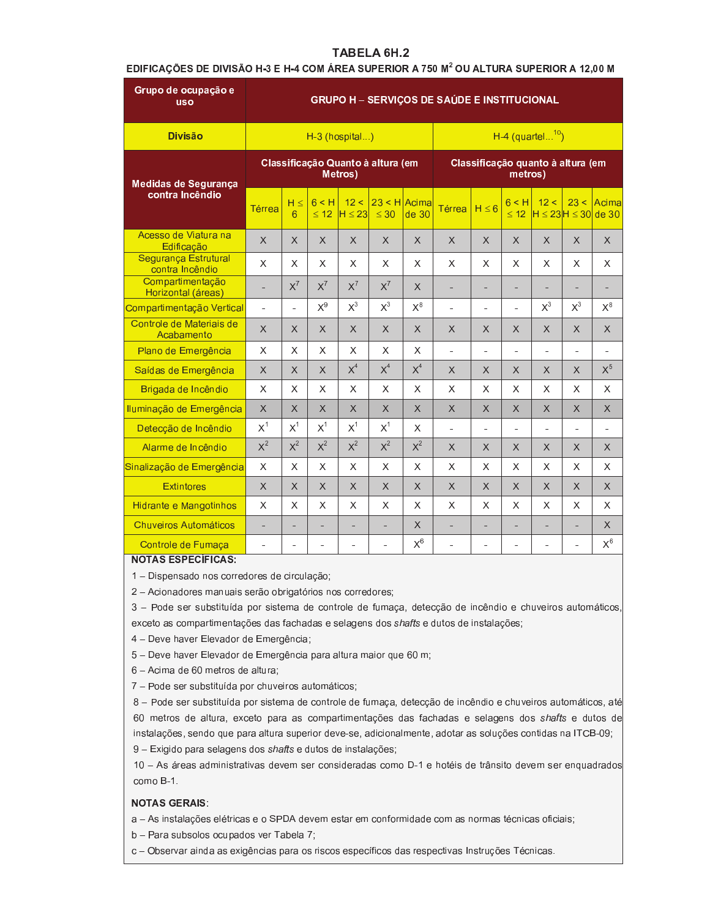# TABELA 6H.2

## EDIFICAÇÕES DE DIVISÃO H-3 E H-4 COM ÁREA SUPERIOR A 750 M² OU ALTURA SUPERIOR A 12,00 M

| Grupo de ocupação e uso | GRUPO H – SERVIÇOS DE SAÚDE E INSTITUCIONAL | | | | | | | | | | | |
|---|---|---|---|---|---|---|---|---|---|---|---|---|
| **Divisão** | H-3 (hospital...) | | | | | | H-4 (quartel...[10]) | | | | | |
| **Medidas de Segurança contra Incêndio** | Classificação Quanto à altura (em Metros) | | | | | | Classificação quanto à altura (em metros) | | | | | |
| | Térrea | H ≤ 6 | 6 < H ≤ 12 | 12 < H ≤ 23 | 23 < H ≤ 30 | Acima de 30 | Térrea | H ≤ 6 | 6 < H ≤ 12 | 12 < H ≤ 23 | 23 < H ≤ 30 | Acima de 30 |
| Acesso de Viatura na Edificação | X | X | X | X | X | X | X | X | X | X | X | X |
| Segurança Estrutural contra Incêndio | X | X | X | X | X | X | X | X | X | X | X | X |
| Compartimentação Horizontal (áreas) | - | X[7] | X[7] | X[7] | X[7] | X | - | - | - | - | - | - |
| Compartimentação Vertical | - | - | X[9] | X[3] | X[3] | X[8] | - | - | - | X[3] | X[3] | X[8] |
| Controle de Materiais de Acabamento | X | X | X | X | X | X | X | X | X | X | X | X |
| Plano de Emergência | X | X | X | X | X | X | - | - | - | - | - | - |
| Saídas de Emergência | X | X | X | X[4] | X[4] | X[4] | X | X | X | X | X | X[5] |
| Brigada de Incêndio | X | X | X | X | X | X | X | X | X | X | X | X |
| Iluminação de Emergência | X | X | X | X | X | X | X | X | X | X | X | X |
| Detecção de Incêndio | X[1] | X[1] | X[1] | X[1] | X[1] | X | - | - | - | - | - | - |
| Alarme de Incêndio | X[2] | X[2] | X[2] | X[2] | X[2] | X[2] | X | X | X | X | X | X |
| Sinalização de Emergência | X | X | X | X | X | X | X | X | X | X | X | X |
| Extintores | X | X | X | X | X | X | X | X | X | X | X | X |
| Hidrante e Mangotinhos | X | X | X | X | X | X | X | X | X | X | X | X |
| Chuveiros Automáticos | - | - | - | - | - | X | - | - | - | - | - | X |
| Controle de Fumaça | - | - | - | - | - | X[6] | - | - | - | - | - | X[6] |

**NOTAS ESPECÍFICAS:**

1 – Dispensado nos corredores de circulação;

2 – Acionadores manuais serão obrigatórios nos corredores;

3 – Pode ser substituída por sistema de controle de fumaça, detecção de incêndio e chuveiros automáticos, exceto as compartimentações das fachadas e selagens dos *shafts* e dutos de instalações;

4 – Deve haver Elevador de Emergência;

5 – Deve haver Elevador de Emergência para altura maior que 60 m;

6 – Acima de 60 metros de altura;

7 – Pode ser substituída por chuveiros automáticos;

8 – Pode ser substituída por sistema de controle de fumaça, detecção de incêndio e chuveiros automáticos, até 60 metros de altura, exceto para as compartimentações das fachadas e selagens dos *shafts* e dutos de instalações, sendo que para altura superior deve-se, adicionalmente, adotar as soluções contidas na ITCB-09;

9 – Exigido para selagens dos *shafts* e dutos de instalações;

10 – As áreas administrativas devem ser consideradas como D-1 e hotéis de trânsito devem ser enquadrados como B-1.

**NOTAS GERAIS**:

a – As instalações elétricas e o SPDA devem estar em conformidade com as normas técnicas oficiais;

b – Para subsolos ocupados ver Tabela 7;

c – Observar ainda as exigências para os riscos específicos das respectivas Instruções Técnicas.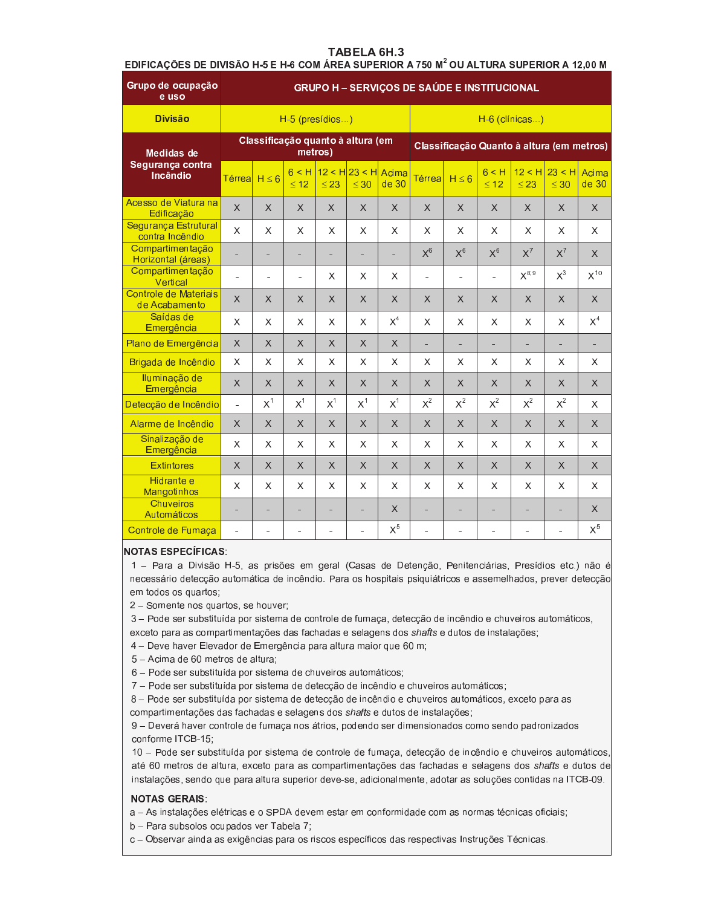# TABELA 6H.3

## EDIFICAÇÕES DE DIVISÃO H-5 E H-6 COM ÁREA SUPERIOR A 750 M² OU ALTURA SUPERIOR A 12,00 M

| Grupo de ocupação e uso | GRUPO H – SERVIÇOS DE SAÚDE E INSTITUCIONAL | | | | | | | | | | | |
|---|---|---|---|---|---|---|---|---|---|---|---|---|
| **Divisão** | H-5 (presídios...) | | | | | | H-6 (clínicas...) | | | | | |
| **Medidas de Segurança contra Incêndio** | **Classificação quanto à altura (em metros)** | | | | | | **Classificação Quanto à altura (em metros)** | | | | | |
| | Térrea | H ≤ 6 | 6 < H ≤ 12 | 12 < H ≤ 23 | 23 < H ≤ 30 | Acima de 30 | Térrea | H ≤ 6 | 6 < H ≤ 12 | 12 < H ≤ 23 | 23 < H ≤ 30 | Acima de 30 |
| Acesso de Viatura na Edificação | X | X | X | X | X | X | X | X | X | X | X | X |
| Segurança Estrutural contra Incêndio | X | X | X | X | X | X | X | X | X | X | X | X |
| Compartimentação Horizontal (áreas) | - | - | - | - | - | - | X[6] | X[6] | X[6] | X[7] | X[7] | X |
| Compartimentação Vertical | - | - | - | X | X | X | - | - | - | X[8;9] | X[3] | X[10] |
| Controle de Materiais de Acabamento | X | X | X | X | X | X | X | X | X | X | X | X |
| Saídas de Emergência | X | X | X | X | X | X[4] | X | X | X | X | X | X[4] |
| Plano de Emergência | X | X | X | X | X | X | - | - | - | - | - | - |
| Brigada de Incêndio | X | X | X | X | X | X | X | X | X | X | X | X |
| Iluminação de Emergência | X | X | X | X | X | X | X | X | X | X | X | X |
| Detecção de Incêndio | - | X[1] | X[1] | X[1] | X[1] | X[1] | X[2] | X[2] | X[2] | X[2] | X[2] | X |
| Alarme de Incêndio | X | X | X | X | X | X | X | X | X | X | X | X |
| Sinalização de Emergência | X | X | X | X | X | X | X | X | X | X | X | X |
| Extintores | X | X | X | X | X | X | X | X | X | X | X | X |
| Hidrante e Mangotinhos | X | X | X | X | X | X | X | X | X | X | X | X |
| Chuveiros Automáticos | - | - | - | - | - | X | - | - | - | - | - | X |
| Controle de Fumaça | - | - | - | - | - | X[5] | - | - | - | - | - | X[5] |

**NOTAS ESPECÍFICAS**:

1 – Para a Divisão H-5, as prisões em geral (Casas de Detenção, Penitenciárias, Presídios etc.) não é necessário detecção automática de incêndio. Para os hospitais psiquiátricos e assemelhados, prever detecção em todos os quartos;

2 – Somente nos quartos, se houver;

3 – Pode ser substituída por sistema de controle de fumaça, detecção de incêndio e chuveiros automáticos, exceto para as compartimentações das fachadas e selagens dos *shafts* e dutos de instalações;

4 – Deve haver Elevador de Emergência para altura maior que 60 m;

5 – Acima de 60 metros de altura;

6 – Pode ser substituída por sistema de chuveiros automáticos;

7 – Pode ser substituída por sistema de detecção de incêndio e chuveiros automáticos;

8 – Pode ser substituída por sistema de detecção de incêndio e chuveiros automáticos, exceto para as compartimentações das fachadas e selagens dos *shafts* e dutos de instalações;

9 – Deverá haver controle de fumaça nos átrios, podendo ser dimensionados como sendo padronizados conforme ITCB-15;

10 – Pode ser substituída por sistema de controle de fumaça, detecção de incêndio e chuveiros automáticos, até 60 metros de altura, exceto para as compartimentações das fachadas e selagens dos *shafts* e dutos de instalações, sendo que para altura superior deve-se, adicionalmente, adotar as soluções contidas na ITCB-09.

**NOTAS GERAIS**:

a – As instalações elétricas e o SPDA devem estar em conformidade com as normas técnicas oficiais;

b – Para subsolos ocupados ver Tabela 7;

c – Observar ainda as exigências para os riscos específicos das respectivas Instruções Técnicas.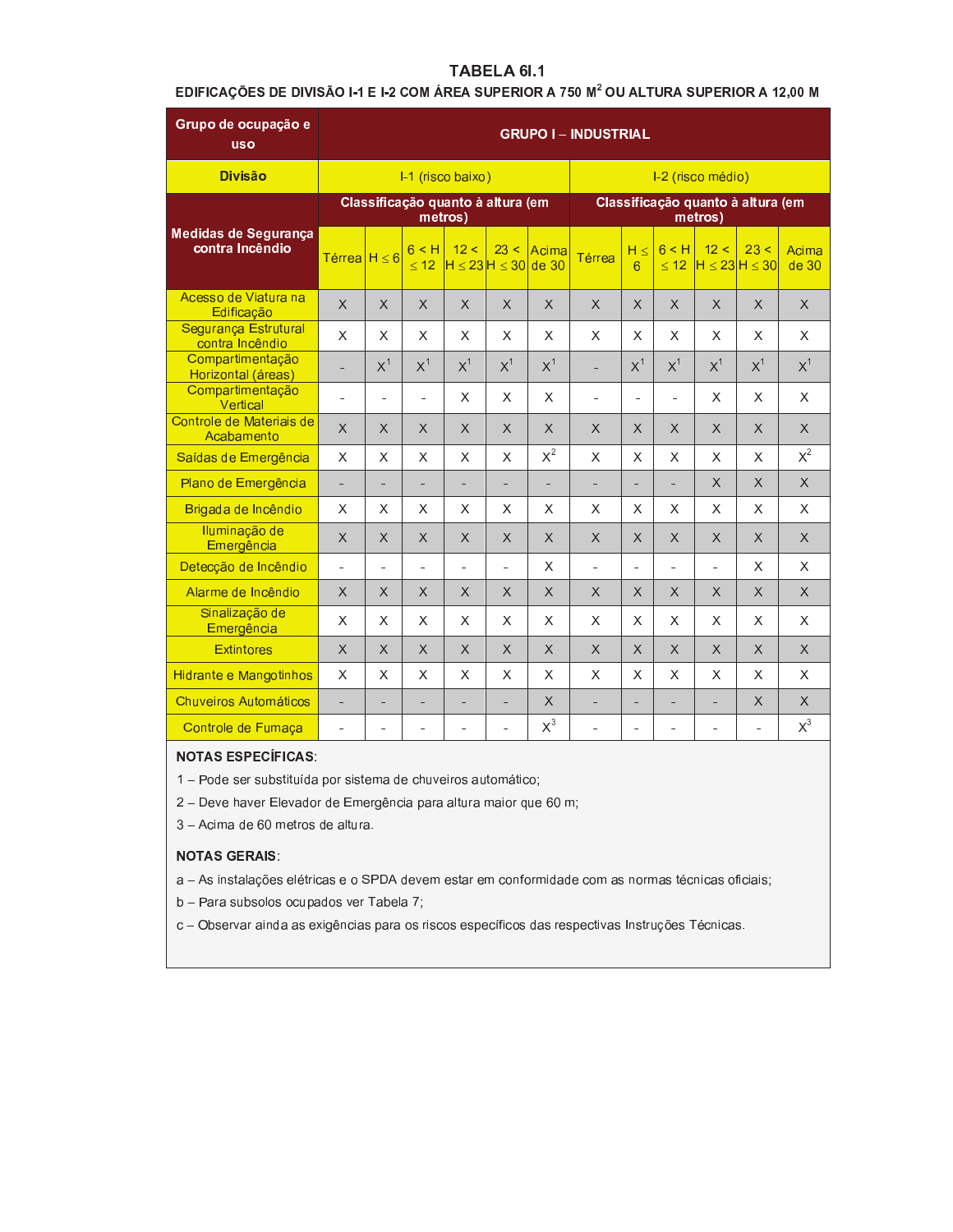## TABELA 6I.1

**EDIFICAÇÕES DE DIVISÃO I-1 E I-2 COM ÁREA SUPERIOR A 750 M² OU ALTURA SUPERIOR A 12,00 M**

| Grupo de ocupação e uso | GRUPO I – INDUSTRIAL | | | | | | | | | | | |
|---|---|---|---|---|---|---|---|---|---|---|---|---|
| **Divisão** | I-1 (risco baixo) | | | | | | I-2 (risco médio) | | | | | |
| **Medidas de Segurança contra Incêndio** | Classificação quanto à altura (em metros) | | | | | | Classificação quanto à altura (em metros) | | | | | |
| | Térrea | H ≤ 6 | 6 < H ≤ 12 | 12 < H ≤ 23 | 23 < H ≤ 30 | Acima de 30 | Térrea | H ≤ 6 | 6 < H ≤ 12 | 12 < H ≤ 23 | 23 < H ≤ 30 | Acima de 30 |
| Acesso de Viatura na Edificação | X | X | X | X | X | X | X | X | X | X | X | X |
| Segurança Estrutural contra Incêndio | X | X | X | X | X | X | X | X | X | X | X | X |
| Compartimentação Horizontal (áreas) | - | X[1] | X[1] | X[1] | X[1] | X[1] | - | X[1] | X[1] | X[1] | X[1] | X[1] |
| Compartimentação Vertical | - | - | - | X | X | X | - | - | - | X | X | X |
| Controle de Materiais de Acabamento | X | X | X | X | X | X | X | X | X | X | X | X |
| Saídas de Emergência | X | X | X | X | X | X[2] | X | X | X | X | X | X[2] |
| Plano de Emergência | - | - | - | - | - | - | - | - | - | X | X | X |
| Brigada de Incêndio | X | X | X | X | X | X | X | X | X | X | X | X |
| Iluminação de Emergência | X | X | X | X | X | X | X | X | X | X | X | X |
| Detecção de Incêndio | - | - | - | - | - | X | - | - | - | - | X | X |
| Alarme de Incêndio | X | X | X | X | X | X | X | X | X | X | X | X |
| Sinalização de Emergência | X | X | X | X | X | X | X | X | X | X | X | X |
| Extintores | X | X | X | X | X | X | X | X | X | X | X | X |
| Hidrante e Mangotinhos | X | X | X | X | X | X | X | X | X | X | X | X |
| Chuveiros Automáticos | - | - | - | - | - | X | - | - | - | - | X | X |
| Controle de Fumaça | - | - | - | - | - | X[3] | - | - | - | - | - | X[3] |

**NOTAS ESPECÍFICAS**:

1 – Pode ser substituída por sistema de chuveiros automático;

2 – Deve haver Elevador de Emergência para altura maior que 60 m;

3 – Acima de 60 metros de altura.

**NOTAS GERAIS**:

a – As instalações elétricas e o SPDA devem estar em conformidade com as normas técnicas oficiais;

b – Para subsolos ocupados ver Tabela 7;

c – Observar ainda as exigências para os riscos específicos das respectivas Instruções Técnicas.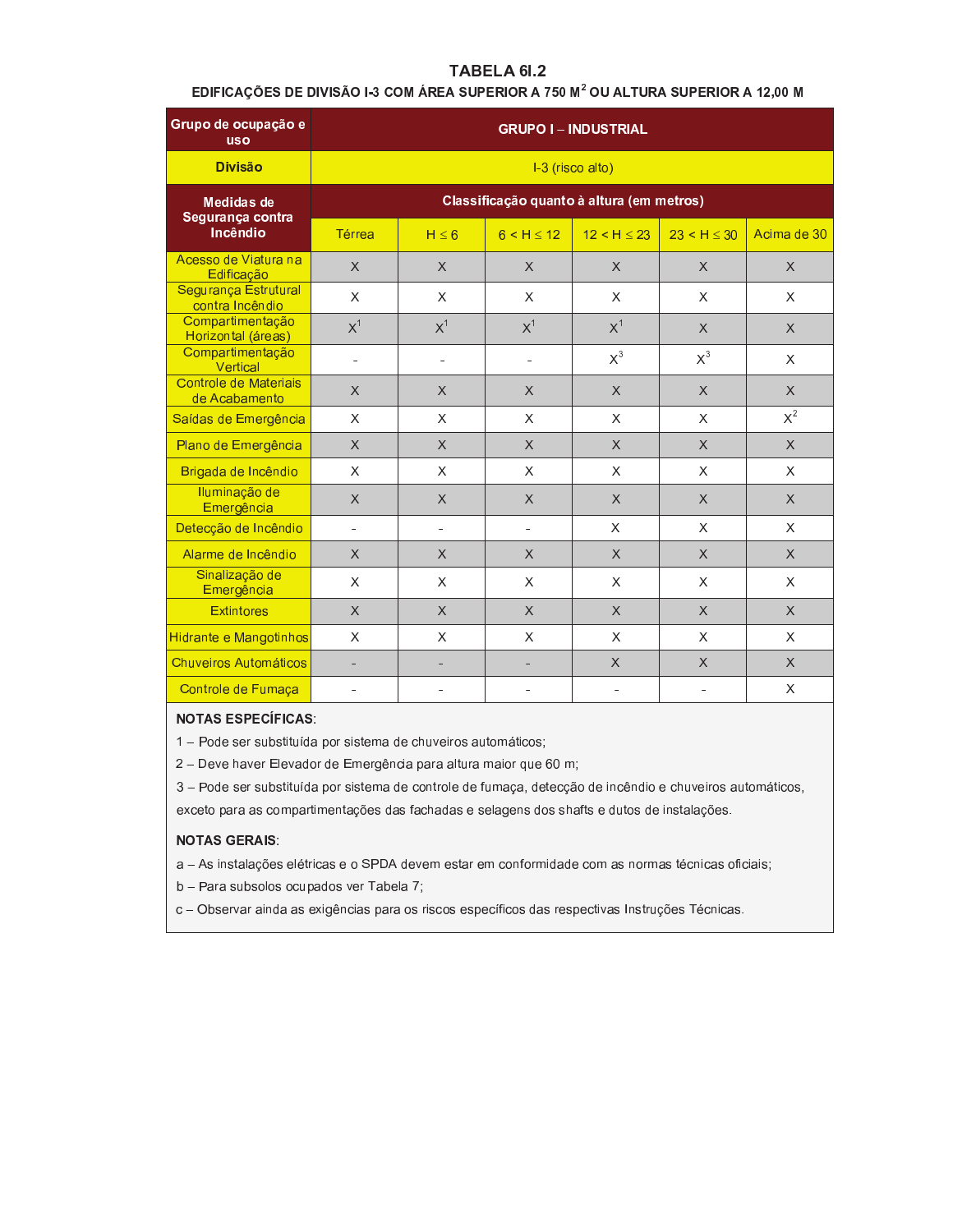## TABELA 6I.2

### EDIFICAÇÕES DE DIVISÃO I-3 COM ÁREA SUPERIOR A 750 M$^2$ OU ALTURA SUPERIOR A 12,00 M

| Grupo de ocupação e uso | GRUPO I – INDUSTRIAL | | | | | |
|---|---|---|---|---|---|---|
| **Divisão** | I-3 (risco alto) | | | | | |
| **Medidas de Segurança contra Incêndio** | **Classificação quanto à altura (em metros)** | | | | | |
| | Térrea | H ≤ 6 | 6 < H ≤ 12 | 12 < H ≤ 23 | 23 < H ≤ 30 | Acima de 30 |
| Acesso de Viatura na Edificação | X | X | X | X | X | X |
| Segurança Estrutural contra Incêndio | X | X | X | X | X | X |
| Compartimentação Horizontal (áreas) | X[1] | X[1] | X[1] | X[1] | X | X |
| Compartimentação Vertical | - | - | - | X[3] | X[3] | X |
| Controle de Materiais de Acabamento | X | X | X | X | X | X |
| Saídas de Emergência | X | X | X | X | X | X[2] |
| Plano de Emergência | X | X | X | X | X | X |
| Brigada de Incêndio | X | X | X | X | X | X |
| Iluminação de Emergência | X | X | X | X | X | X |
| Detecção de Incêndio | - | - | - | X | X | X |
| Alarme de Incêndio | X | X | X | X | X | X |
| Sinalização de Emergência | X | X | X | X | X | X |
| Extintores | X | X | X | X | X | X |
| Hidrante e Mangotinhos | X | X | X | X | X | X |
| Chuveiros Automáticos | - | - | - | X | X | X |
| Controle de Fumaça | - | - | - | - | - | X |

**NOTAS ESPECÍFICAS**:

1 – Pode ser substituída por sistema de chuveiros automáticos;

2 – Deve haver Elevador de Emergência para altura maior que 60 m;

3 – Pode ser substituída por sistema de controle de fumaça, detecção de incêndio e chuveiros automáticos, exceto para as compartimentações das fachadas e selagens dos shafts e dutos de instalações.

**NOTAS GERAIS**:

a – As instalações elétricas e o SPDA devem estar em conformidade com as normas técnicas oficiais;

b – Para subsolos ocupados ver Tabela 7;

c – Observar ainda as exigências para os riscos específicos das respectivas Instruções Técnicas.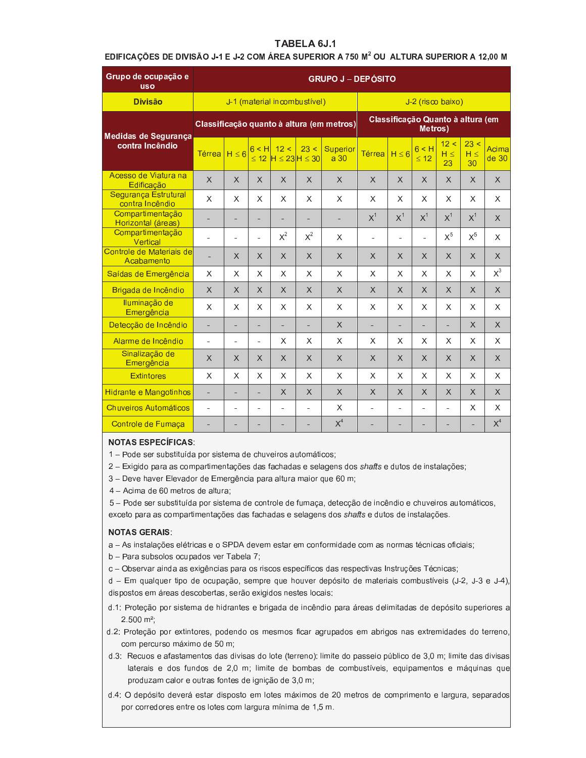# TABELA 6J.1

**EDIFICAÇÕES DE DIVISÃO J-1 E J-2 COM ÁREA SUPERIOR A 750 M² OU ALTURA SUPERIOR A 12,00 M**

| Grupo de ocupação e uso | GRUPO J – DEPÓSITO | | | | | | | | | | | |
|---|---|---|---|---|---|---|---|---|---|---|---|---|
| **Divisão** | J-1 (material incombustível) | | | | | | J-2 (risco baixo) | | | | | |
| **Medidas de Segurança contra Incêndio** | **Classificação quanto à altura (em metros)** | | | | | | **Classificação Quanto à altura (em Metros)** | | | | | |
| | Térrea | H ≤ 6 | 6 < H ≤ 12 | 12 < H ≤ 23 | 23 < H ≤ 30 | Superior a 30 | Térrea | H ≤ 6 | 6 < H ≤ 12 | 12 < H ≤ 23 | 23 < H ≤ 30 | Acima de 30 |
| Acesso de Viatura na Edificação | X | X | X | X | X | X | X | X | X | X | X | X |
| Segurança Estrutural contra Incêndio | X | X | X | X | X | X | X | X | X | X | X | X |
| Compartimentação Horizontal (áreas) | - | - | - | - | - | - | X[1] | X[1] | X[1] | X[1] | X[1] | X |
| Compartimentação Vertical | - | - | - | X[2] | X[2] | X | - | - | - | X[5] | X[5] | X |
| Controle de Materiais de Acabamento | - | X | X | X | X | X | X | X | X | X | X | X |
| Saídas de Emergência | X | X | X | X | X | X | X | X | X | X | X | X[3] |
| Brigada de Incêndio | X | X | X | X | X | X | X | X | X | X | X | X |
| Iluminação de Emergência | X | X | X | X | X | X | X | X | X | X | X | X |
| Detecção de Incêndio | - | - | - | - | - | X | - | - | - | - | X | X |
| Alarme de Incêndio | - | - | - | X | X | X | X | X | X | X | X | X |
| Sinalização de Emergência | X | X | X | X | X | X | X | X | X | X | X | X |
| Extintores | X | X | X | X | X | X | X | X | X | X | X | X |
| Hidrante e Mangotinhos | - | - | - | X | X | X | X | X | X | X | X | X |
| Chuveiros Automáticos | - | - | - | - | - | X | - | - | - | - | X | X |
| Controle de Fumaça | - | - | - | - | - | X[4] | - | - | - | - | - | X[4] |

**NOTAS ESPECÍFICAS**:

1 – Pode ser substituída por sistema de chuveiros automáticos;

2 – Exigido para as compartimentações das fachadas e selagens dos *shafts* e dutos de instalações;

3 – Deve haver Elevador de Emergência para altura maior que 60 m;

4 – Acima de 60 metros de altura;

5 – Pode ser substituída por sistema de controle de fumaça, detecção de incêndio e chuveiros automáticos, exceto para as compartimentações das fachadas e selagens dos *shafts* e dutos de instalações.

**NOTAS GERAIS**:

a – As instalações elétricas e o SPDA devem estar em conformidade com as normas técnicas oficiais;

b – Para subsolos ocupados ver Tabela 7;

c – Observar ainda as exigências para os riscos específicos das respectivas Instruções Técnicas;

d – Em qualquer tipo de ocupação, sempre que houver depósito de materiais combustíveis (J-2, J-3 e J-4), dispostos em áreas descobertas, serão exigidos nestes locais:

d.1: Proteção por sistema de hidrantes e brigada de incêndio para áreas delimitadas de depósito superiores a 2.500 m²;

d.2: Proteção por extintores, podendo os mesmos ficar agrupados em abrigos nas extremidades do terreno, com percurso máximo de 50 m;

d.3: Recuos e afastamentos das divisas do lote (terreno): limite do passeio público de 3,0 m; limite das divisas laterais e dos fundos de 2,0 m; limite de bombas de combustíveis, equipamentos e máquinas que produzam calor e outras fontes de ignição de 3,0 m;

d.4: O depósito deverá estar disposto em lotes máximos de 20 metros de comprimento e largura, separados por corredores entre os lotes com largura mínima de 1,5 m.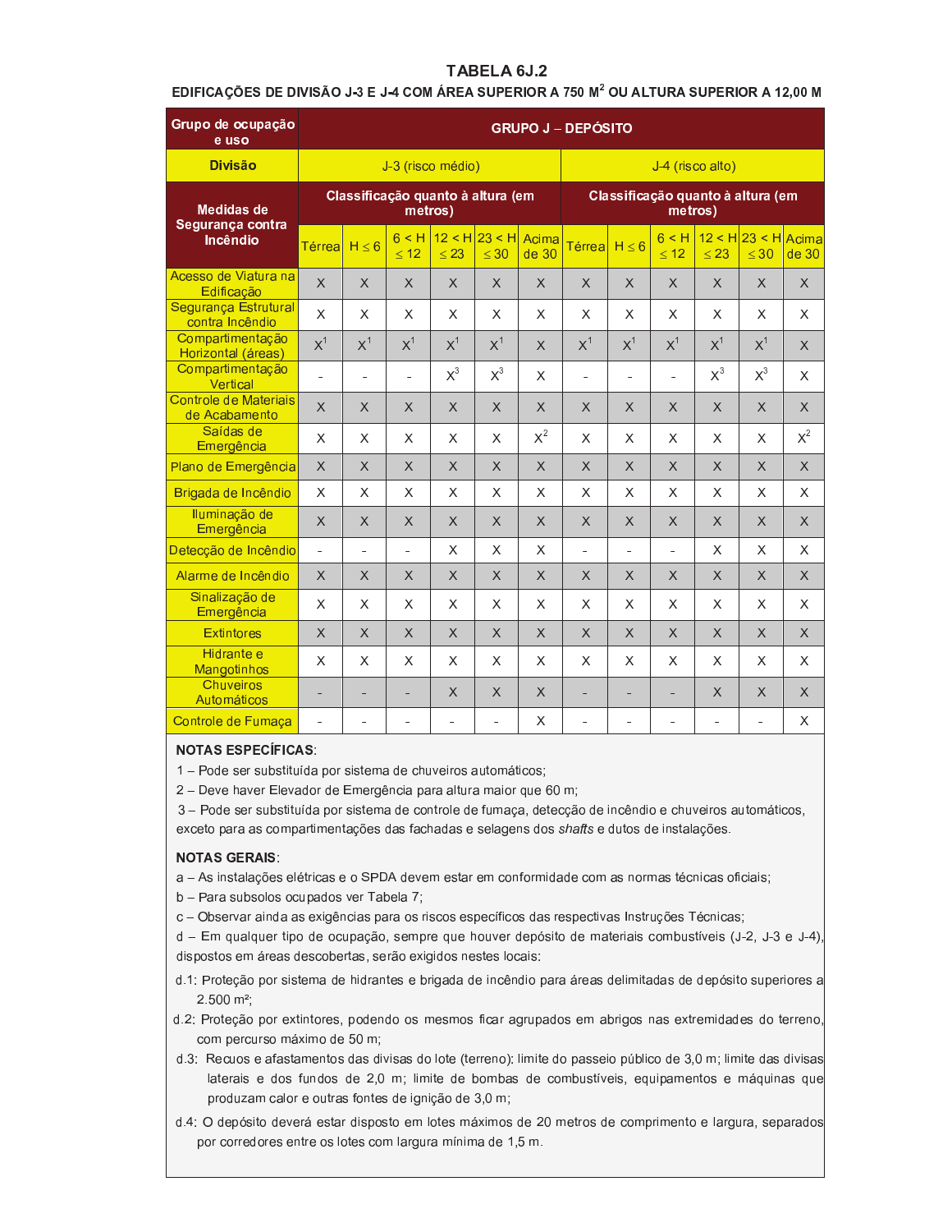## TABELA 6J.2

**EDIFICAÇÕES DE DIVISÃO J-3 E J-4 COM ÁREA SUPERIOR A 750 M² OU ALTURA SUPERIOR A 12,00 M**

| Grupo de ocupação e uso | GRUPO J – DEPÓSITO | | | | | | | | | | | |
|---|---|---|---|---|---|---|---|---|---|---|---|---|
| **Divisão** | J-3 (risco médio) | | | | | | J-4 (risco alto) | | | | | |
| **Medidas de Segurança contra Incêndio** | **Classificação quanto à altura (em metros)** | | | | | | **Classificação quanto à altura (em metros)** | | | | | |
| | Térrea | H ≤ 6 | 6 < H ≤ 12 | 12 < H ≤ 23 | 23 < H ≤ 30 | Acima de 30 | Térrea | H ≤ 6 | 6 < H ≤ 12 | 12 < H ≤ 23 | 23 < H ≤ 30 | Acima de 30 |
| Acesso de Viatura na Edificação | X | X | X | X | X | X | X | X | X | X | X | X |
| Segurança Estrutural contra Incêndio | X | X | X | X | X | X | X | X | X | X | X | X |
| Compartimentação Horizontal (áreas) | X¹ | X¹ | X¹ | X¹ | X¹ | X | X¹ | X¹ | X¹ | X¹ | X¹ | X |
| Compartimentação Vertical | - | - | - | X³ | X³ | X | - | - | - | X³ | X³ | X |
| Controle de Materiais de Acabamento | X | X | X | X | X | X | X | X | X | X | X | X |
| Saídas de Emergência | X | X | X | X | X | X² | X | X | X | X | X | X² |
| Plano de Emergência | X | X | X | X | X | X | X | X | X | X | X | X |
| Brigada de Incêndio | X | X | X | X | X | X | X | X | X | X | X | X |
| Iluminação de Emergência | X | X | X | X | X | X | X | X | X | X | X | X |
| Detecção de Incêndio | - | - | - | X | X | X | - | - | - | X | X | X |
| Alarme de Incêndio | X | X | X | X | X | X | X | X | X | X | X | X |
| Sinalização de Emergência | X | X | X | X | X | X | X | X | X | X | X | X |
| Extintores | X | X | X | X | X | X | X | X | X | X | X | X |
| Hidrante e Mangotinhos | X | X | X | X | X | X | X | X | X | X | X | X |
| Chuveiros Automáticos | - | - | - | X | X | X | - | - | - | X | X | X |
| Controle de Fumaça | - | - | - | - | - | X | - | - | - | - | - | X |

**NOTAS ESPECÍFICAS**:

1 – Pode ser substituída por sistema de chuveiros automáticos;

2 – Deve haver Elevador de Emergência para altura maior que 60 m;

3 – Pode ser substituída por sistema de controle de fumaça, detecção de incêndio e chuveiros automáticos, exceto para as compartimentações das fachadas e selagens dos *shafts* e dutos de instalações.

**NOTAS GERAIS**:

a – As instalações elétricas e o SPDA devem estar em conformidade com as normas técnicas oficiais;

b – Para subsolos ocupados ver Tabela 7;

c – Observar ainda as exigências para os riscos específicos das respectivas Instruções Técnicas;

d – Em qualquer tipo de ocupação, sempre que houver depósito de materiais combustíveis (J-2, J-3 e J-4), dispostos em áreas descobertas, serão exigidos nestes locais:

d.1: Proteção por sistema de hidrantes e brigada de incêndio para áreas delimitadas de depósito superiores a 2.500 m²;

d.2: Proteção por extintores, podendo os mesmos ficar agrupados em abrigos nas extremidades do terreno, com percurso máximo de 50 m;

d.3: Recuos e afastamentos das divisas do lote (terreno): limite do passeio público de 3,0 m; limite das divisas laterais e dos fundos de 2,0 m; limite de bombas de combustíveis, equipamentos e máquinas que produzam calor e outras fontes de ignição de 3,0 m;

d.4: O depósito deverá estar disposto em lotes máximos de 20 metros de comprimento e largura, separados por corredores entre os lotes com largura mínima de 1,5 m.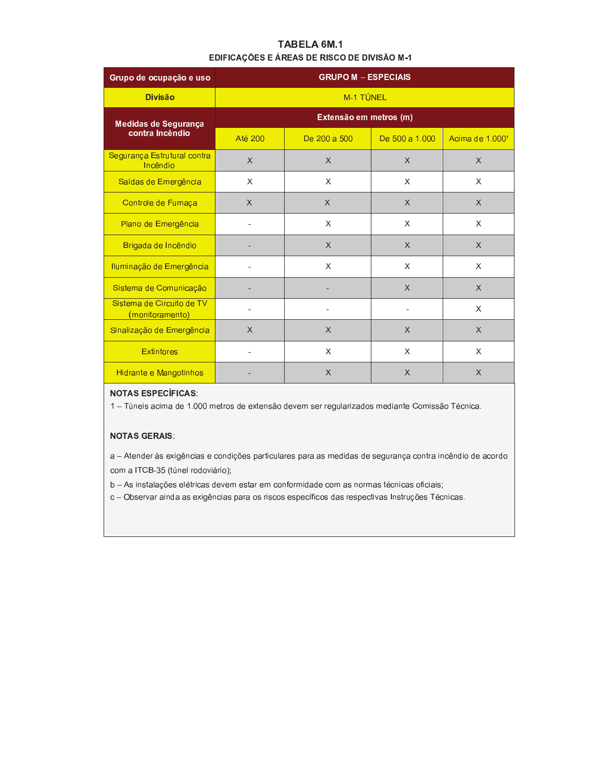## TABELA 6M.1

### EDIFICAÇÕES E ÁREAS DE RISCO DE DIVISÃO M-1

| Grupo de ocupação e uso | GRUPO M – ESPECIAIS | | | |
|---|---|---|---|---|
| **Divisão** | M-1 TÚNEL | | | |
| **Medidas de Segurança contra Incêndio** | **Extensão em metros (m)** | | | |
| | Até 200 | De 200 a 500 | De 500 a 1.000 | Acima de 1.000[1] |
| Segurança Estrutural contra Incêndio | X | X | X | X |
| Saídas de Emergência | X | X | X | X |
| Controle de Fumaça | X | X | X | X |
| Plano de Emergência | - | X | X | X |
| Brigada de Incêndio | - | X | X | X |
| Iluminação de Emergência | - | X | X | X |
| Sistema de Comunicação | - | - | X | X |
| Sistema de Circuito de TV (monitoramento) | - | - | - | X |
| Sinalização de Emergência | X | X | X | X |
| Extintores | - | X | X | X |
| Hidrante e Mangotinhos | - | X | X | X |

**NOTAS ESPECÍFICAS**:

1 – Túneis acima de 1.000 metros de extensão devem ser regularizados mediante Comissão Técnica.

**NOTAS GERAIS**:

a – Atender às exigências e condições particulares para as medidas de segurança contra incêndio de acordo com a ITCB-35 (túnel rodoviário);

b – As instalações elétricas devem estar em conformidade com as normas técnicas oficiais;

c – Observar ainda as exigências para os riscos específicos das respectivas Instruções Técnicas.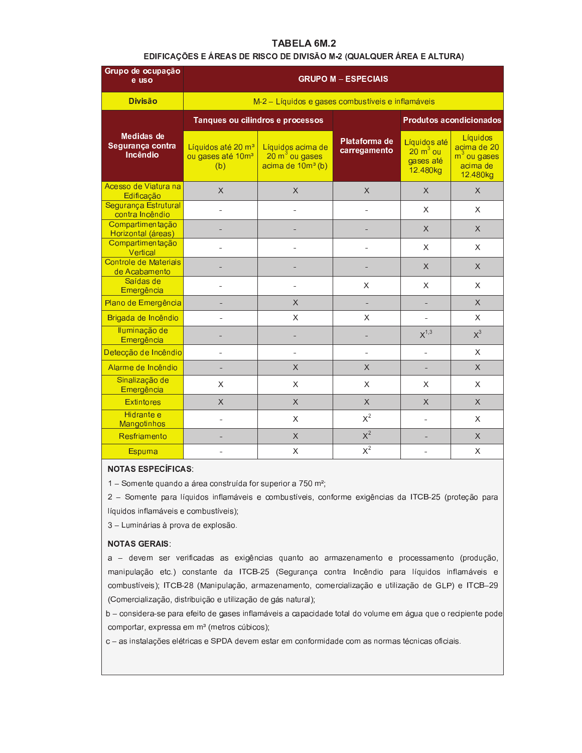## TABELA 6M.2

### EDIFICAÇÕES E ÁREAS DE RISCO DE DIVISÃO M-2 (QUALQUER ÁREA E ALTURA)

| Grupo de ocupação e uso | GRUPO M – ESPECIAIS | | | | |
|---|---|---|---|---|---|
| **Divisão** | M-2 – Líquidos e gases combustíveis e inflamáveis | | | | |
| **Medidas de Segurança contra Incêndio** | **Tanques ou cilindros e processos** | | **Plataforma de carregamento** | **Produtos acondicionados** | |
| | Líquidos até 20 m³ ou gases até 10m³ (b) | Líquidos acima de 20 m³ ou gases acima de 10m³ (b) | | Líquidos até 20 m³ ou gases até 12.480kg | Líquidos acima de 20 m³ ou gases acima de 12.480kg |
| Acesso de Viatura na Edificação | X | X | X | X | X |
| Segurança Estrutural contra Incêndio | - | - | - | X | X |
| Compartimentação Horizontal (áreas) | - | - | - | X | X |
| Compartimentação Vertical | - | - | - | X | X |
| Controle de Materiais de Acabamento | - | - | - | X | X |
| Saídas de Emergência | - | - | X | X | X |
| Plano de Emergência | - | X | - | - | X |
| Brigada de Incêndio | - | X | X | - | X |
| Iluminação de Emergência | - | - | - | X[1,3] | X[3] |
| Detecção de Incêndio | - | - | - | - | X |
| Alarme de Incêndio | - | X | X | - | X |
| Sinalização de Emergência | X | X | X | X | X |
| Extintores | X | X | X | X | X |
| Hidrante e Mangotinhos | - | X | X[2] | - | X |
| Resfriamento | - | X | X[2] | - | X |
| Espuma | - | X | X[2] | - | X |

**NOTAS ESPECÍFICAS**:

1 – Somente quando a área construída for superior a 750 m²;

2 – Somente para líquidos inflamáveis e combustíveis, conforme exigências da ITCB-25 (proteção para líquidos inflamáveis e combustíveis);

3 – Luminárias à prova de explosão.

**NOTAS GERAIS**:

a – devem ser verificadas as exigências quanto ao armazenamento e processamento (produção, manipulação etc.) constante da ITCB-25 (Segurança contra Incêndio para líquidos inflamáveis e combustíveis); ITCB-28 (Manipulação, armazenamento, comercialização e utilização de GLP) e ITCB–29 (Comercialização, distribuição e utilização de gás natural);

b – considera-se para efeito de gases inflamáveis a capacidade total do volume em água que o recipiente pode comportar, expressa em m³ (metros cúbicos);

c – as instalações elétricas e SPDA devem estar em conformidade com as normas técnicas oficiais.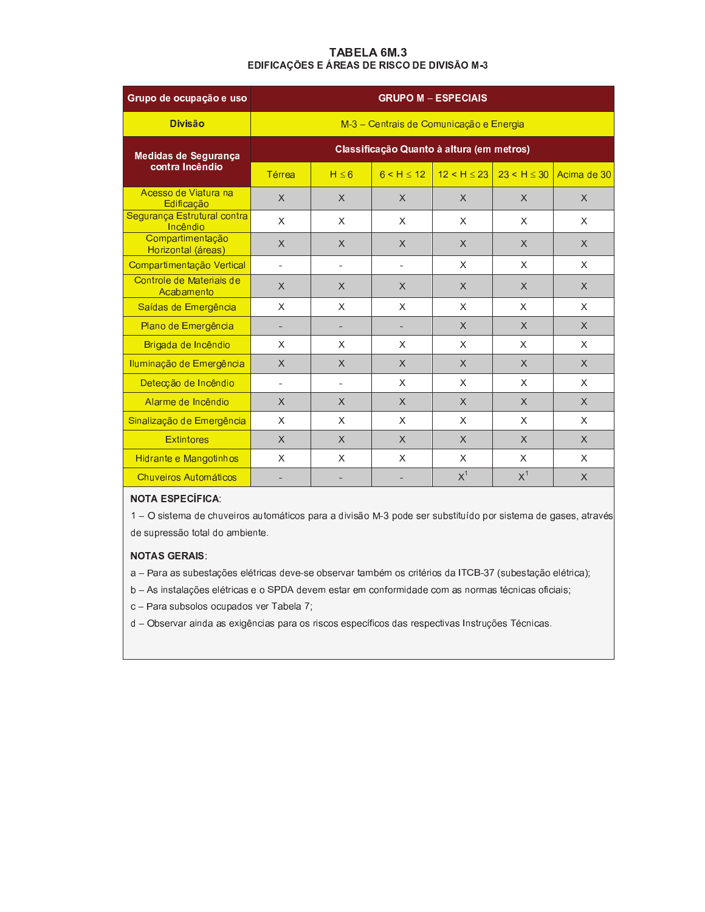# TABELA 6M.3

## EDIFICAÇÕES E ÁREAS DE RISCO DE DIVISÃO M-3

| Grupo de ocupação e uso | GRUPO M – ESPECIAIS | | | | | |
|---|---|---|---|---|---|---|
| **Divisão** | M-3 – Centrais de Comunicação e Energia | | | | | |
| **Medidas de Segurança contra Incêndio** | **Classificação Quanto à altura (em metros)** | | | | | |
| | Térrea | H ≤ 6 | 6 < H ≤ 12 | 12 < H ≤ 23 | 23 < H ≤ 30 | Acima de 30 |
| Acesso de Viatura na Edificação | X | X | X | X | X | X |
| Segurança Estrutural contra Incêndio | X | X | X | X | X | X |
| Compartimentação Horizontal (áreas) | X | X | X | X | X | X |
| Compartimentação Vertical | - | - | - | X | X | X |
| Controle de Materiais de Acabamento | X | X | X | X | X | X |
| Saídas de Emergência | X | X | X | X | X | X |
| Plano de Emergência | - | - | - | X | X | X |
| Brigada de Incêndio | X | X | X | X | X | X |
| Iluminação de Emergência | X | X | X | X | X | X |
| Detecção de Incêndio | - | - | X | X | X | X |
| Alarme de Incêndio | X | X | X | X | X | X |
| Sinalização de Emergência | X | X | X | X | X | X |
| Extintores | X | X | X | X | X | X |
| Hidrante e Mangotinhos | X | X | X | X | X | X |
| Chuveiros Automáticos | - | - | - | X[1] | X[1] | X |

**NOTA ESPECÍFICA**:

1 – O sistema de chuveiros automáticos para a divisão M-3 pode ser substituído por sistema de gases, através de supressão total do ambiente.

**NOTAS GERAIS**:

a – Para as subestações elétricas deve-se observar também os critérios da ITCB-37 (subestação elétrica);

b – As instalações elétricas e o SPDA devem estar em conformidade com as normas técnicas oficiais;

c – Para subsolos ocupados ver Tabela 7;

d – Observar ainda as exigências para os riscos específicos das respectivas Instruções Técnicas.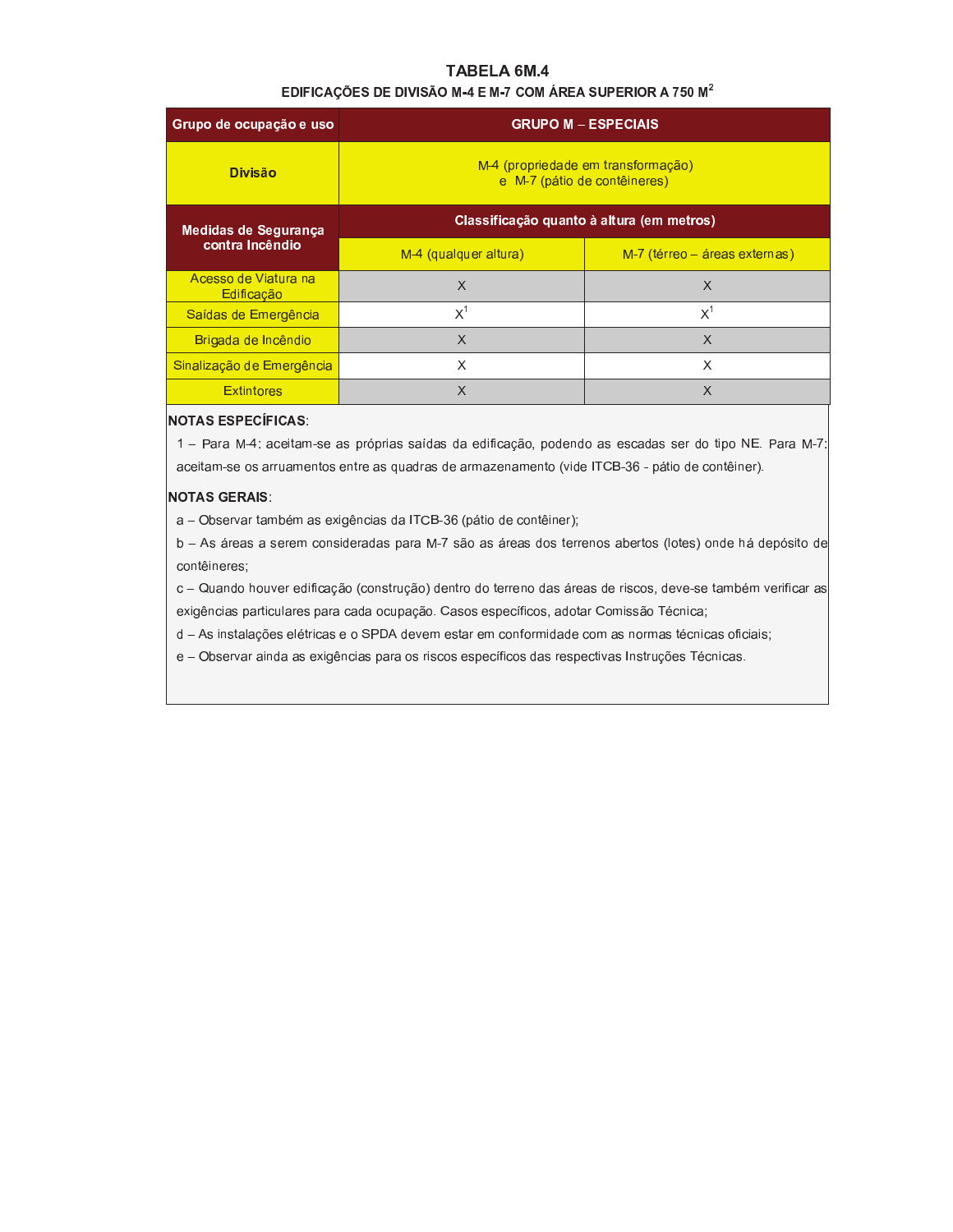# TABELA 6M.4

## EDIFICAÇÕES DE DIVISÃO M-4 E M-7 COM ÁREA SUPERIOR A 750 $M^2$

| Grupo de ocupação e uso | GRUPO M – ESPECIAIS | |
|---|---|---|
| **Divisão** | M-4 (propriedade em transformação) e M-7 (pátio de contêineres) | |
| **Medidas de Segurança contra Incêndio** | **Classificação quanto à altura (em metros)** | |
| | M-4 (qualquer altura) | M-7 (térreo – áreas externas) |
| Acesso de Viatura na Edificação | X | X |
| Saídas de Emergência | X[1] | X[1] |
| Brigada de Incêndio | X | X |
| Sinalização de Emergência | X | X |
| Extintores | X | X |

**NOTAS ESPECÍFICAS**:

1 – Para M-4: aceitam-se as próprias saídas da edificação, podendo as escadas ser do tipo NE. Para M-7: aceitam-se os arruamentos entre as quadras de armazenamento (vide ITCB-36 - pátio de contêiner).

**NOTAS GERAIS**:

a – Observar também as exigências da ITCB-36 (pátio de contêiner);

b – As áreas a serem consideradas para M-7 são as áreas dos terrenos abertos (lotes) onde há depósito de contêineres;

c – Quando houver edificação (construção) dentro do terreno das áreas de riscos, deve-se também verificar as exigências particulares para cada ocupação. Casos específicos, adotar Comissão Técnica;

d – As instalações elétricas e o SPDA devem estar em conformidade com as normas técnicas oficiais;

e – Observar ainda as exigências para os riscos específicos das respectivas Instruções Técnicas.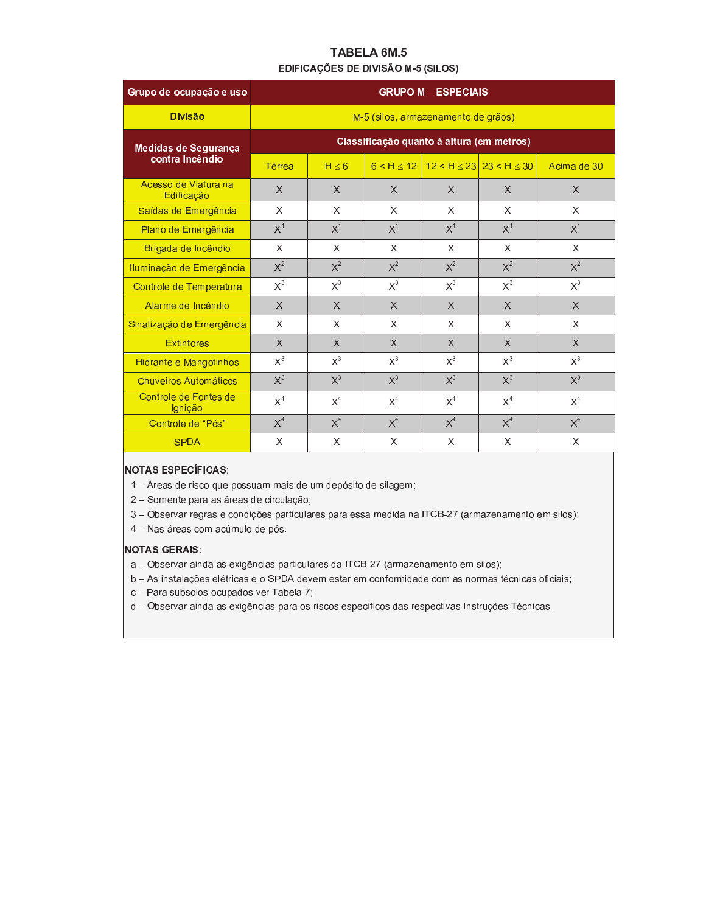## TABELA 6M.5

### EDIFICAÇÕES DE DIVISÃO M-5 (SILOS)

| Grupo de ocupação e uso | GRUPO M – ESPECIAIS | | | | | |
|---|---|---|---|---|---|---|
| **Divisão** | M-5 (silos, armazenamento de grãos) | | | | | |
| **Medidas de Segurança contra Incêndio** | **Classificação quanto à altura (em metros)** | | | | | |
| | Térrea | H ≤ 6 | 6 < H ≤ 12 | 12 < H ≤ 23 | 23 < H ≤ 30 | Acima de 30 |
| Acesso de Viatura na Edificação | X | X | X | X | X | X |
| Saídas de Emergência | X | X | X | X | X | X |
| Plano de Emergência | X[1] | X[1] | X[1] | X[1] | X[1] | X[1] |
| Brigada de Incêndio | X | X | X | X | X | X |
| Iluminação de Emergência | X[2] | X[2] | X[2] | X[2] | X[2] | X[2] |
| Controle de Temperatura | X[3] | X[3] | X[3] | X[3] | X[3] | X[3] |
| Alarme de Incêndio | X | X | X | X | X | X |
| Sinalização de Emergência | X | X | X | X | X | X |
| Extintores | X | X | X | X | X | X |
| Hidrante e Mangotinhos | X[3] | X[3] | X[3] | X[3] | X[3] | X[3] |
| Chuveiros Automáticos | X[3] | X[3] | X[3] | X[3] | X[3] | X[3] |
| Controle de Fontes de Ignição | X[4] | X[4] | X[4] | X[4] | X[4] | X[4] |
| Controle de "Pós" | X[4] | X[4] | X[4] | X[4] | X[4] | X[4] |
| SPDA | X | X | X | X | X | X |

**NOTAS ESPECÍFICAS**:

1 – Áreas de risco que possuam mais de um depósito de silagem;
2 – Somente para as áreas de circulação;
3 – Observar regras e condições particulares para essa medida na ITCB-27 (armazenamento em silos);
4 – Nas áreas com acúmulo de pós.

**NOTAS GERAIS**:

a – Observar ainda as exigências particulares da ITCB-27 (armazenamento em silos);
b – As instalações elétricas e o SPDA devem estar em conformidade com as normas técnicas oficiais;
c – Para subsolos ocupados ver Tabela 7;
d – Observar ainda as exigências para os riscos específicos das respectivas Instruções Técnicas.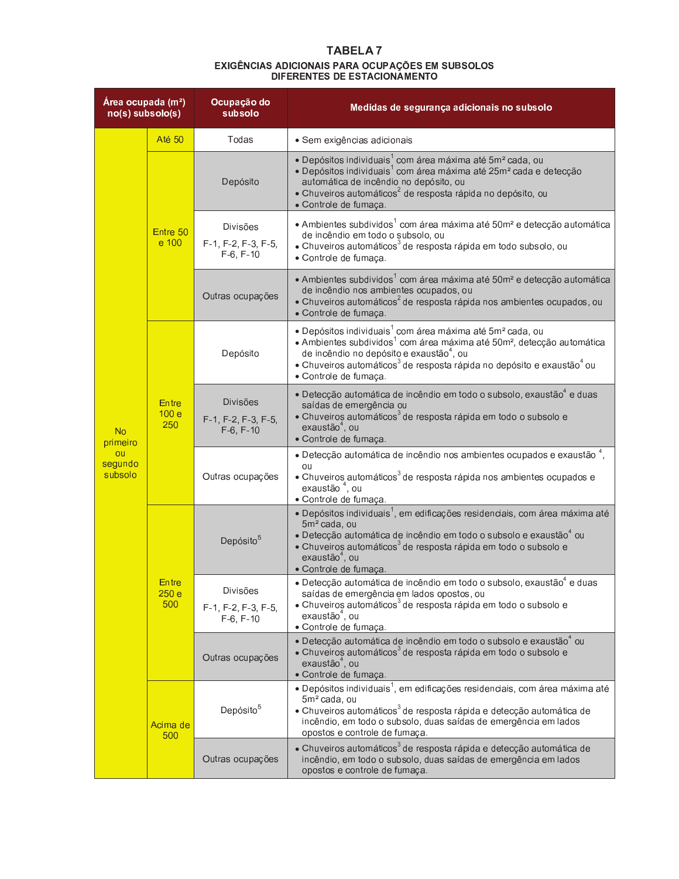## TABELA 7

### EXIGÊNCIAS ADICIONAIS PARA OCUPAÇÕES EM SUBSOLOS DIFERENTES DE ESTACIONAMENTO

| Área ocupada (m²) no(s) subsolo(s) | | Ocupação do subsolo | Medidas de segurança adicionais no subsolo |
|---|---|---|---|
| No primeiro ou segundo subsolo | Até 50 | Todas | • Sem exigências adicionais |
| | Entre 50 e 100 | Depósito | • Depósitos individuais[1] com área máxima até 5m² cada, ou<br>• Depósitos individuais[1] com área máxima até 25m² cada e detecção automática de incêndio no depósito, ou<br>• Chuveiros automáticos[2] de resposta rápida no depósito, ou<br>• Controle de fumaça. |
| | | Divisões F-1, F-2, F-3, F-5, F-6, F-10 | • Ambientes subdivididos[1] com área máxima até 50m² e detecção automática de incêndio em todo o subsolo, ou<br>• Chuveiros automáticos[3] de resposta rápida em todo subsolo, ou<br>• Controle de fumaça. |
| | | Outras ocupações | • Ambientes subdivididos[1] com área máxima até 50m² e detecção automática de incêndio nos ambientes ocupados, ou<br>• Chuveiros automáticos[2] de resposta rápida nos ambientes ocupados, ou<br>• Controle de fumaça. |
| | Entre 100 e 250 | Depósito | • Depósitos individuais[1] com área máxima até 5m² cada, ou<br>• Ambientes subdivididos[1] com área máxima até 50m², detecção automática de incêndio no depósito e exaustão[4], ou<br>• Chuveiros automáticos[3] de resposta rápida no depósito e exaustão[4] ou<br>• Controle de fumaça. |
| | | Divisões F-1, F-2, F-3, F-5, F-6, F-10 | • Detecção automática de incêndio em todo o subsolo, exaustão[4] e duas saídas de emergência ou<br>• Chuveiros automáticos[3] de resposta rápida em todo o subsolo e exaustão[4], ou<br>• Controle de fumaça. |
| | | Outras ocupações | • Detecção automática de incêndio nos ambientes ocupados e exaustão [4], ou<br>• Chuveiros automáticos[3] de resposta rápida nos ambientes ocupados e exaustão [4], ou<br>• Controle de fumaça. |
| | Entre 250 e 500 | Depósito[5] | • Depósitos individuais[1], em edificações residenciais, com área máxima até 5m² cada, ou<br>• Detecção automática de incêndio em todo o subsolo e exaustão[4] ou<br>• Chuveiros automáticos[3] de resposta rápida em todo o subsolo e exaustão[4], ou<br>• Controle de fumaça. |
| | | Divisões F-1, F-2, F-3, F-5, F-6, F-10 | • Detecção automática de incêndio em todo o subsolo, exaustão[4] e duas saídas de emergência em lados opostos, ou<br>• Chuveiros automáticos[3] de resposta rápida em todo o subsolo e exaustão[4], ou<br>• Controle de fumaça. |
| | | Outras ocupações | • Detecção automática de incêndio em todo o subsolo e exaustão[4] ou<br>• Chuveiros automáticos[3] de resposta rápida em todo o subsolo e exaustão[4], ou<br>• Controle de fumaça. |
| | Acima de 500 | Depósito[5] | • Depósitos individuais[1], em edificações residenciais, com área máxima até 5m² cada, ou<br>• Chuveiros automáticos[3] de resposta rápida e detecção automática de incêndio, em todo o subsolo, duas saídas de emergência em lados opostos e controle de fumaça. |
| | | Outras ocupações | • Chuveiros automáticos[3] de resposta rápida e detecção automática de incêndio, em todo o subsolo, duas saídas de emergência em lados opostos e controle de fumaça. |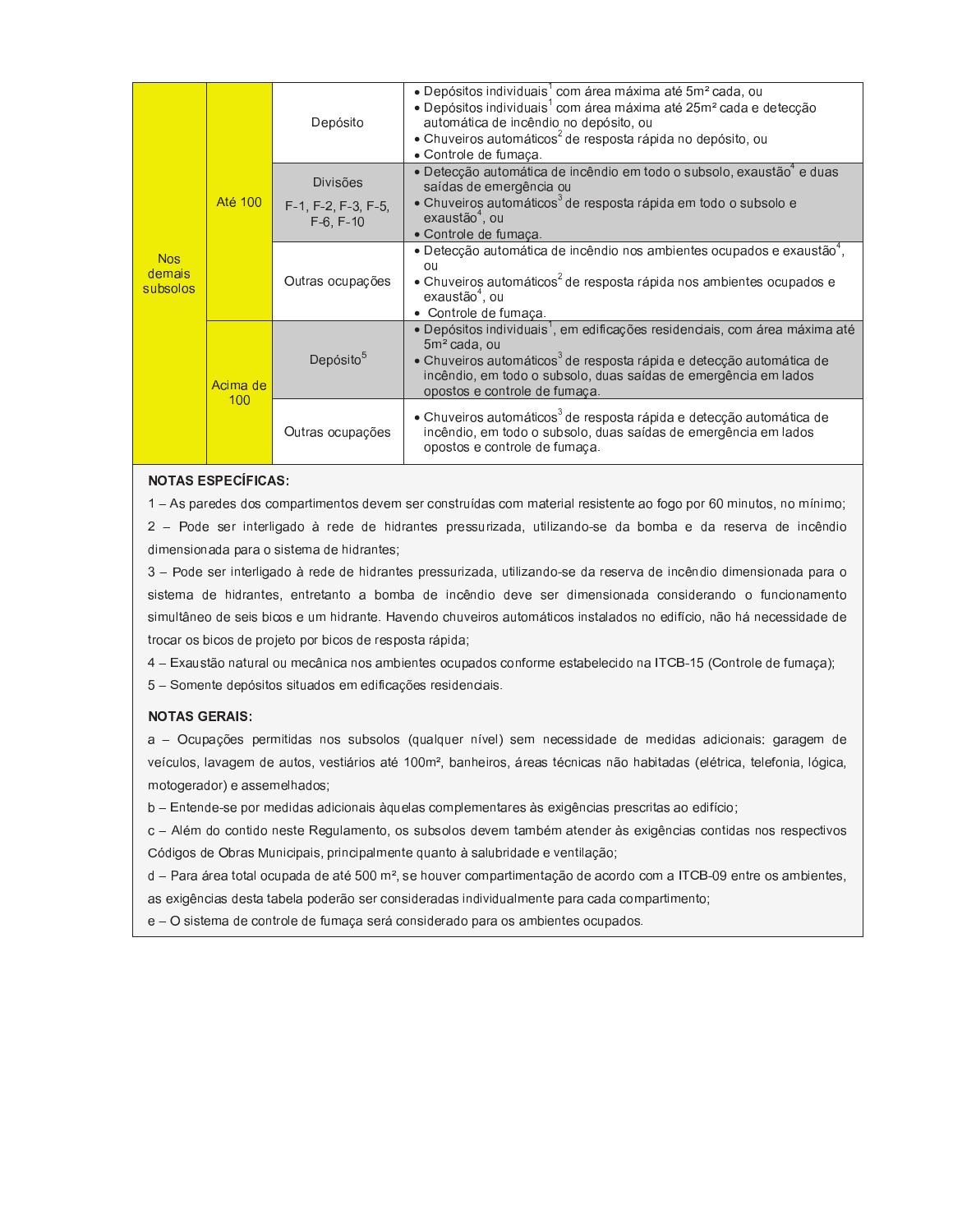| | | | |
|---|---|---|---|
| Nos demais subsolos | Até 100 | Depósito | • Depósitos individuais[1] com área máxima até 5m² cada, ou<br>• Depósitos individuais[1] com área máxima até 25m² cada e detecção automática de incêndio no depósito, ou<br>• Chuveiros automáticos[2] de resposta rápida no depósito, ou<br>• Controle de fumaça. |
| | | Divisões F-1, F-2, F-3, F-5, F-6, F-10 | • Detecção automática de incêndio em todo o subsolo, exaustão[4] e duas saídas de emergência ou<br>• Chuveiros automáticos[3] de resposta rápida em todo o subsolo e exaustão[4], ou<br>• Controle de fumaça. |
| | | Outras ocupações | • Detecção automática de incêndio nos ambientes ocupados e exaustão[4], ou<br>• Chuveiros automáticos[2] de resposta rápida nos ambientes ocupados e exaustão[4], ou<br>• Controle de fumaça. |
| | Acima de 100 | Depósito[5] | • Depósitos individuais[1], em edificações residenciais, com área máxima até 5m² cada, ou<br>• Chuveiros automáticos[3] de resposta rápida e detecção automática de incêndio, em todo o subsolo, duas saídas de emergência em lados opostos e controle de fumaça. |
| | | Outras ocupações | • Chuveiros automáticos[3] de resposta rápida e detecção automática de incêndio, em todo o subsolo, duas saídas de emergência em lados opostos e controle de fumaça. |

**NOTAS ESPECÍFICAS:**

1 – As paredes dos compartimentos devem ser construídas com material resistente ao fogo por 60 minutos, no mínimo;

2 – Pode ser interligado à rede de hidrantes pressurizada, utilizando-se da bomba e da reserva de incêndio dimensionada para o sistema de hidrantes;

3 – Pode ser interligado à rede de hidrantes pressurizada, utilizando-se da reserva de incêndio dimensionada para o sistema de hidrantes, entretanto a bomba de incêndio deve ser dimensionada considerando o funcionamento simultâneo de seis bicos e um hidrante. Havendo chuveiros automáticos instalados no edifício, não há necessidade de trocar os bicos de projeto por bicos de resposta rápida;

4 – Exaustão natural ou mecânica nos ambientes ocupados conforme estabelecido na ITCB-15 (Controle de fumaça);

5 – Somente depósitos situados em edificações residenciais.

**NOTAS GERAIS:**

a – Ocupações permitidas nos subsolos (qualquer nível) sem necessidade de medidas adicionais: garagem de veículos, lavagem de autos, vestiários até 100m², banheiros, áreas técnicas não habitadas (elétrica, telefonia, lógica, motogerador) e assemelhados;

b – Entende-se por medidas adicionais àquelas complementares às exigências prescritas ao edifício;

c – Além do contido neste Regulamento, os subsolos devem também atender às exigências contidas nos respectivos Códigos de Obras Municipais, principalmente quanto à salubridade e ventilação;

d – Para área total ocupada de até 500 m², se houver compartimentação de acordo com a ITCB-09 entre os ambientes, as exigências desta tabela poderão ser consideradas individualmente para cada compartimento;

e – O sistema de controle de fumaça será considerado para os ambientes ocupados.